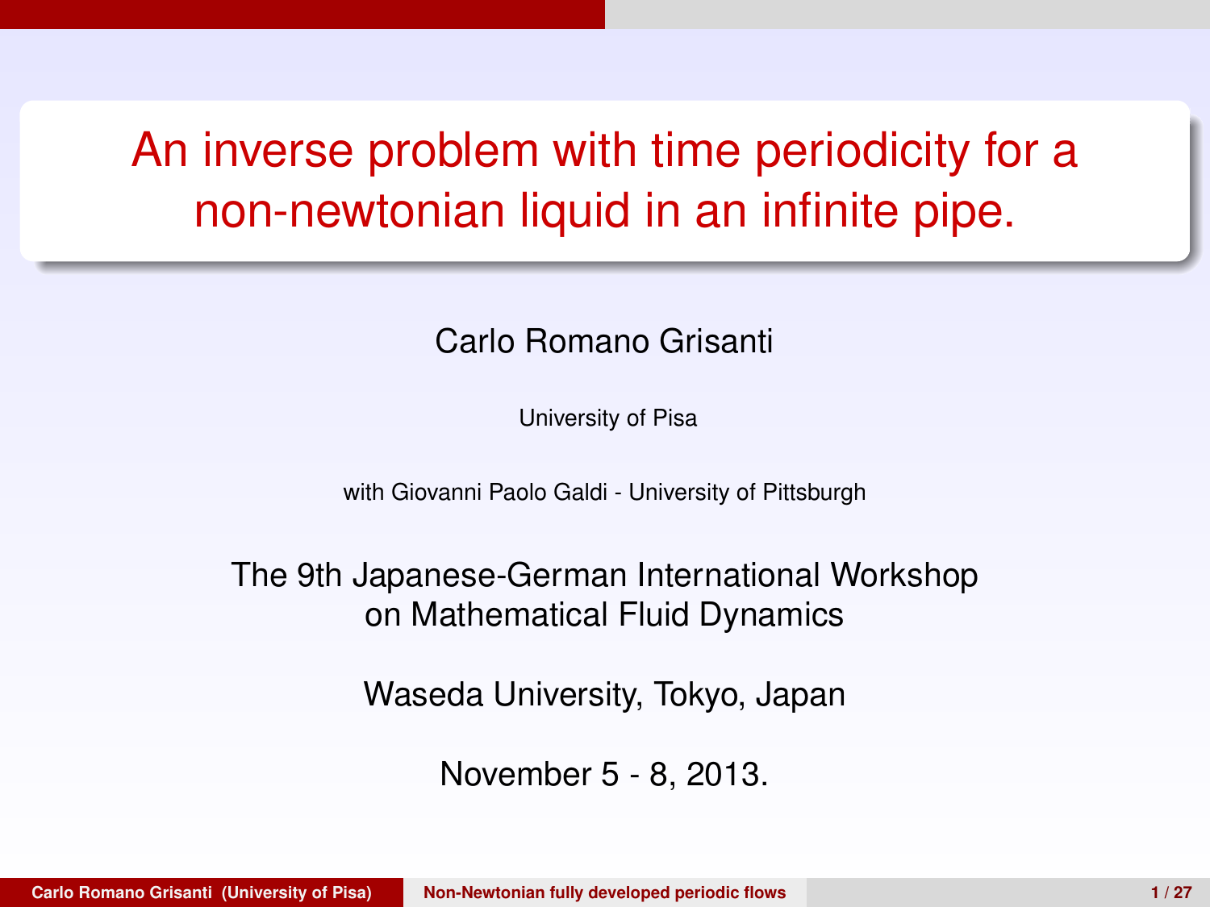# An inverse problem with time periodicity for a non-newtonian liquid in an infinite pipe.

Carlo Romano Grisanti

University of Pisa

with Giovanni Paolo Galdi - University of Pittsburgh

The 9th Japanese-German International Workshop on Mathematical Fluid Dynamics

Waseda University, Tokyo, Japan

November 5 - 8, 2013.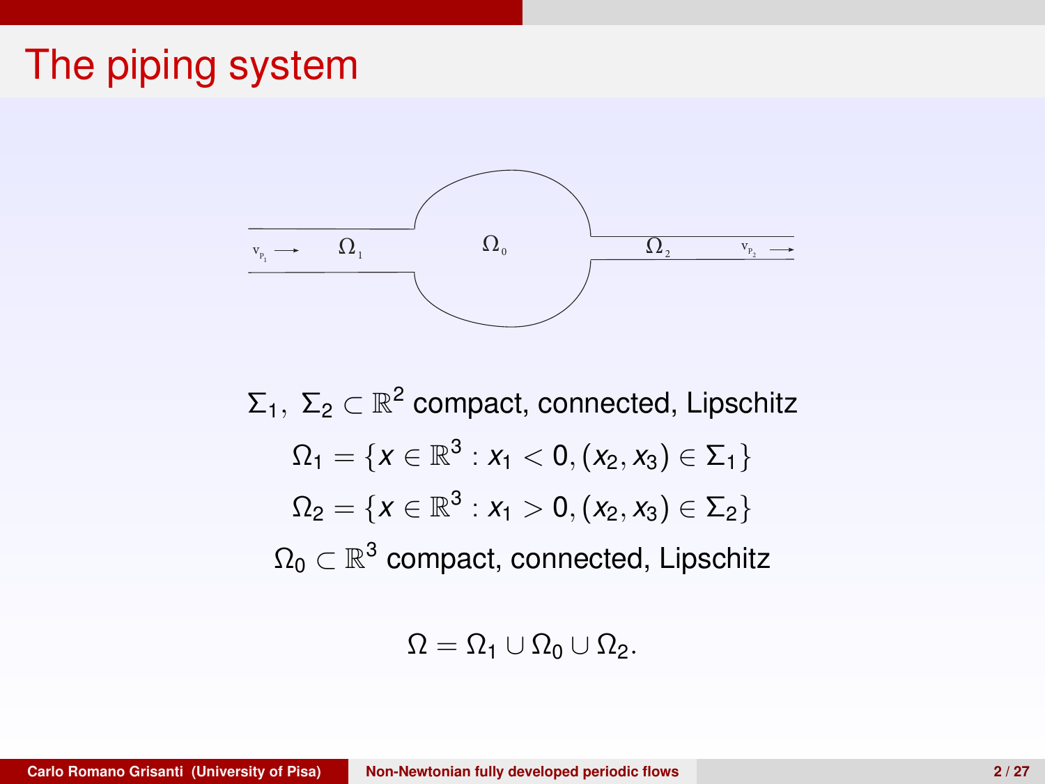# The piping system

$$\Sigma_1,\ \Sigma_2 \subset \mathbb{R}^2 \text{ compact, connected, Lipschitz}$$

$$\Omega_1 = \{x \in \mathbb{R}^3 : x_1 < 0, (x_2, x_3) \in \Sigma_1\}$$

$$\Omega_2 = \{x \in \mathbb{R}^3 : x_1 > 0, (x_2, x_3) \in \Sigma_2\}$$

$$\Omega_0 \subset \mathbb{R}^3 \text{ compact, connected, Lipschitz}$$

$$\Omega = \Omega_1 \cup \Omega_0 \cup \Omega_2.$$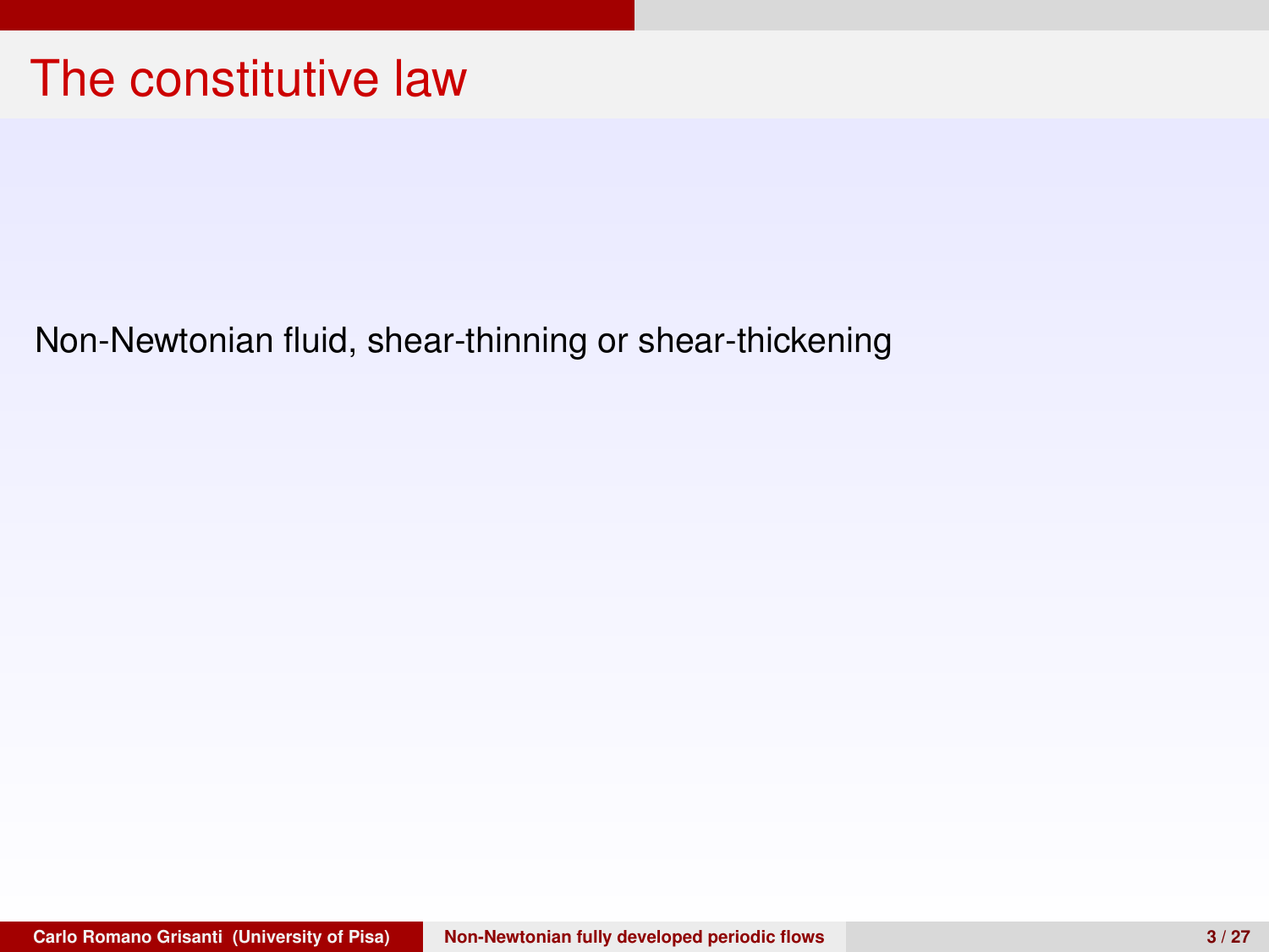# The constitutive law

Non-Newtonian fluid, shear-thinning or shear-thickening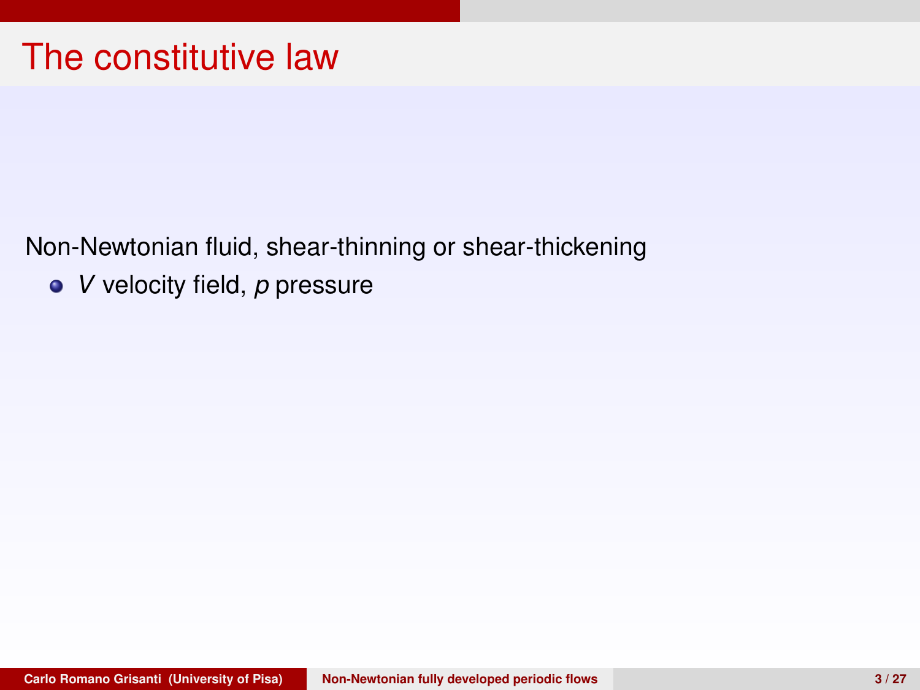# The constitutive law

Non-Newtonian fluid, shear-thinning or shear-thickening

- $V$ velocity field, $p$ pressure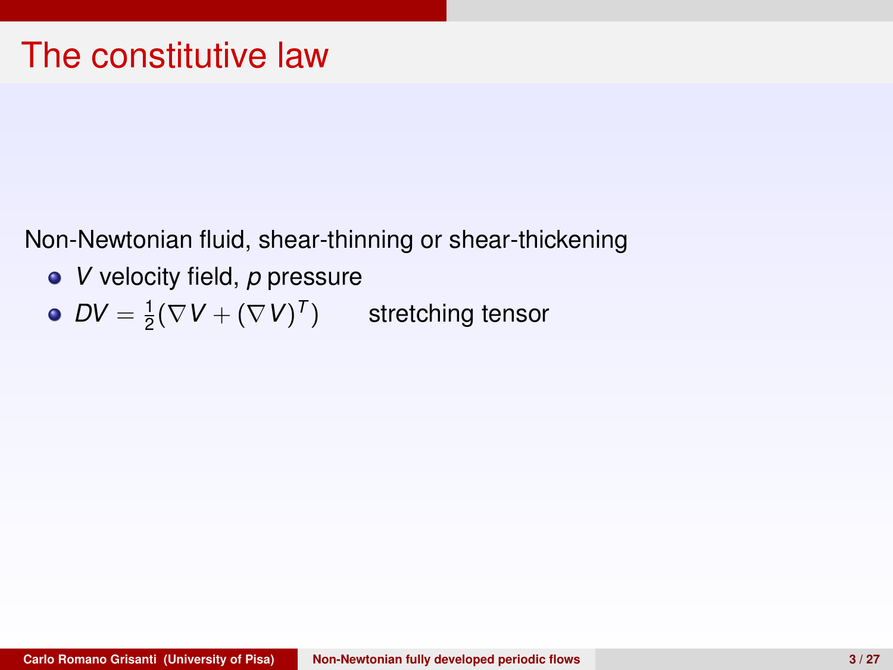# The constitutive law

Non-Newtonian fluid, shear-thinning or shear-thickening

- $V$ velocity field, $p$ pressure
- $DV = \frac{1}{2}(\nabla V + (\nabla V)^T)$ stretching tensor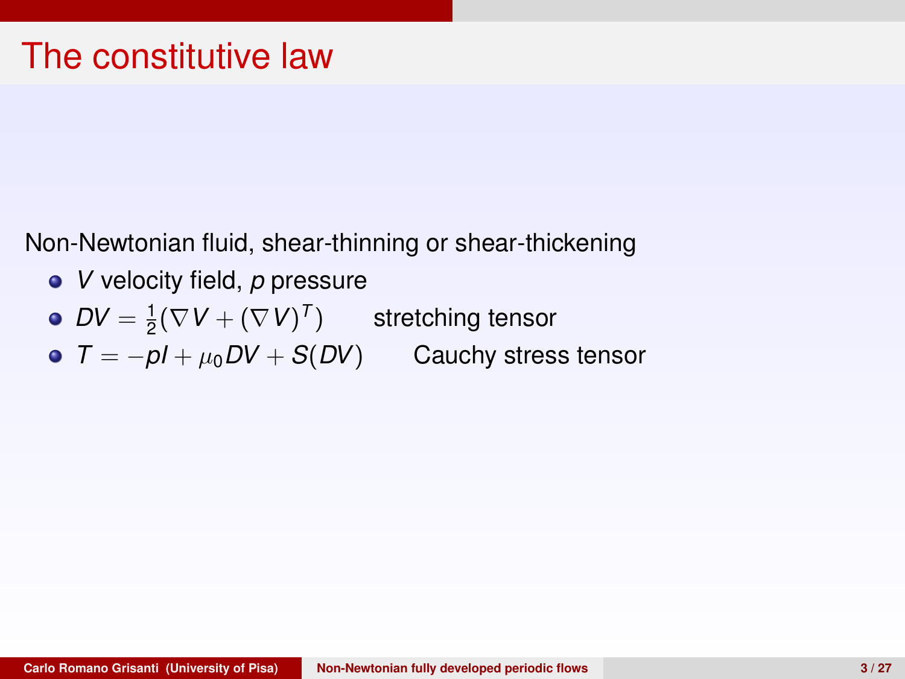# The constitutive law

Non-Newtonian fluid, shear-thinning or shear-thickening

- $V$ velocity field, $p$ pressure
- $DV = \frac{1}{2}(\nabla V + (\nabla V)^T)$ stretching tensor
- $T = -pI + \mu_0 DV + S(DV)$ Cauchy stress tensor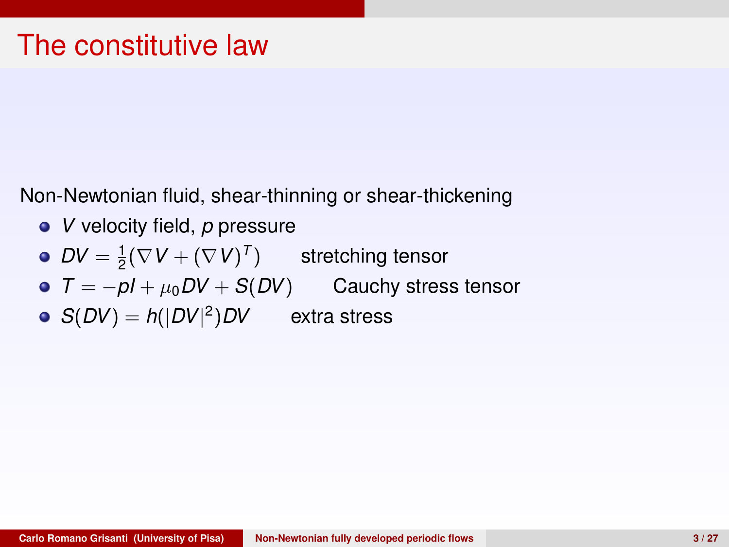# The constitutive law

Non-Newtonian fluid, shear-thinning or shear-thickening

- $V$ velocity field, $p$ pressure
- $DV = \frac{1}{2}(\nabla V + (\nabla V)^T)$ stretching tensor
- $T = -pI + \mu_0 DV + S(DV)$ Cauchy stress tensor
- $S(DV) = h(|DV|^2)DV$ extra stress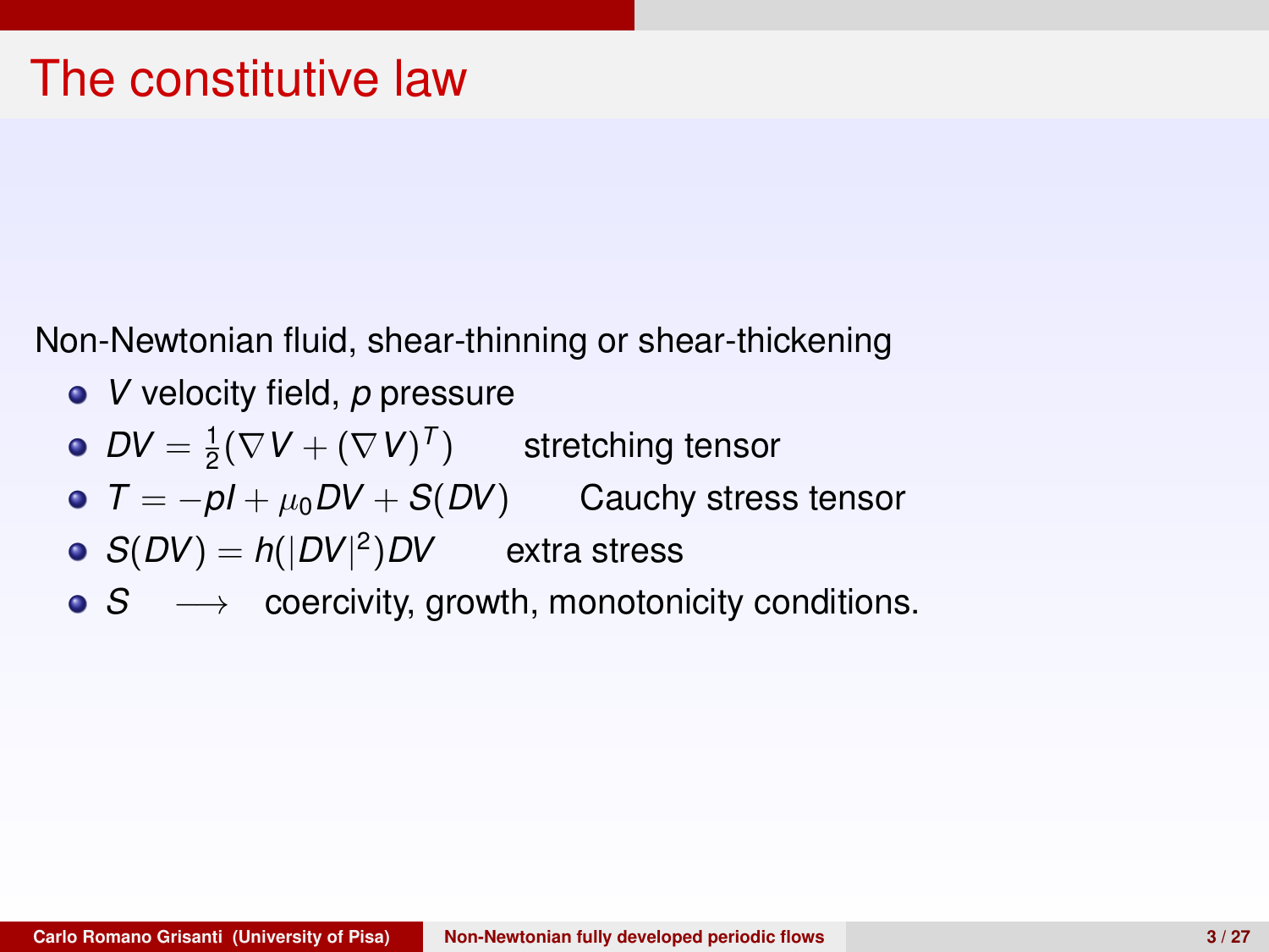# The constitutive law

Non-Newtonian fluid, shear-thinning or shear-thickening

- $V$ velocity field, $p$ pressure
- $DV = \frac{1}{2}(\nabla V + (\nabla V)^T)$ stretching tensor
- $T = -pI + \mu_0 DV + S(DV)$ Cauchy stress tensor
- $S(DV) = h(|DV|^2)DV$ extra stress
- $S \quad \longrightarrow$ coercivity, growth, monotonicity conditions.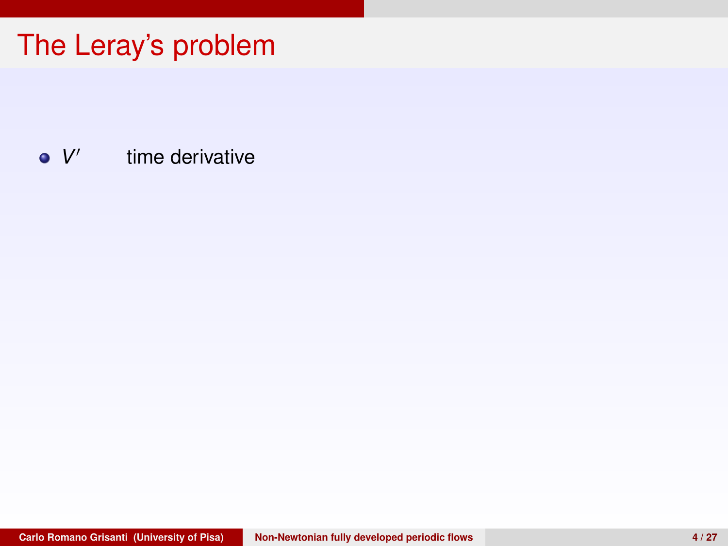# The Leray's problem

- $V'$ time derivative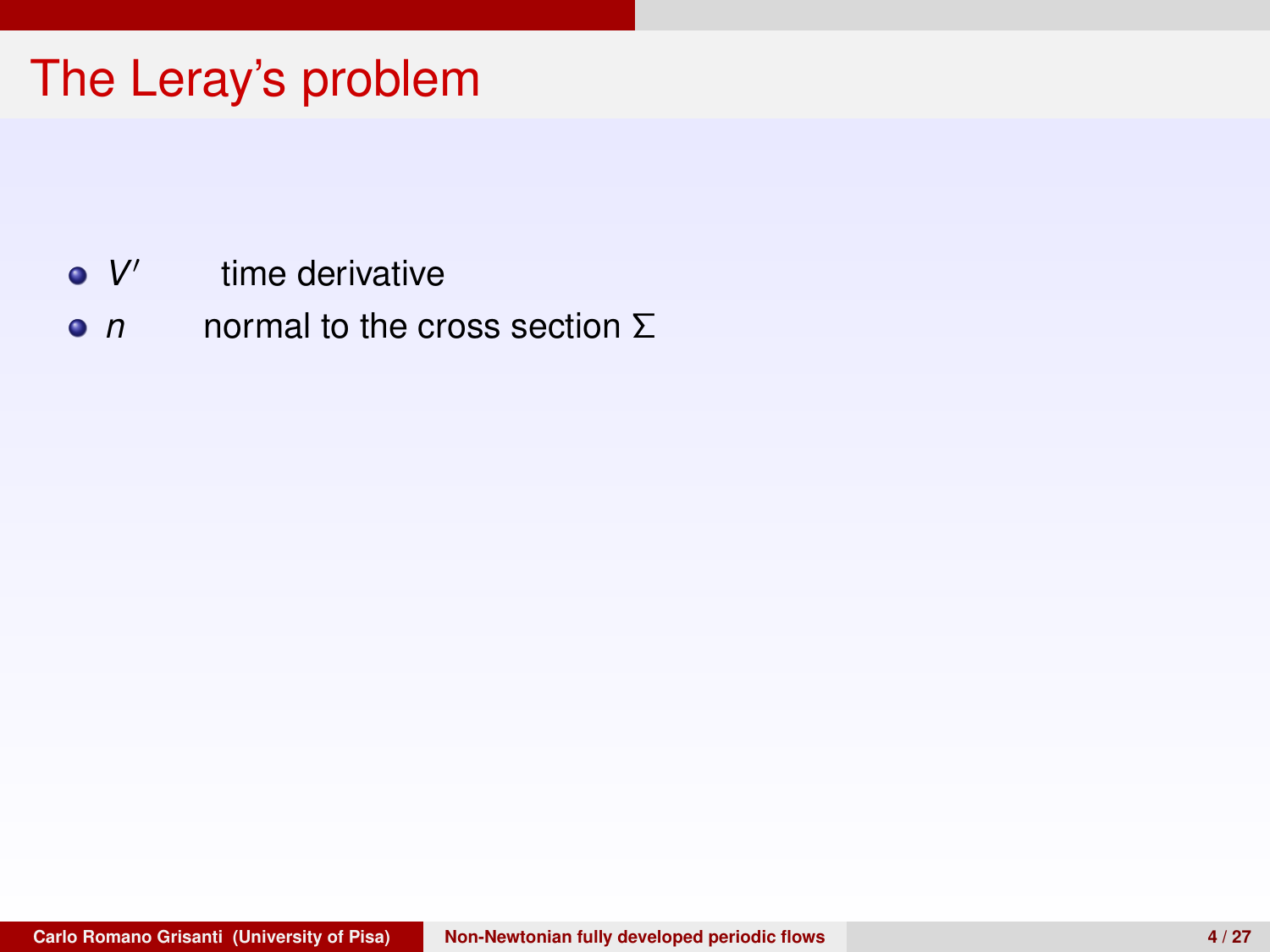# The Leray's problem

- $V'$ time derivative
- $n$ normal to the cross section $\Sigma$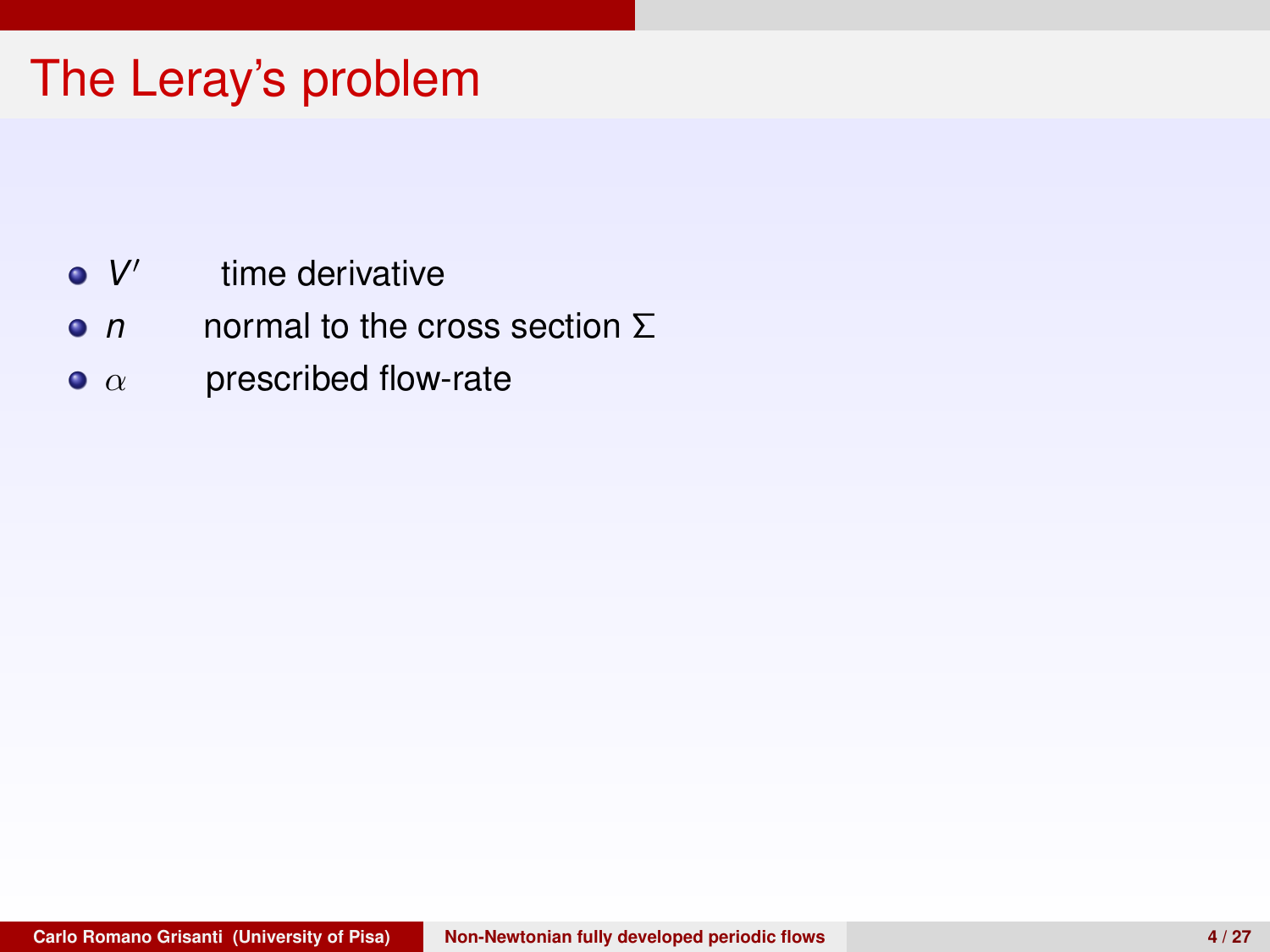# The Leray's problem

- $V'$ time derivative
- $n$ normal to the cross section $\Sigma$
- $\alpha$ prescribed flow-rate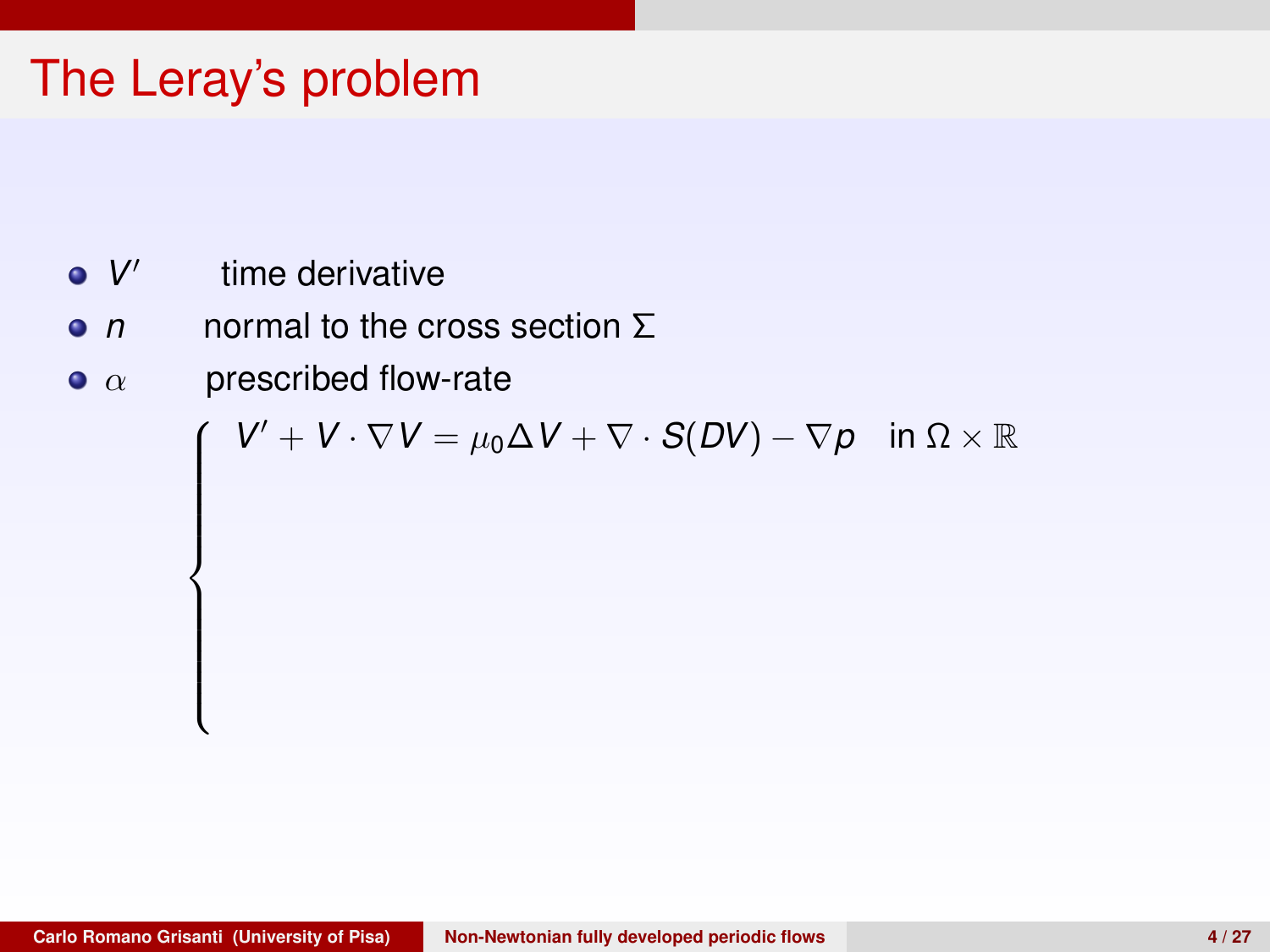# The Leray's problem

- $V'$ time derivative
- $n$ normal to the cross section $\Sigma$
- $\alpha$ prescribed flow-rate

$$
\begin{cases}
V' + V \cdot \nabla V = \mu_0 \Delta V + \nabla \cdot S(DV) - \nabla p \quad \text{in } \Omega \times \mathbb{R}
\end{cases}
$$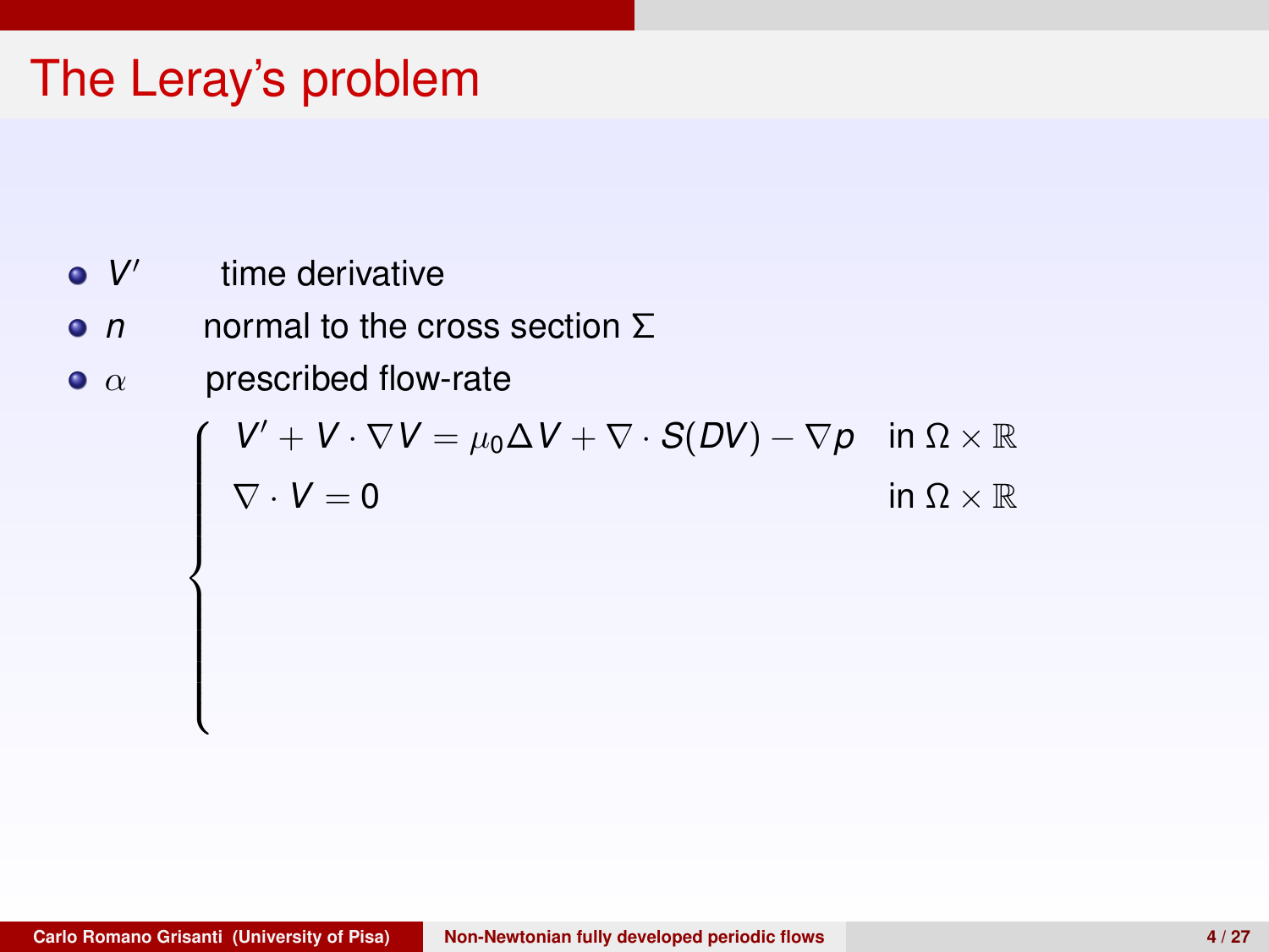# The Leray's problem

- $V'$ time derivative
- $n$ normal to the cross section $\Sigma$
- $\alpha$ prescribed flow-rate

$$
\begin{cases}
V' + V \cdot \nabla V = \mu_0 \Delta V + \nabla \cdot S(DV) - \nabla p & \text{in } \Omega \times \mathbb{R} \\
\nabla \cdot V = 0 & \text{in } \Omega \times \mathbb{R}
\end{cases}
$$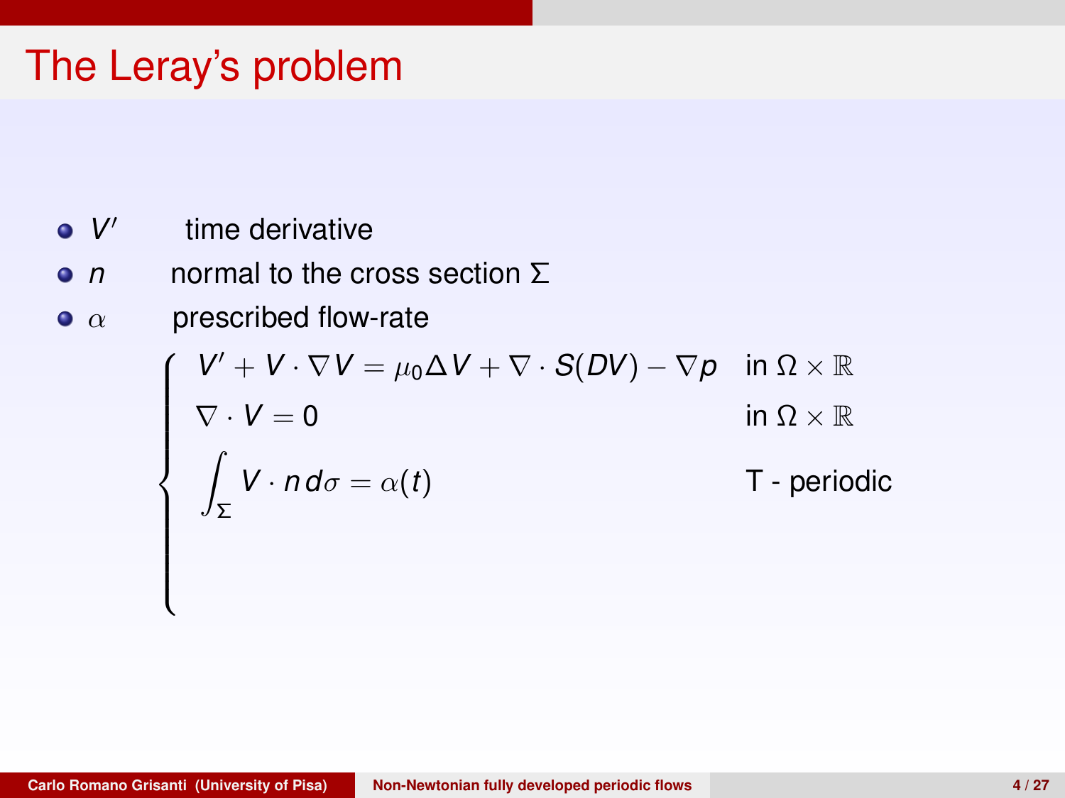# The Leray's problem

- $V'$ time derivative
- $n$ normal to the cross section $\Sigma$
- $\alpha$ prescribed flow-rate

$$
\begin{cases}
V' + V \cdot \nabla V = \mu_0 \Delta V + \nabla \cdot S(DV) - \nabla p & \text{in } \Omega \times \mathbb{R} \\
\nabla \cdot V = 0 & \text{in } \Omega \times \mathbb{R} \\
\displaystyle\int_\Sigma V \cdot n \, d\sigma = \alpha(t) & \text{T - periodic}
\end{cases}
$$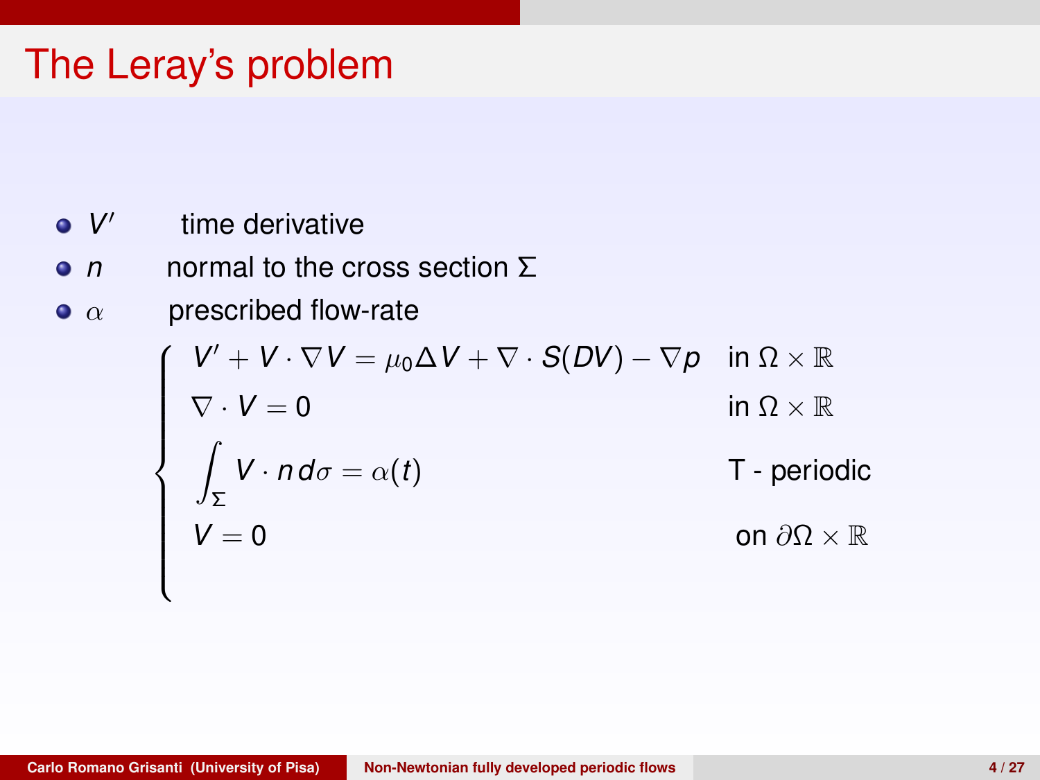# The Leray's problem

- $V'$ time derivative
- $n$ normal to the cross section $\Sigma$
- $\alpha$ prescribed flow-rate

$$
\begin{cases}
V' + V \cdot \nabla V = \mu_0 \Delta V + \nabla \cdot S(DV) - \nabla p & \text{in } \Omega \times \mathbb{R} \\
\nabla \cdot V = 0 & \text{in } \Omega \times \mathbb{R} \\
\displaystyle\int_\Sigma V \cdot n \, d\sigma = \alpha(t) & \text{T - periodic} \\
V = 0 & \text{on } \partial\Omega \times \mathbb{R}
\end{cases}
$$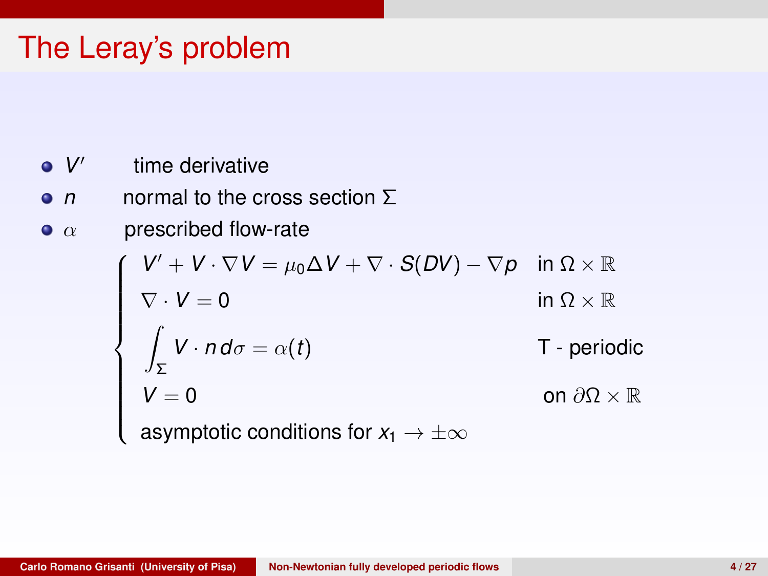# The Leray's problem

- $V'$ time derivative
- $n$ normal to the cross section $\Sigma$
- $\alpha$ prescribed flow-rate

$$
\begin{cases}
V' + V \cdot \nabla V = \mu_0 \Delta V + \nabla \cdot S(DV) - \nabla p & \text{in } \Omega \times \mathbb{R} \\
\nabla \cdot V = 0 & \text{in } \Omega \times \mathbb{R} \\
\displaystyle\int_\Sigma V \cdot n \, d\sigma = \alpha(t) & \text{T - periodic} \\
V = 0 & \text{on } \partial\Omega \times \mathbb{R} \\
\text{asymptotic conditions for } x_1 \to \pm\infty &
\end{cases}
$$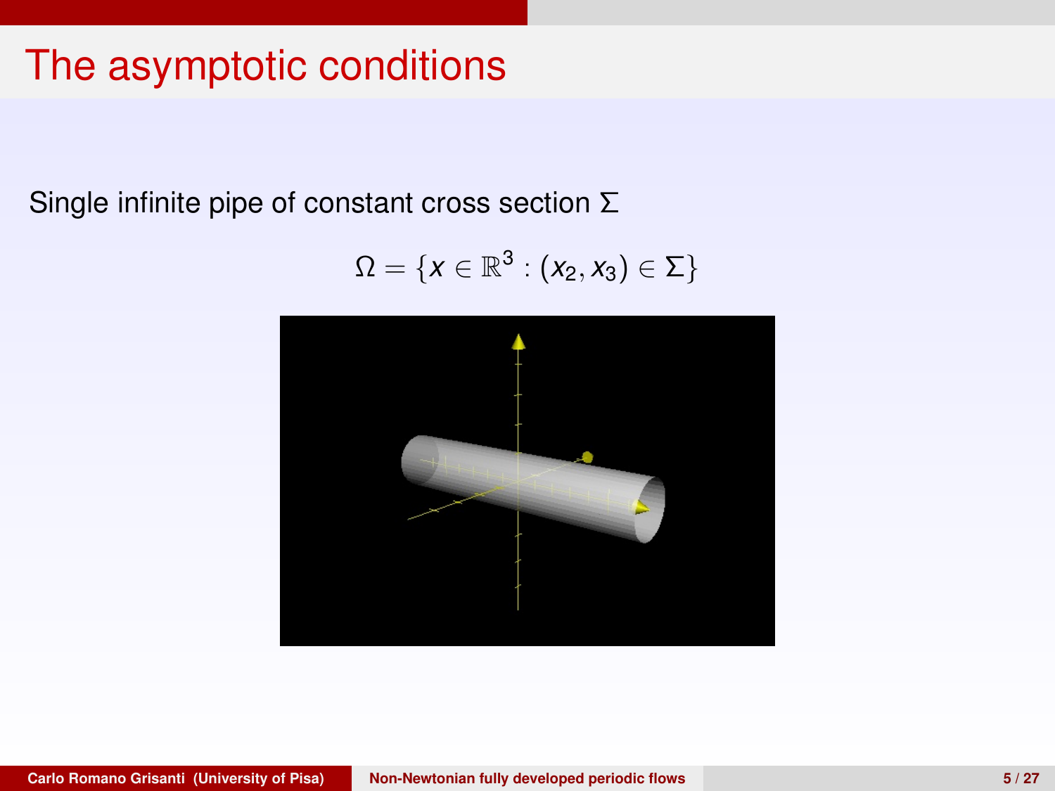# The asymptotic conditions

Single infinite pipe of constant cross section $\Sigma$

$$\Omega = \{x \in \mathbb{R}^3 : (x_2, x_3) \in \Sigma\}$$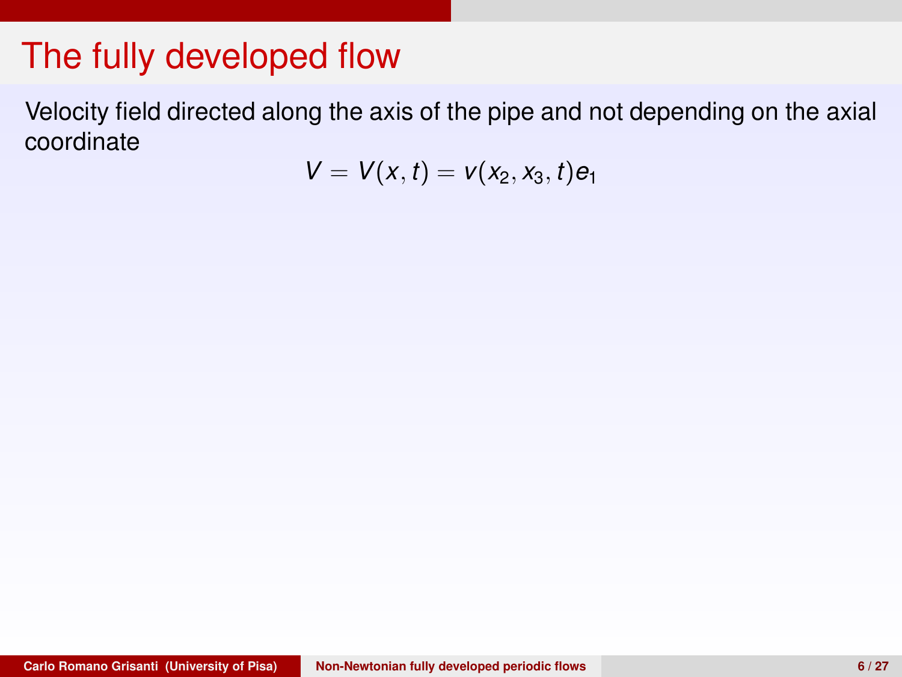# The fully developed flow

Velocity field directed along the axis of the pipe and not depending on the axial coordinate

$$V = V(x, t) = v(x_2, x_3, t)e_1$$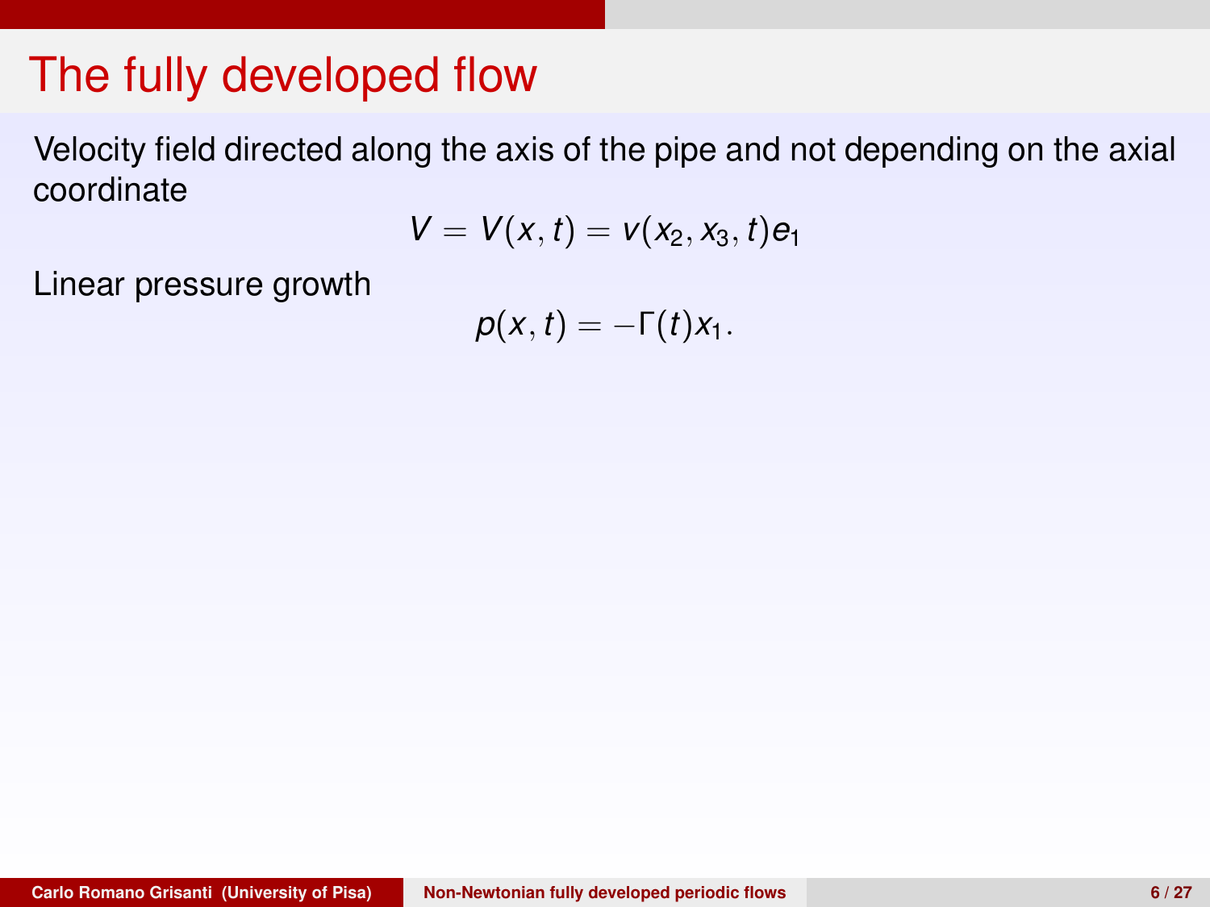# The fully developed flow

Velocity field directed along the axis of the pipe and not depending on the axial coordinate

$$V = V(x, t) = v(x_2, x_3, t)e_1$$

Linear pressure growth

$$p(x, t) = -\Gamma(t)x_1.$$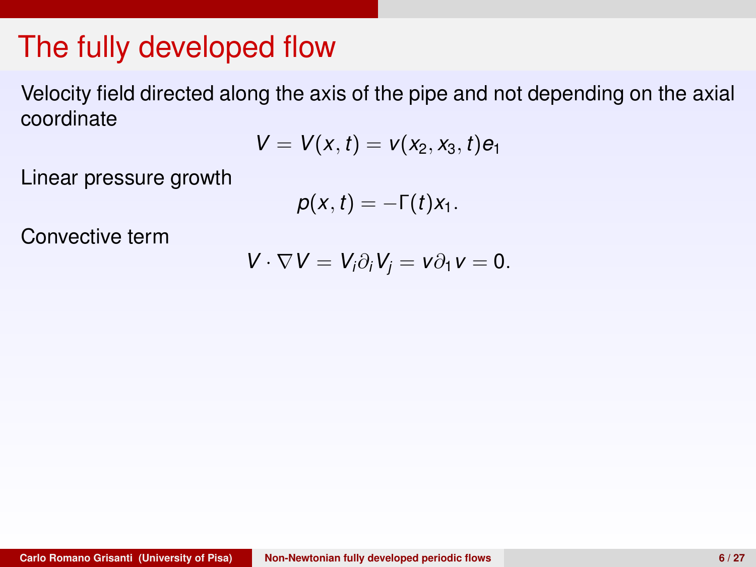# The fully developed flow

Velocity field directed along the axis of the pipe and not depending on the axial coordinate

$$V = V(x, t) = v(x_2, x_3, t)e_1$$

Linear pressure growth

$$p(x, t) = -\Gamma(t)x_1.$$

Convective term

$$V \cdot \nabla V = V_i \partial_i V_j = v \partial_1 v = 0.$$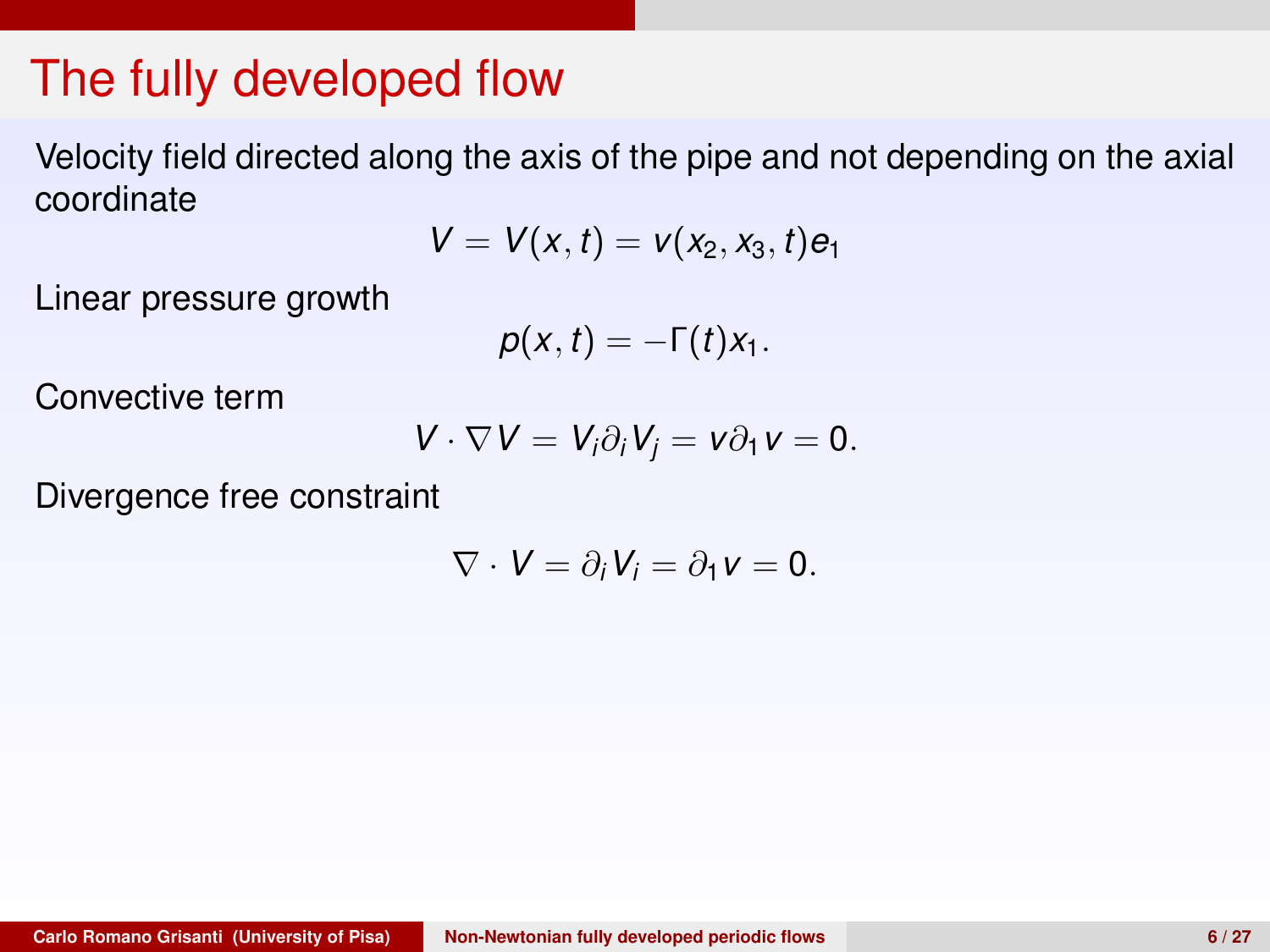# The fully developed flow

Velocity field directed along the axis of the pipe and not depending on the axial coordinate

$$V = V(x, t) = v(x_2, x_3, t)e_1$$

Linear pressure growth

$$p(x, t) = -\Gamma(t)x_1.$$

Convective term

$$V \cdot \nabla V = V_i \partial_i V_j = v \partial_1 v = 0.$$

Divergence free constraint

$$\nabla \cdot V = \partial_i V_i = \partial_1 v = 0.$$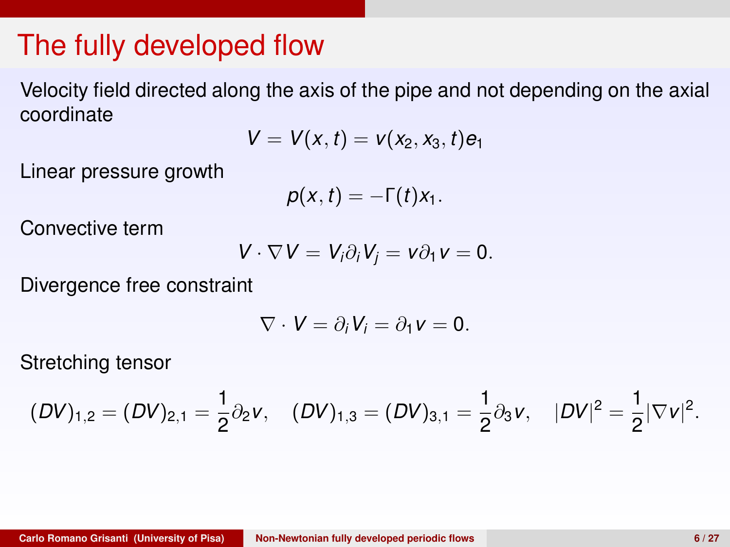# The fully developed flow

Velocity field directed along the axis of the pipe and not depending on the axial coordinate

$$V = V(x,t) = v(x_2, x_3, t)e_1$$

Linear pressure growth

$$p(x,t) = -\Gamma(t)x_1.$$

Convective term

$$V \cdot \nabla V = V_i \partial_i V_j = v \partial_1 v = 0.$$

Divergence free constraint

$$\nabla \cdot V = \partial_i V_i = \partial_1 v = 0.$$

Stretching tensor

$$(DV)_{1,2} = (DV)_{2,1} = \frac{1}{2}\partial_2 v, \quad (DV)_{1,3} = (DV)_{3,1} = \frac{1}{2}\partial_3 v, \quad |DV|^2 = \frac{1}{2}|\nabla v|^2.$$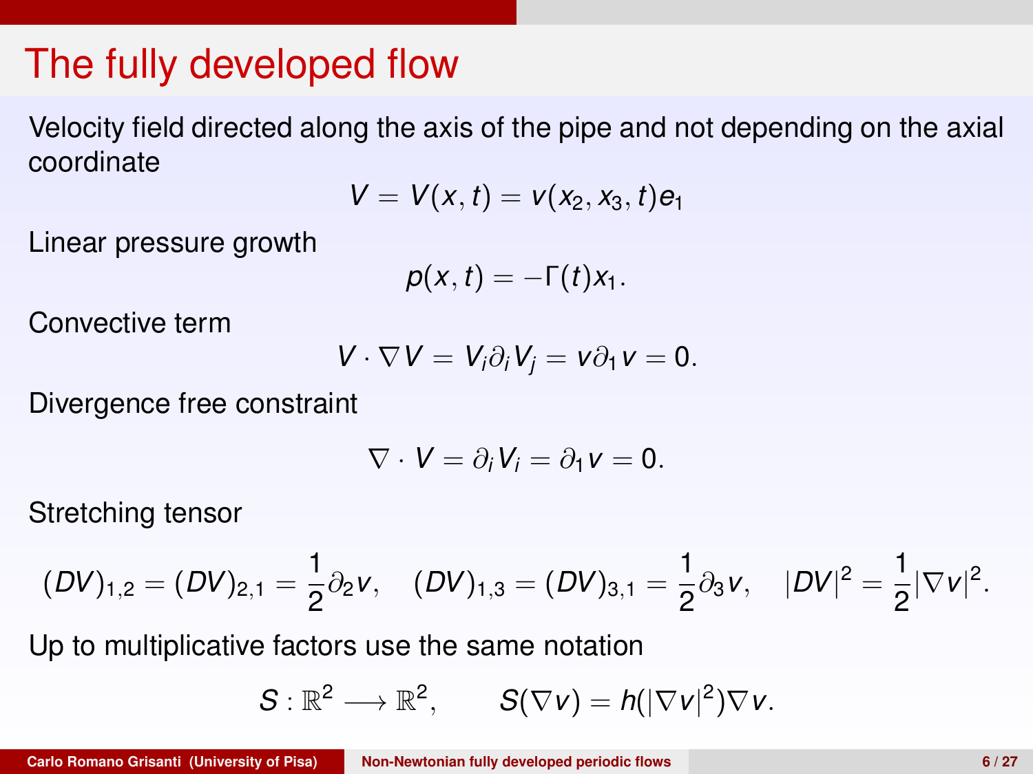# The fully developed flow

Velocity field directed along the axis of the pipe and not depending on the axial coordinate

$$V = V(x,t) = v(x_2, x_3, t)e_1$$

Linear pressure growth

$$p(x,t) = -\Gamma(t)x_1.$$

Convective term

$$V \cdot \nabla V = V_i \partial_i V_j = v \partial_1 v = 0.$$

Divergence free constraint

$$\nabla \cdot V = \partial_i V_i = \partial_1 v = 0.$$

Stretching tensor

$$(DV)_{1,2} = (DV)_{2,1} = \frac{1}{2}\partial_2 v, \quad (DV)_{1,3} = (DV)_{3,1} = \frac{1}{2}\partial_3 v, \quad |DV|^2 = \frac{1}{2}|\nabla v|^2.$$

Up to multiplicative factors use the same notation

$$S : \mathbb{R}^2 \longrightarrow \mathbb{R}^2, \qquad S(\nabla v) = h(|\nabla v|^2)\nabla v.$$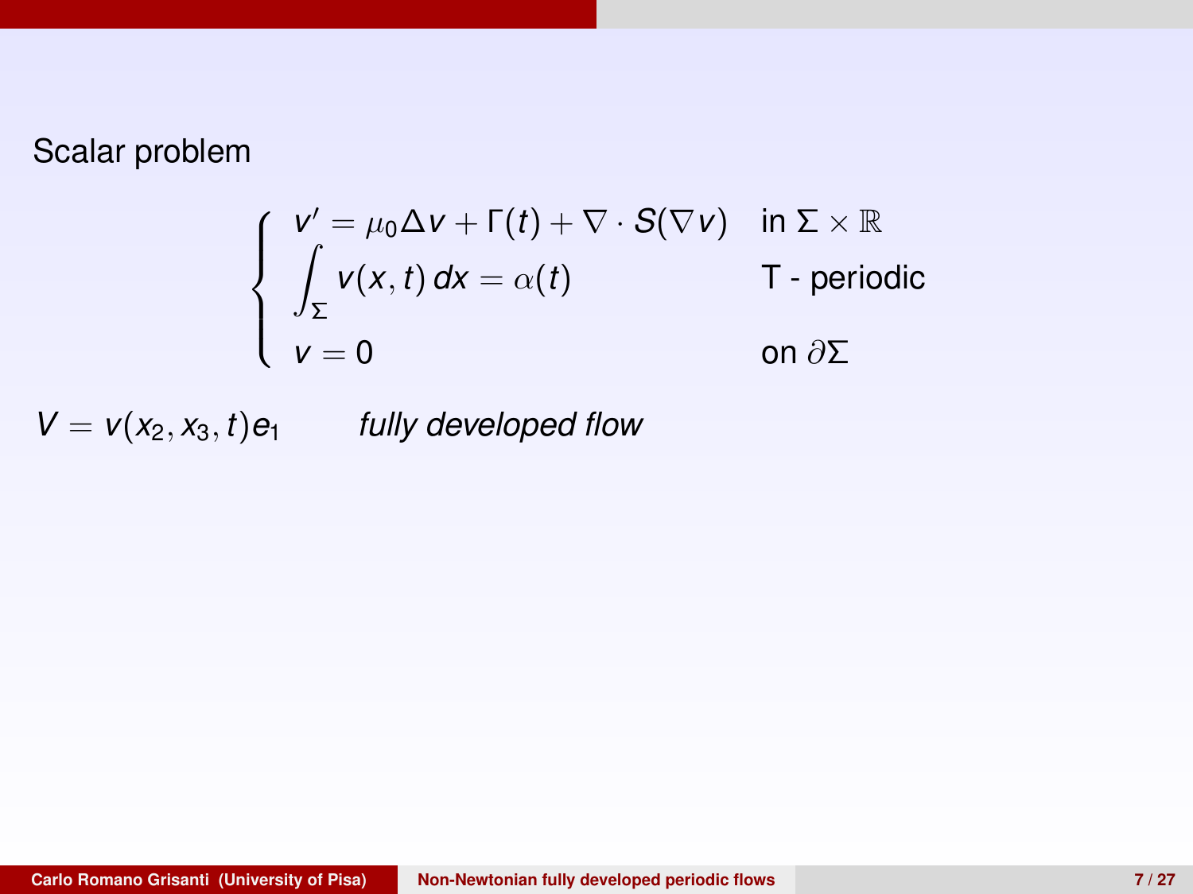Scalar problem

$$
\begin{cases}
v' = \mu_0 \Delta v + \Gamma(t) + \nabla \cdot S(\nabla v) & \text{in } \Sigma \times \mathbb{R} \\
\displaystyle\int_\Sigma v(x,t)\, dx = \alpha(t) & \text{T - periodic} \\
v = 0 & \text{on } \partial\Sigma
\end{cases}
$$

$V = v(x_2, x_3, t) e_1$ *fully developed flow*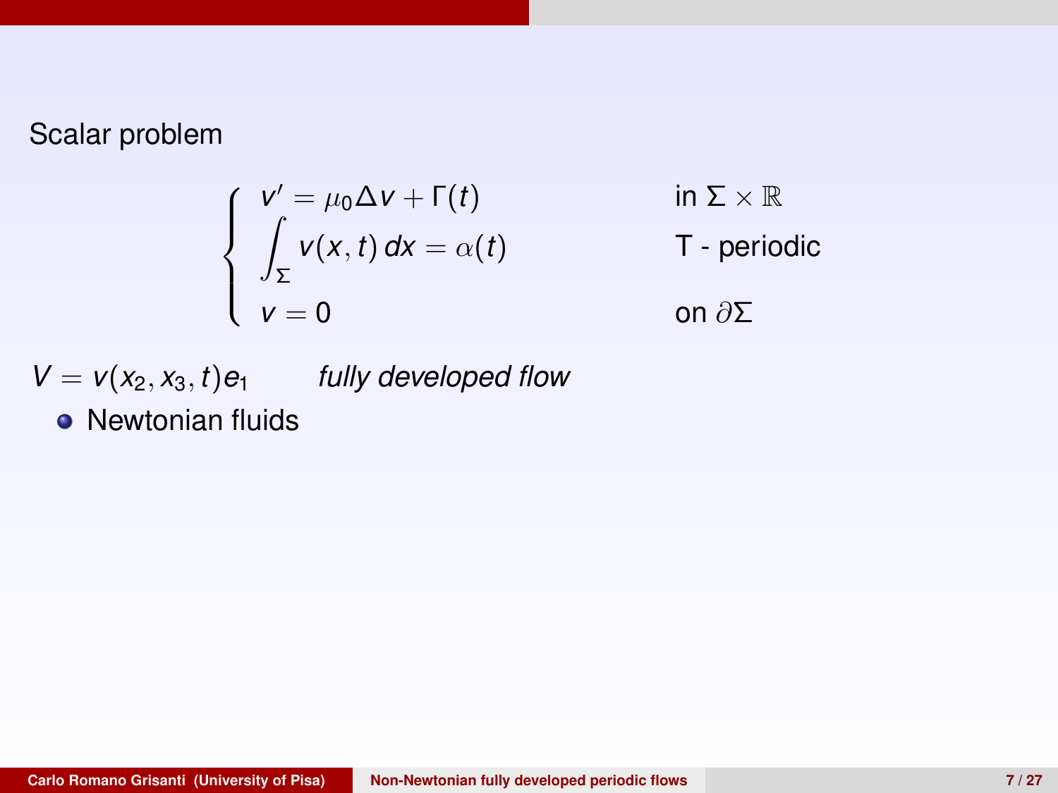Scalar problem

$$
\begin{cases}
v' = \mu_0 \Delta v + \Gamma(t) & \text{in } \Sigma \times \mathbb{R} \\
\displaystyle\int_\Sigma v(x,t)\,dx = \alpha(t) & \text{T - periodic} \\
v = 0 & \text{on } \partial\Sigma
\end{cases}
$$

$V = v(x_2, x_3, t)e_1$ *fully developed flow*

- Newtonian fluids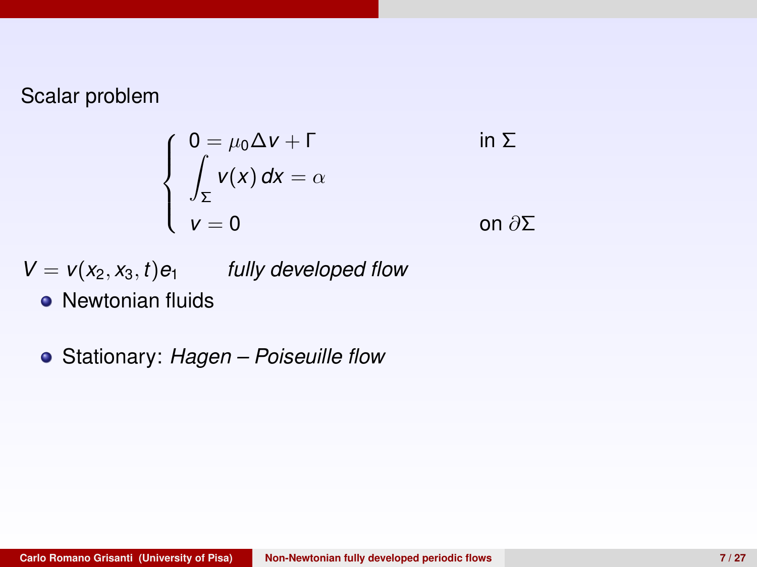Scalar problem

$$
\begin{cases}
0 = \mu_0 \Delta v + \Gamma & \text{in } \Sigma \\
\displaystyle\int_\Sigma v(x)\, dx = \alpha & \\
v = 0 & \text{on } \partial\Sigma
\end{cases}
$$

$V = v(x_2, x_3, t)e_1$ *fully developed flow*

- Newtonian fluids

- Stationary: *Hagen – Poiseuille flow*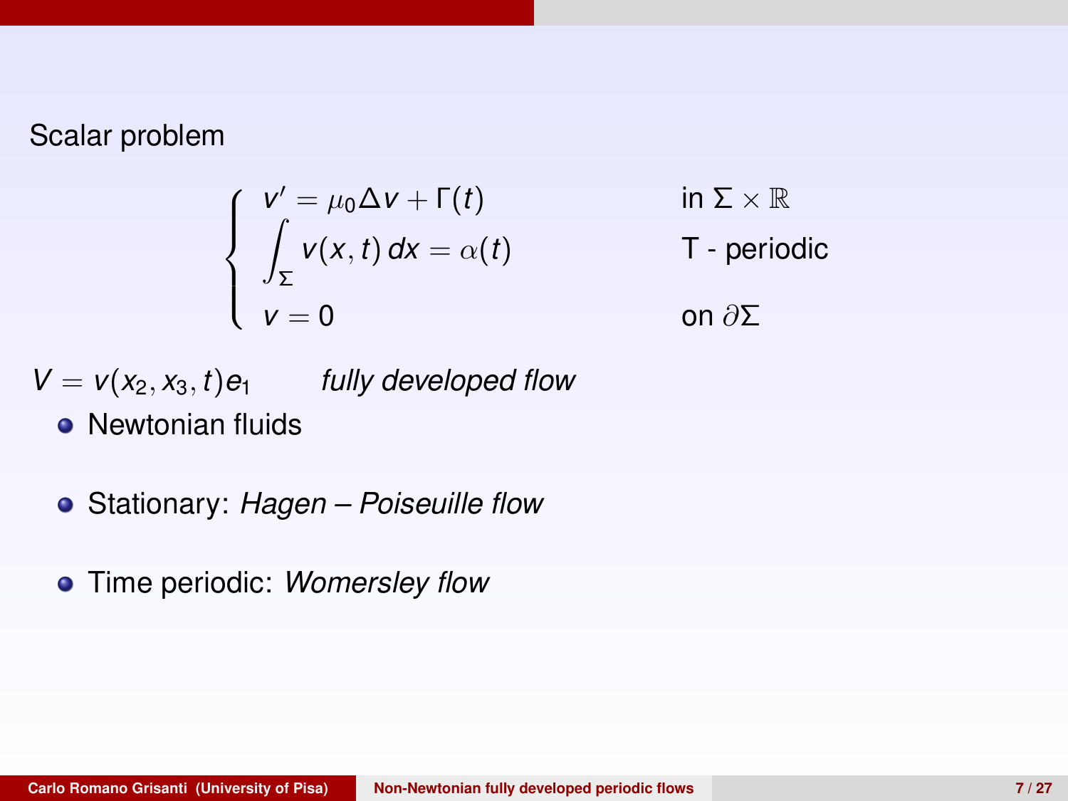Scalar problem

$$
\begin{cases}
v' = \mu_0 \Delta v + \Gamma(t) & \text{in } \Sigma \times \mathbb{R} \\
\displaystyle\int_\Sigma v(x,t)\,dx = \alpha(t) & \text{T - periodic} \\
v = 0 & \text{on } \partial\Sigma
\end{cases}
$$

$V = v(x_2, x_3, t)e_1$ *fully developed flow*

- Newtonian fluids
- Stationary: *Hagen – Poiseuille flow*
- Time periodic: *Womersley flow*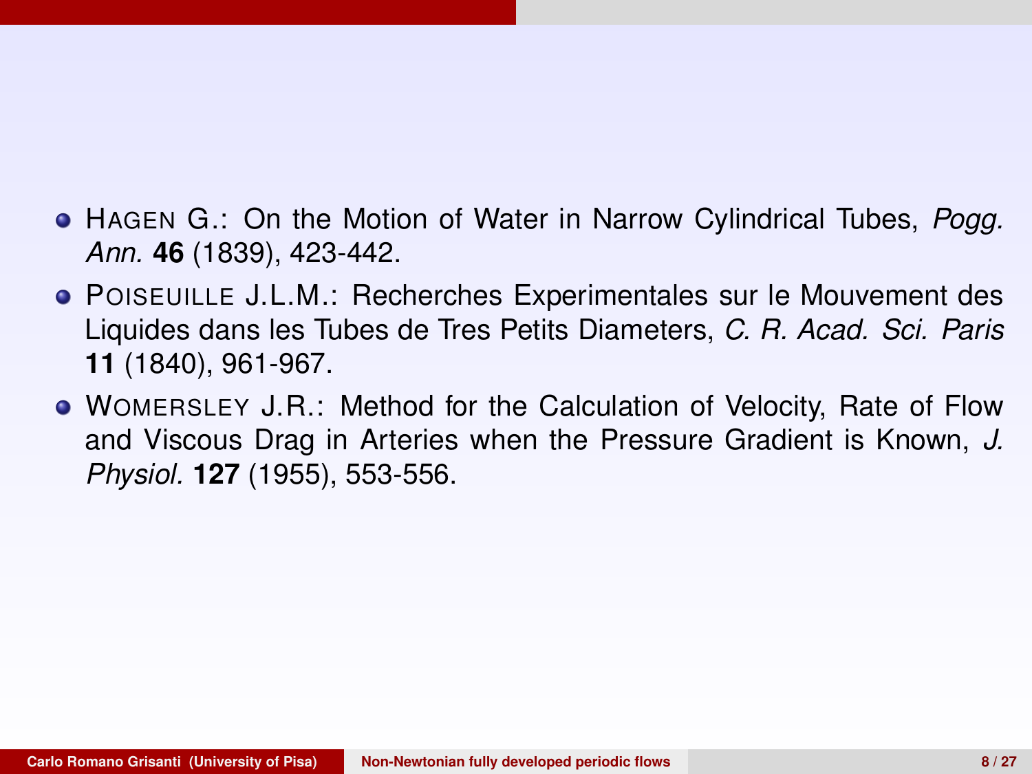- HAGEN G.: On the Motion of Water in Narrow Cylindrical Tubes, *Pogg. Ann.* **46** (1839), 423-442.
- POISEUILLE J.L.M.: Recherches Experimentales sur le Mouvement des Liquides dans les Tubes de Tres Petits Diameters, *C. R. Acad. Sci. Paris* **11** (1840), 961-967.
- WOMERSLEY J.R.: Method for the Calculation of Velocity, Rate of Flow and Viscous Drag in Arteries when the Pressure Gradient is Known, *J. Physiol.* **127** (1955), 553-556.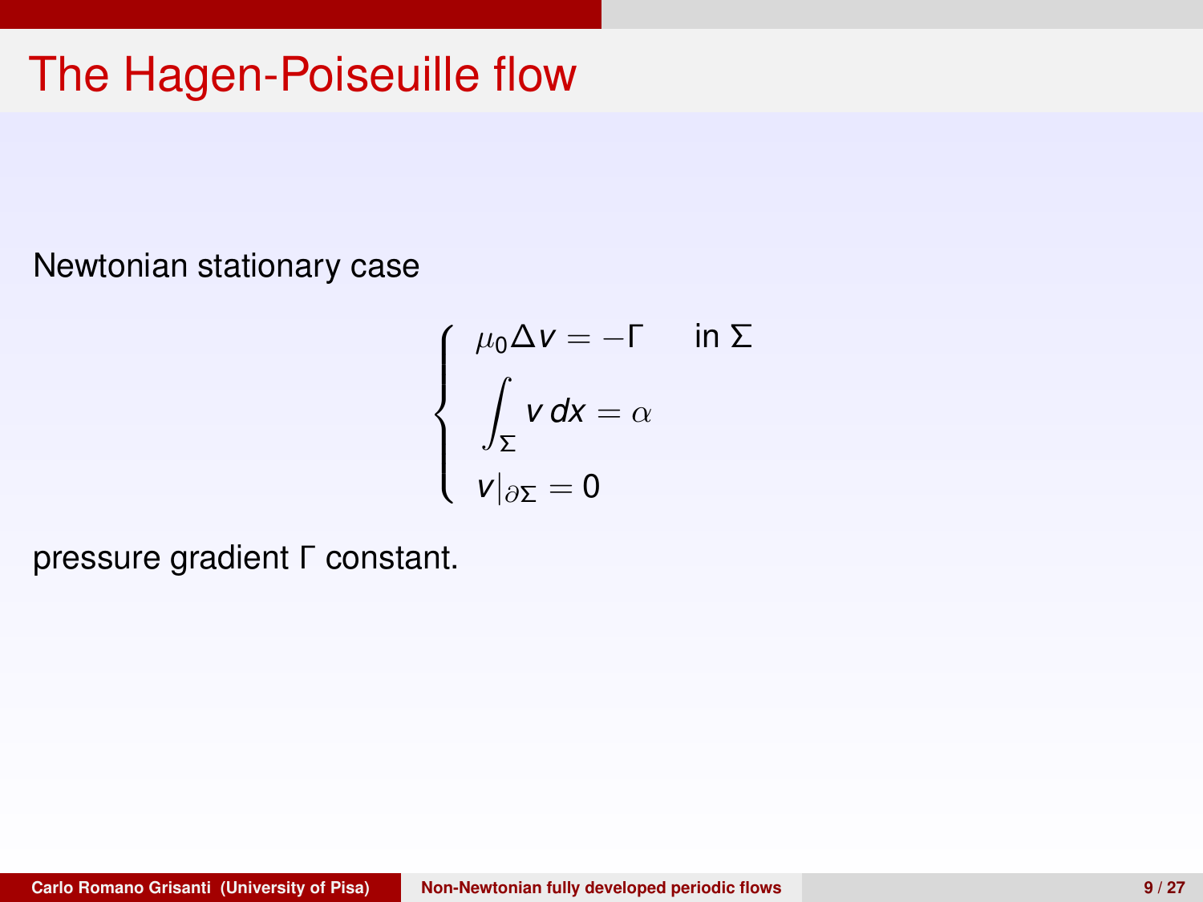# The Hagen-Poiseuille flow

Newtonian stationary case

$$
\begin{cases}
\mu_0 \Delta v = -\Gamma & \text{in } \Sigma \\
\displaystyle\int_\Sigma v \, dx = \alpha \\
v|_{\partial\Sigma} = 0
\end{cases}
$$

pressure gradient $\Gamma$ constant.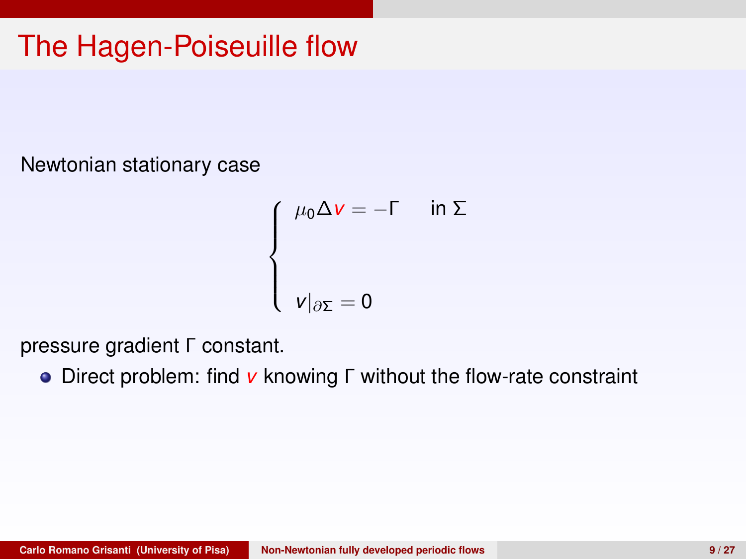# The Hagen-Poiseuille flow

Newtonian stationary case

$$
\begin{cases}
\mu_0 \Delta v = -\Gamma \quad \text{in } \Sigma \\
\\
v|_{\partial\Sigma} = 0
\end{cases}
$$

pressure gradient $\Gamma$ constant.

- Direct problem: find $v$ knowing $\Gamma$ without the flow-rate constraint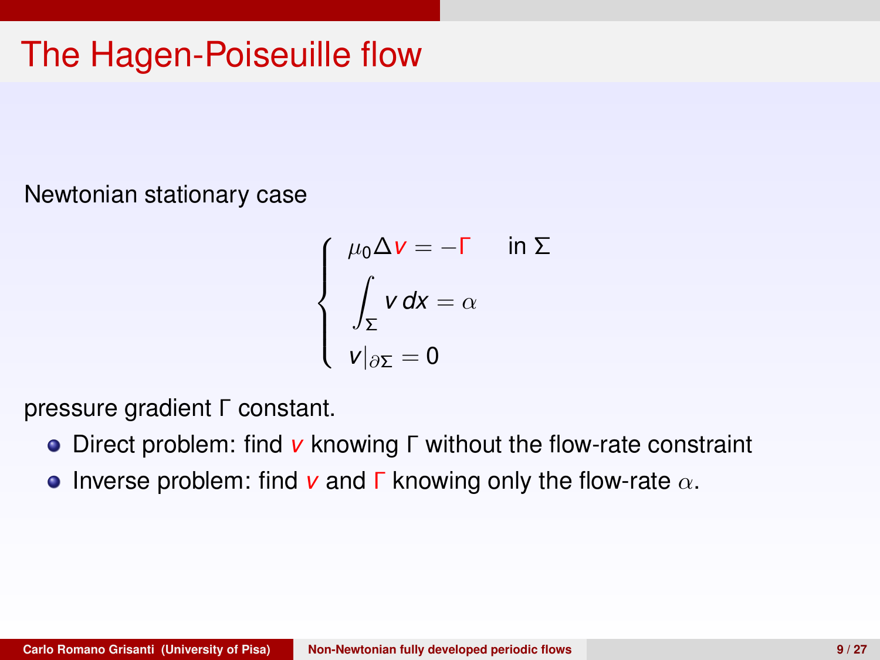# The Hagen-Poiseuille flow

Newtonian stationary case

$$
\begin{cases}
\mu_0 \Delta v = -\Gamma & \text{in } \Sigma \\
\displaystyle\int_\Sigma v \, dx = \alpha \\
v|_{\partial\Sigma} = 0
\end{cases}
$$

pressure gradient $\Gamma$ constant.

- Direct problem: find $v$ knowing $\Gamma$ without the flow-rate constraint
- Inverse problem: find $v$ and $\Gamma$ knowing only the flow-rate $\alpha$.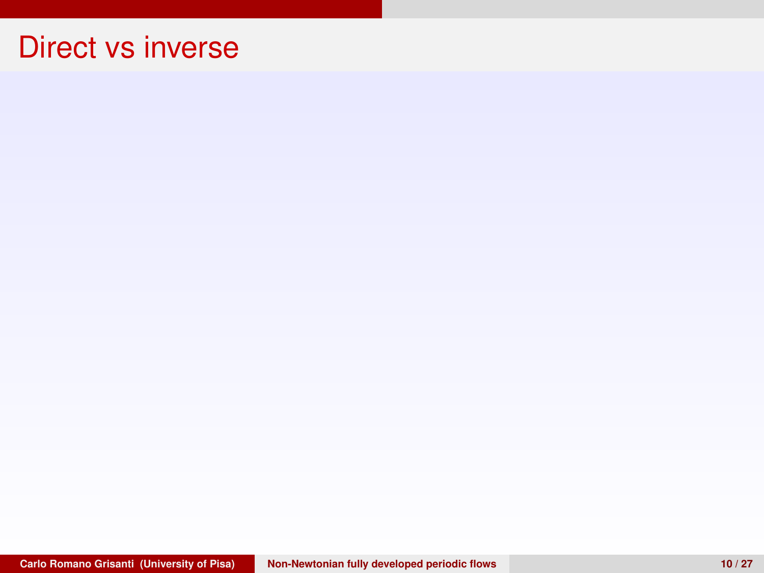# Direct vs inverse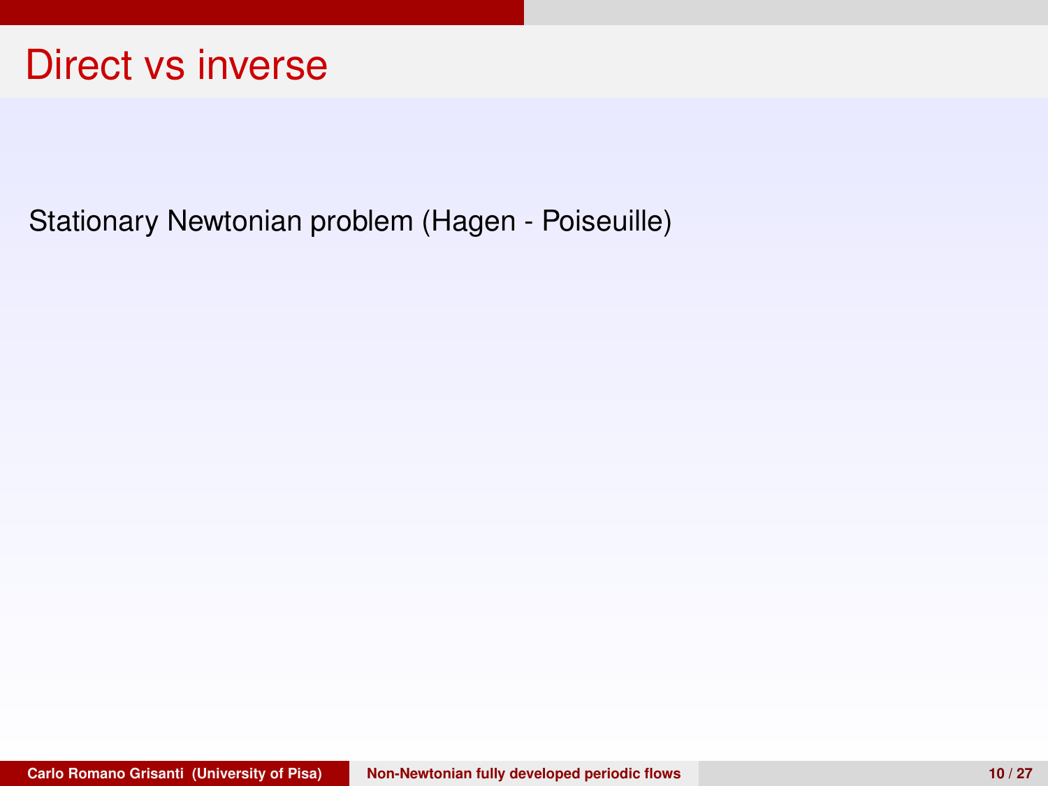# Direct vs inverse

Stationary Newtonian problem (Hagen - Poiseuille)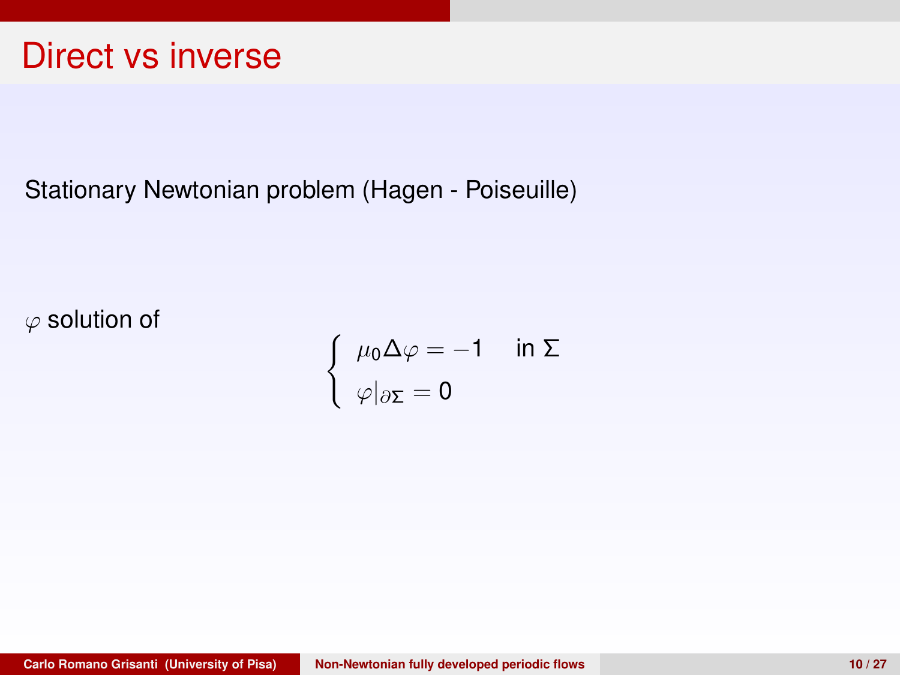# Direct vs inverse

Stationary Newtonian problem (Hagen - Poiseuille)

$\varphi$ solution of

$$\begin{cases} \mu_0 \Delta \varphi = -1 & \text{in } \Sigma \\ \varphi|_{\partial \Sigma} = 0 \end{cases}$$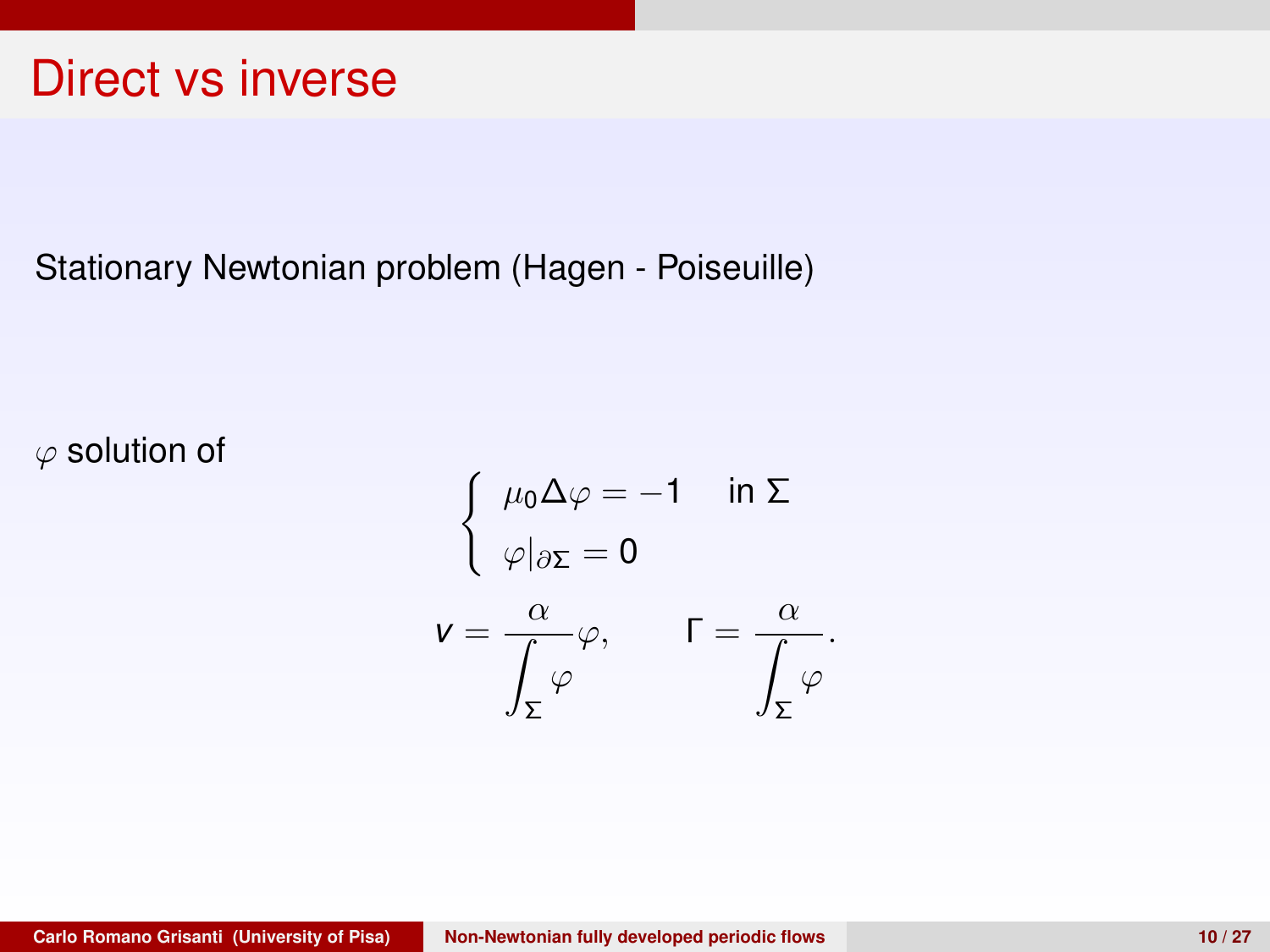# Direct vs inverse

Stationary Newtonian problem (Hagen - Poiseuille)

$\varphi$ solution of

$$
\begin{cases}
\mu_0 \Delta \varphi = -1 & \text{in } \Sigma \\
\varphi|_{\partial\Sigma} = 0
\end{cases}
$$

$$
v = \frac{\alpha}{\displaystyle\int_\Sigma \varphi}\varphi, \qquad \Gamma = \frac{\alpha}{\displaystyle\int_\Sigma \varphi}.
$$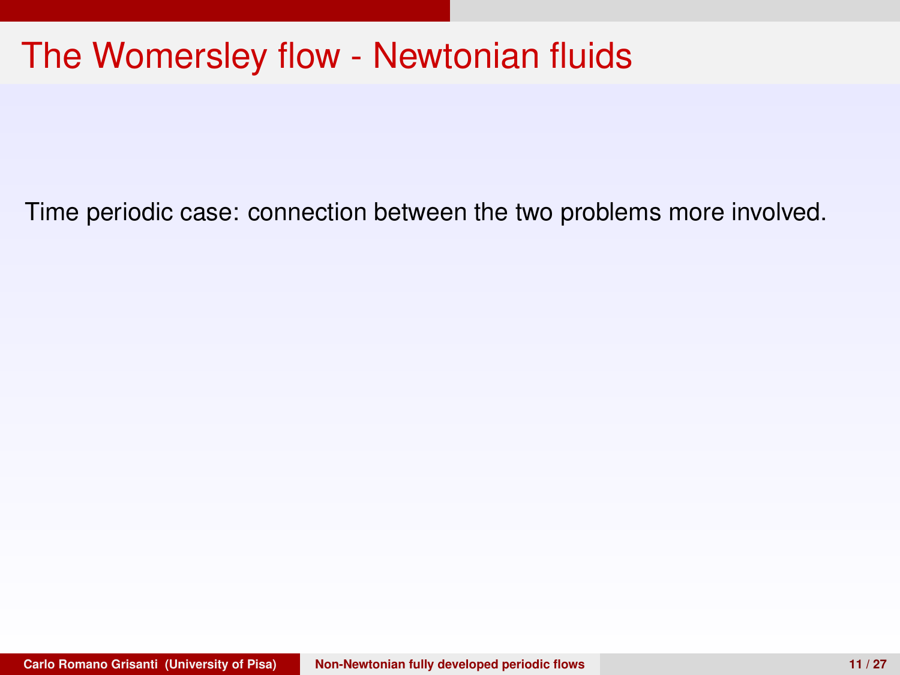# The Womersley flow - Newtonian fluids

Time periodic case: connection between the two problems more involved.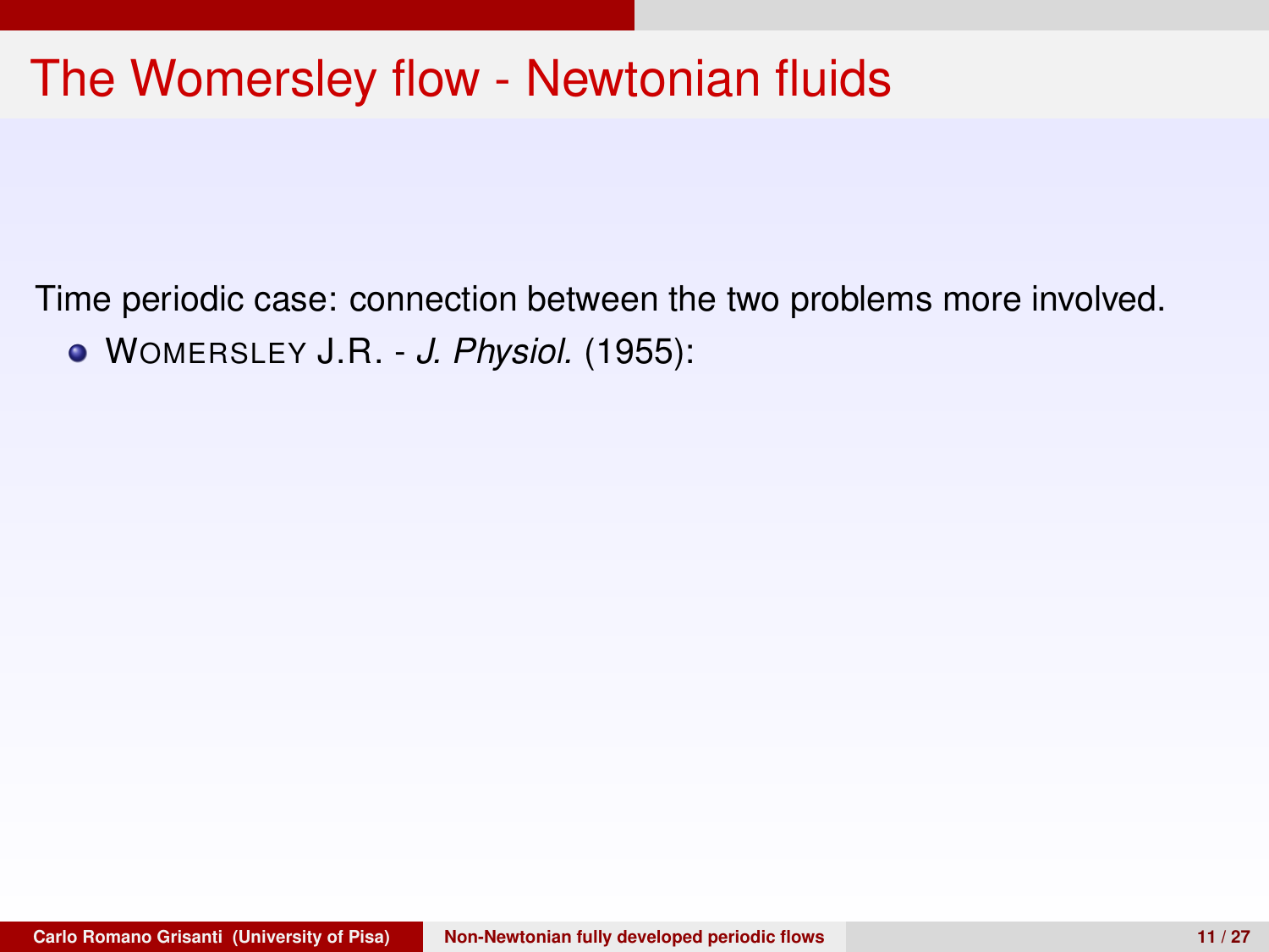# The Womersley flow - Newtonian fluids

Time periodic case: connection between the two problems more involved.

- WOMERSLEY J.R. - *J. Physiol.* (1955):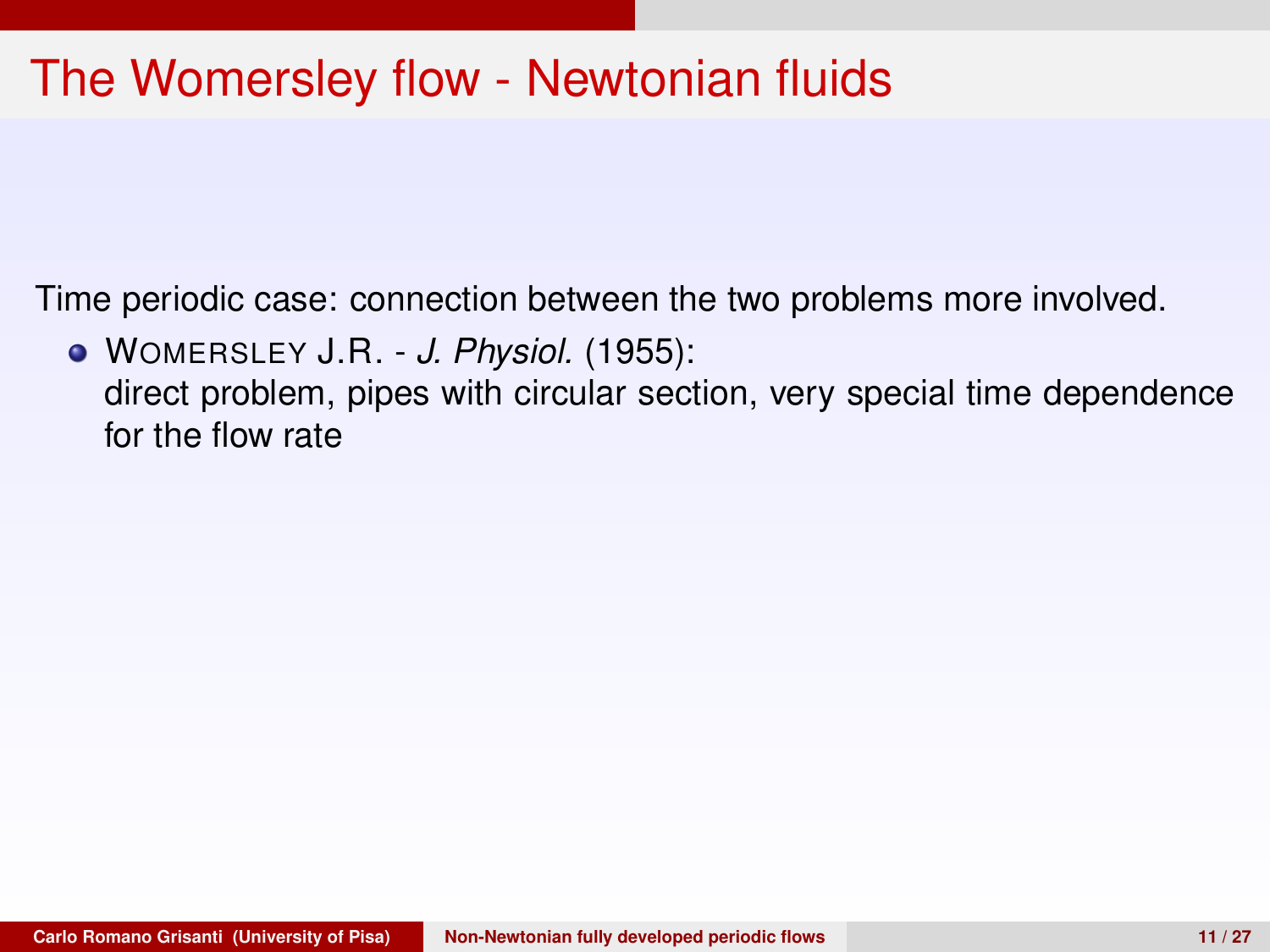# The Womersley flow - Newtonian fluids

Time periodic case: connection between the two problems more involved.

- WOMERSLEY J.R. - *J. Physiol.* (1955):
  direct problem, pipes with circular section, very special time dependence for the flow rate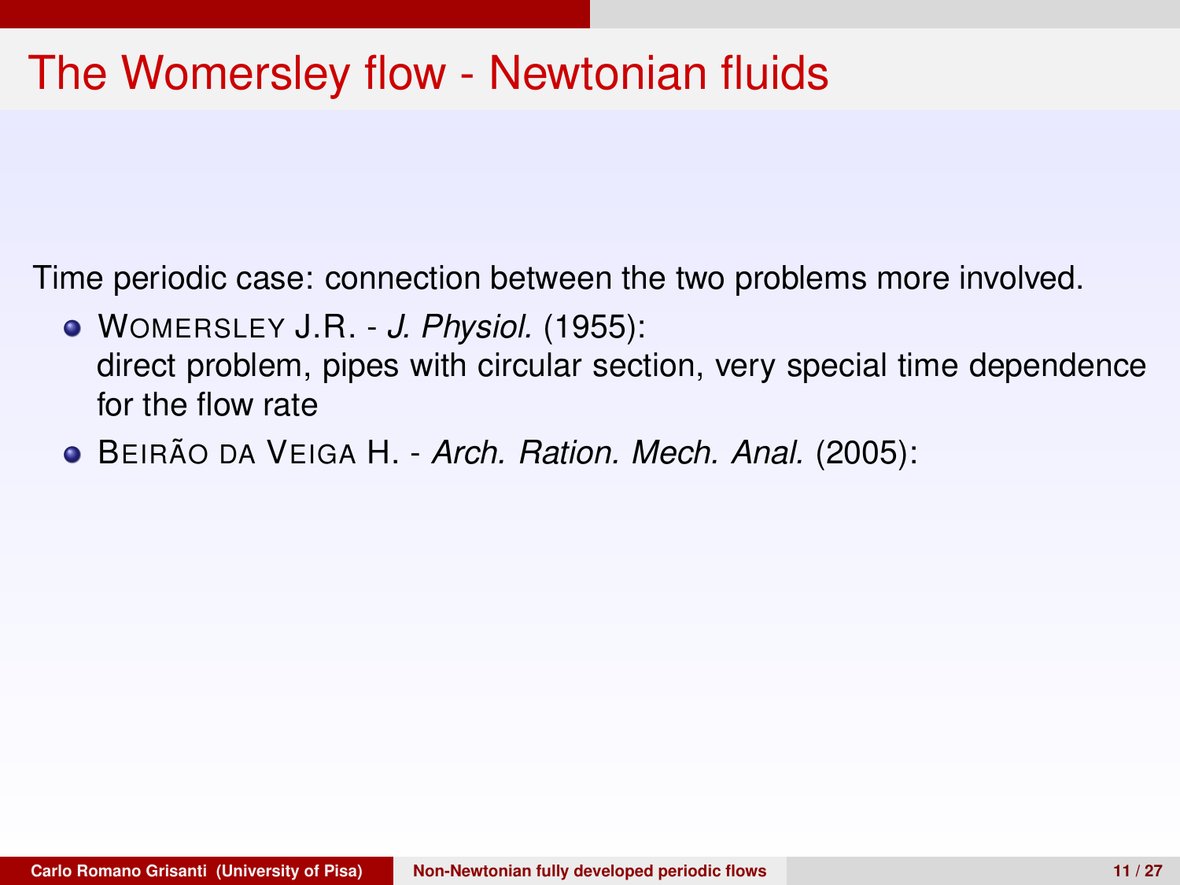# The Womersley flow - Newtonian fluids

Time periodic case: connection between the two problems more involved.

- WOMERSLEY J.R. - *J. Physiol.* (1955):
  direct problem, pipes with circular section, very special time dependence for the flow rate
- BEIRÃO DA VEIGA H. - *Arch. Ration. Mech. Anal.* (2005):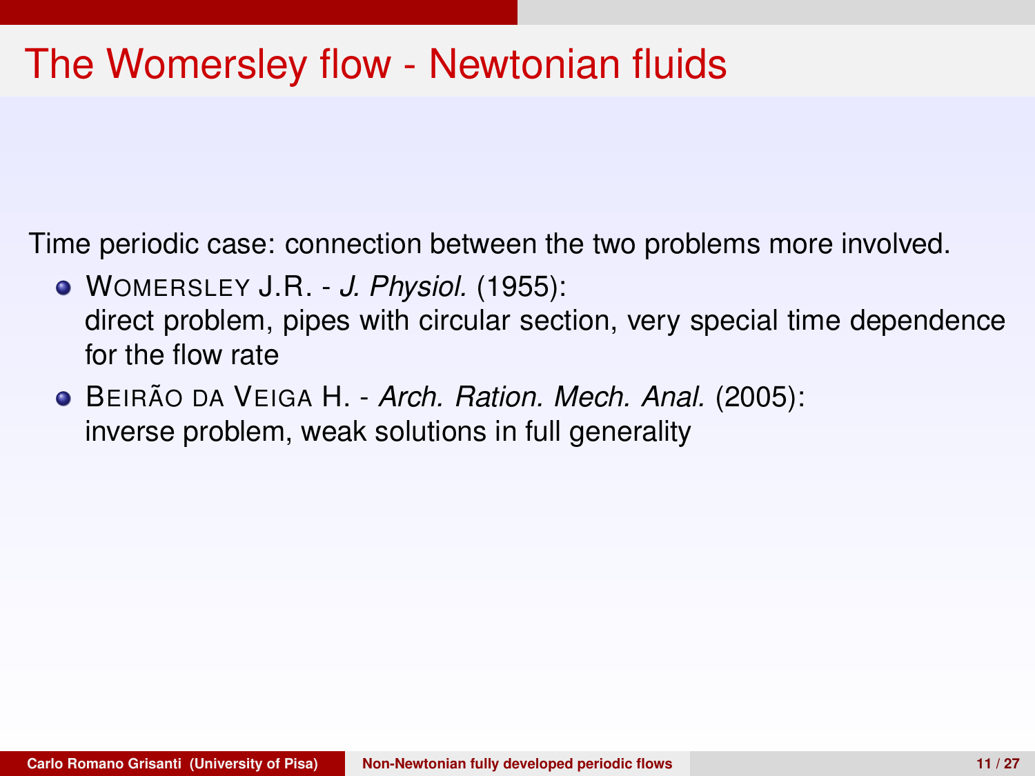# The Womersley flow - Newtonian fluids

Time periodic case: connection between the two problems more involved.

- WOMERSLEY J.R. - *J. Physiol.* (1955): direct problem, pipes with circular section, very special time dependence for the flow rate
- BEIRÃO DA VEIGA H. - *Arch. Ration. Mech. Anal.* (2005): inverse problem, weak solutions in full generality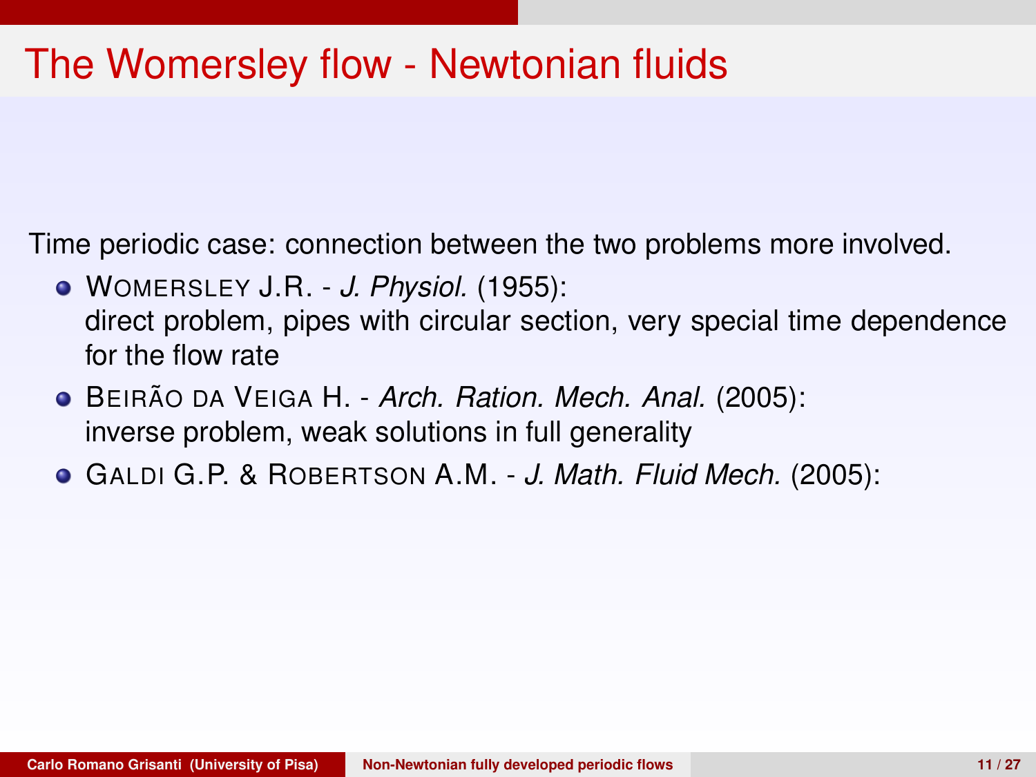# The Womersley flow - Newtonian fluids

Time periodic case: connection between the two problems more involved.

- WOMERSLEY J.R. - *J. Physiol.* (1955):
  direct problem, pipes with circular section, very special time dependence for the flow rate
- BEIRÃO DA VEIGA H. - *Arch. Ration. Mech. Anal.* (2005):
  inverse problem, weak solutions in full generality
- GALDI G.P. & ROBERTSON A.M. - *J. Math. Fluid Mech.* (2005):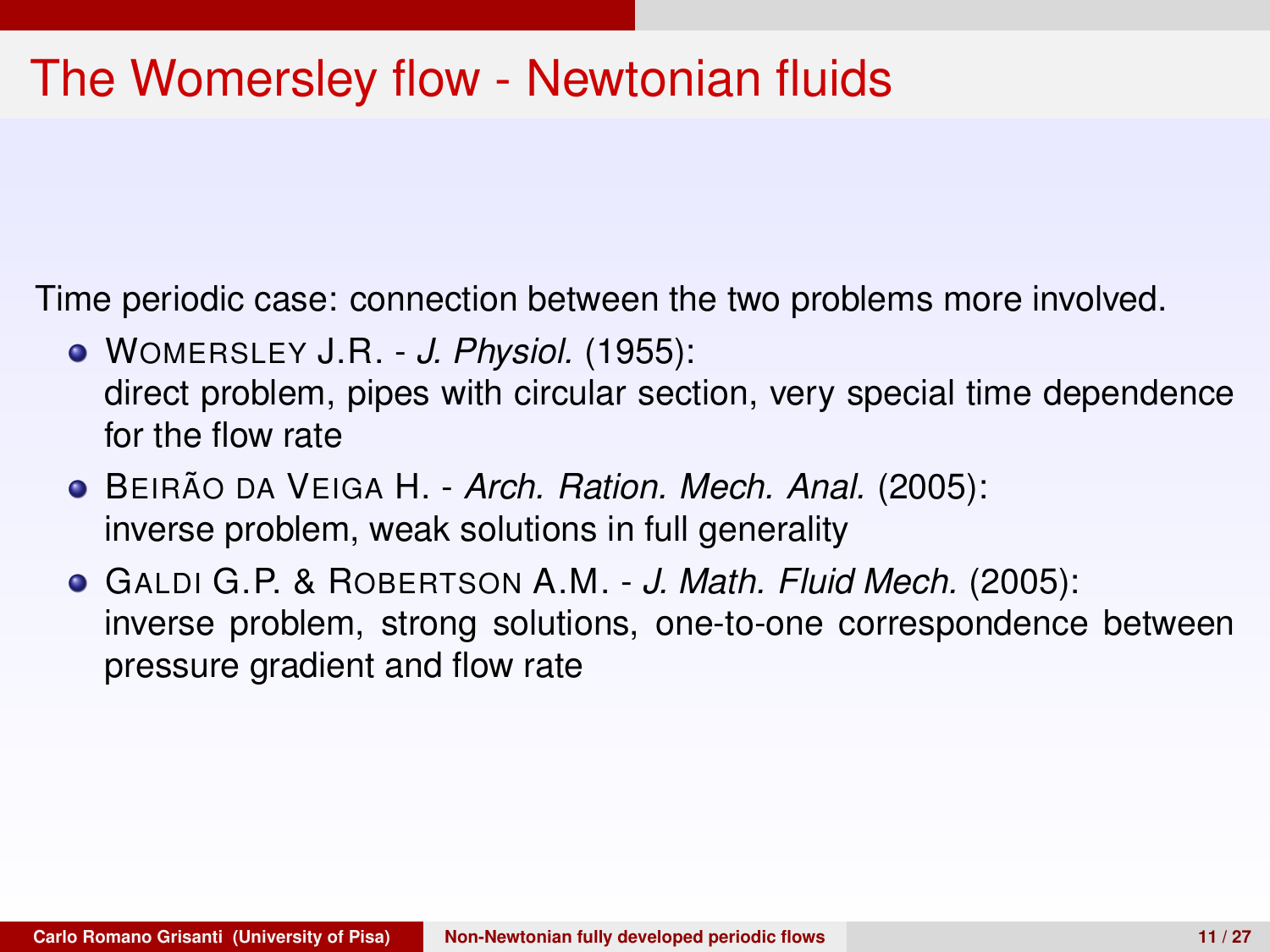# The Womersley flow - Newtonian fluids

Time periodic case: connection between the two problems more involved.

- WOMERSLEY J.R. - *J. Physiol.* (1955):
  direct problem, pipes with circular section, very special time dependence for the flow rate
- BEIRÃO DA VEIGA H. - *Arch. Ration. Mech. Anal.* (2005):
  inverse problem, weak solutions in full generality
- GALDI G.P. & ROBERTSON A.M. - *J. Math. Fluid Mech.* (2005):
  inverse problem, strong solutions, one-to-one correspondence between pressure gradient and flow rate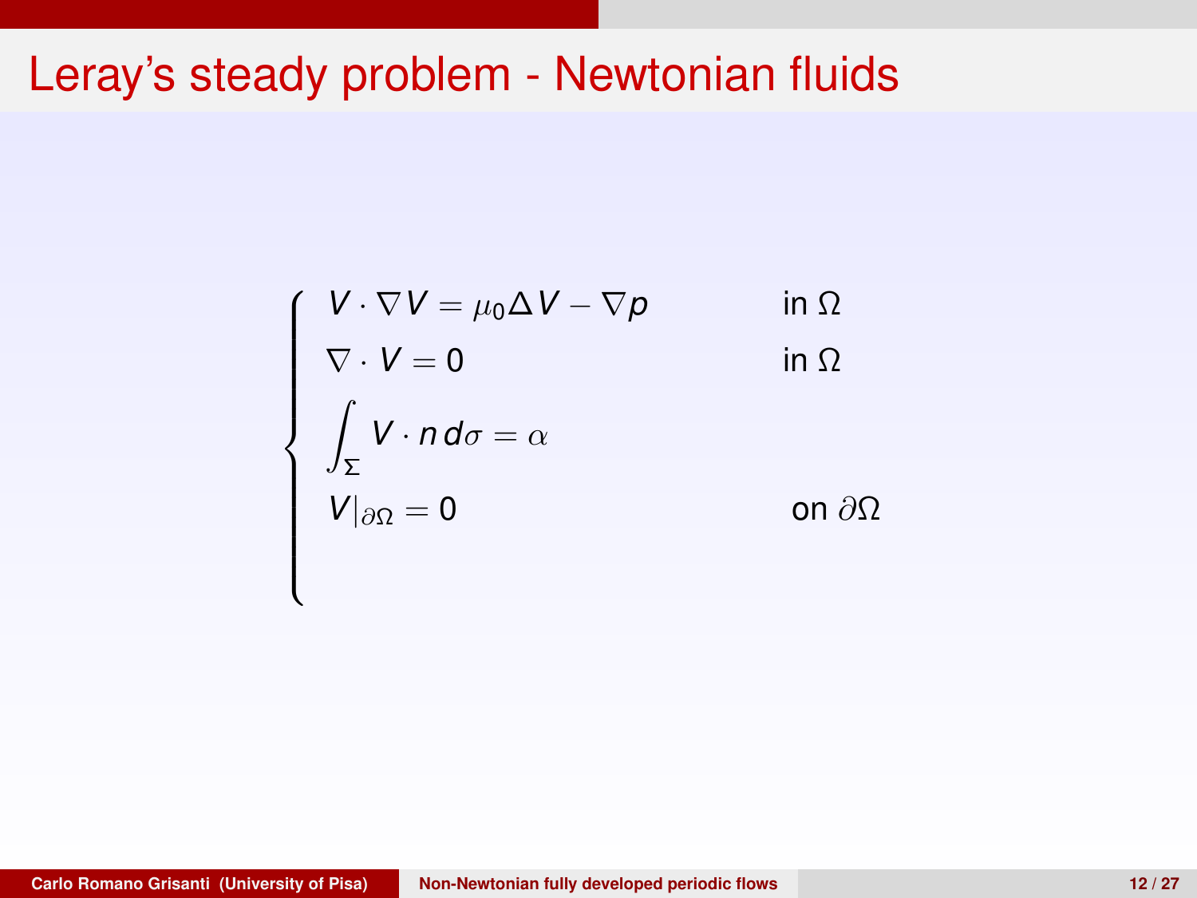# Leray's steady problem - Newtonian fluids

$$
\begin{cases}
V \cdot \nabla V = \mu_0 \Delta V - \nabla p & \text{in } \Omega \\
\nabla \cdot V = 0 & \text{in } \Omega \\
\displaystyle\int_\Sigma V \cdot n \, d\sigma = \alpha & \\
V|_{\partial\Omega} = 0 & \text{on } \partial\Omega
\end{cases}
$$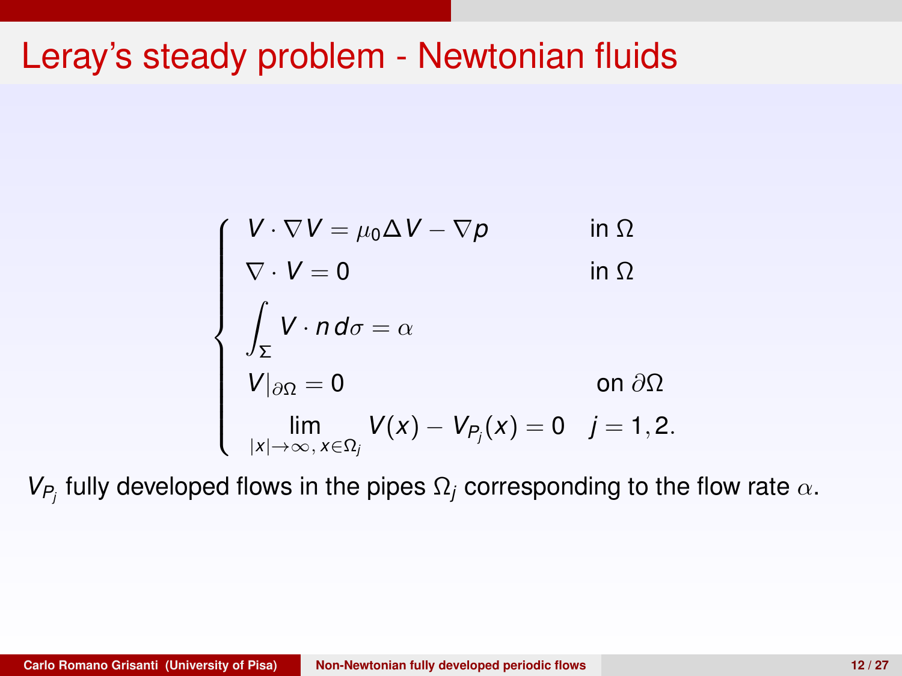# Leray's steady problem - Newtonian fluids

$$
\begin{cases}
V \cdot \nabla V = \mu_0 \Delta V - \nabla p & \text{in } \Omega \\
\nabla \cdot V = 0 & \text{in } \Omega \\
\displaystyle\int_\Sigma V \cdot n \, d\sigma = \alpha & \\
V|_{\partial\Omega} = 0 & \text{on } \partial\Omega \\
\displaystyle\lim_{|x|\to\infty,\, x\in\Omega_j} V(x) - V_{P_j}(x) = 0 & j = 1, 2.
\end{cases}
$$

$V_{P_j}$ fully developed flows in the pipes $\Omega_j$ corresponding to the flow rate $\alpha$.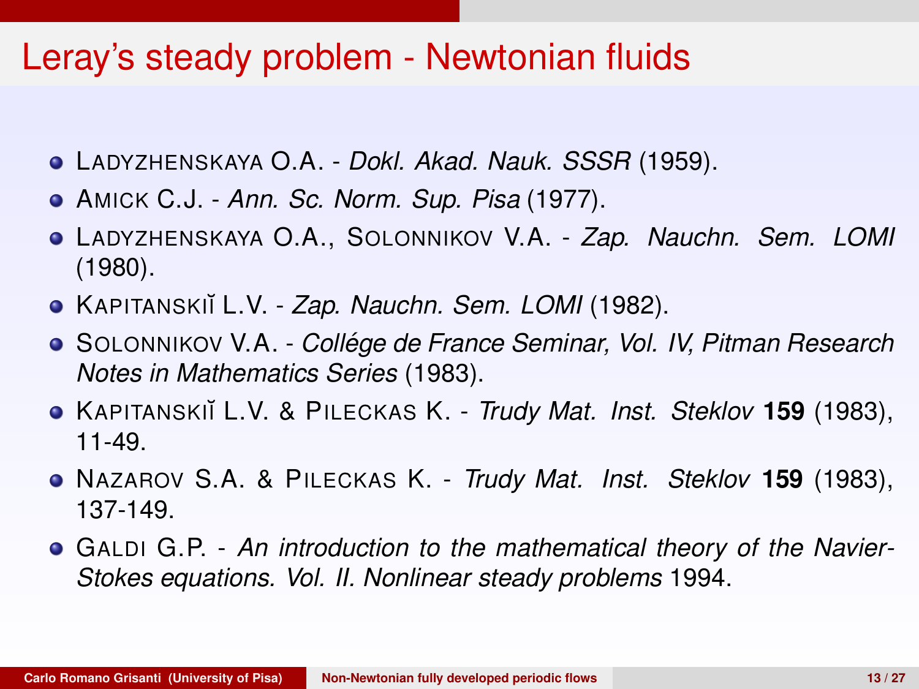# Leray's steady problem - Newtonian fluids

- LADYZHENSKAYA O.A. - *Dokl. Akad. Nauk. SSSR* (1959).
- AMICK C.J. - *Ann. Sc. Norm. Sup. Pisa* (1977).
- LADYZHENSKAYA O.A., SOLONNIKOV V.A. - *Zap. Nauchn. Sem. LOMI* (1980).
- KAPITANSKIĬ L.V. - *Zap. Nauchn. Sem. LOMI* (1982).
- SOLONNIKOV V.A. - *Collége de France Seminar, Vol. IV, Pitman Research Notes in Mathematics Series* (1983).
- KAPITANSKIĬ L.V. & PILECKAS K. - *Trudy Mat. Inst. Steklov* **159** (1983), 11-49.
- NAZAROV S.A. & PILECKAS K. - *Trudy Mat. Inst. Steklov* **159** (1983), 137-149.
- GALDI G.P. - *An introduction to the mathematical theory of the Navier-Stokes equations. Vol. II. Nonlinear steady problems* 1994.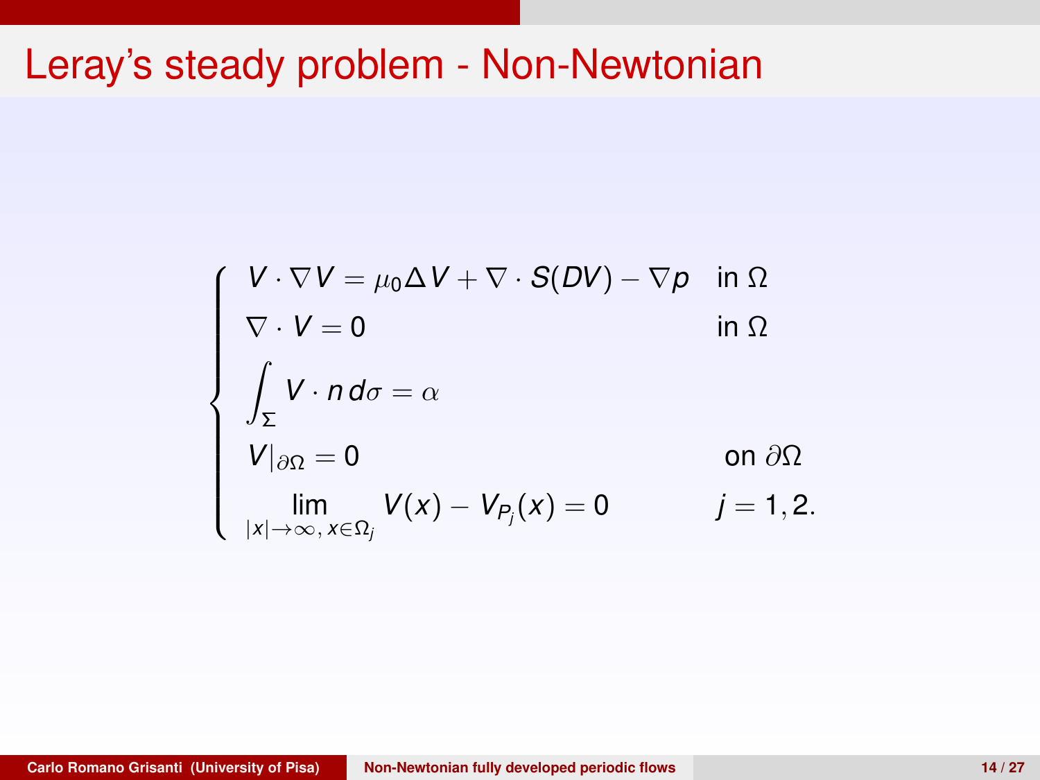# Leray's steady problem - Non-Newtonian

$$
\begin{cases}
V \cdot \nabla V = \mu_0 \Delta V + \nabla \cdot S(DV) - \nabla p & \text{in } \Omega \\
\nabla \cdot V = 0 & \text{in } \Omega \\
\displaystyle\int_\Sigma V \cdot n \, d\sigma = \alpha & \\
V|_{\partial\Omega} = 0 & \text{on } \partial\Omega \\
\displaystyle\lim_{|x|\to\infty,\, x\in\Omega_j} V(x) - V_{P_j}(x) = 0 & j = 1, 2.
\end{cases}
$$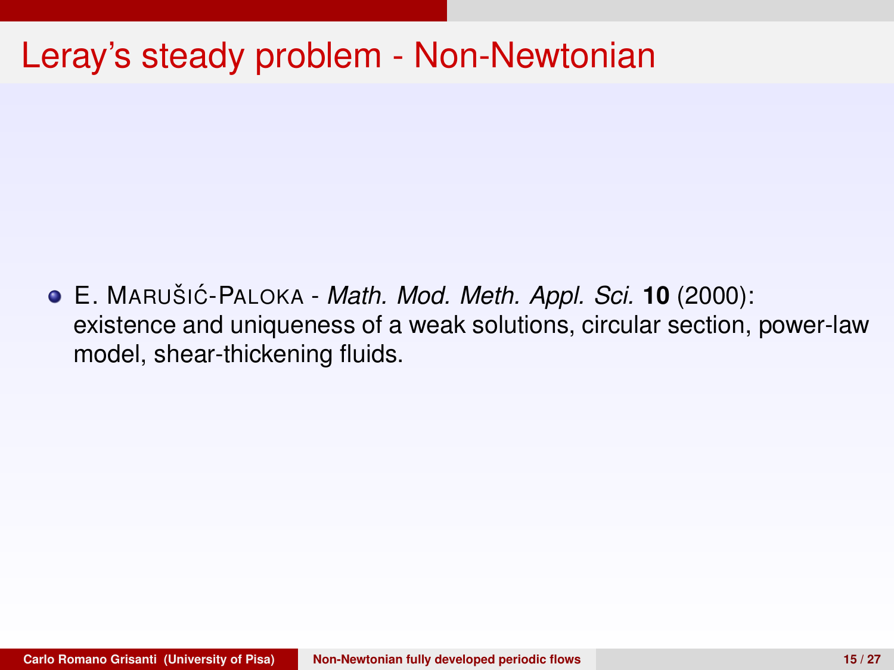# Leray's steady problem - Non-Newtonian

- E. Marušić-Paloka - *Math. Mod. Meth. Appl. Sci.* **10** (2000): existence and uniqueness of a weak solutions, circular section, power-law model, shear-thickening fluids.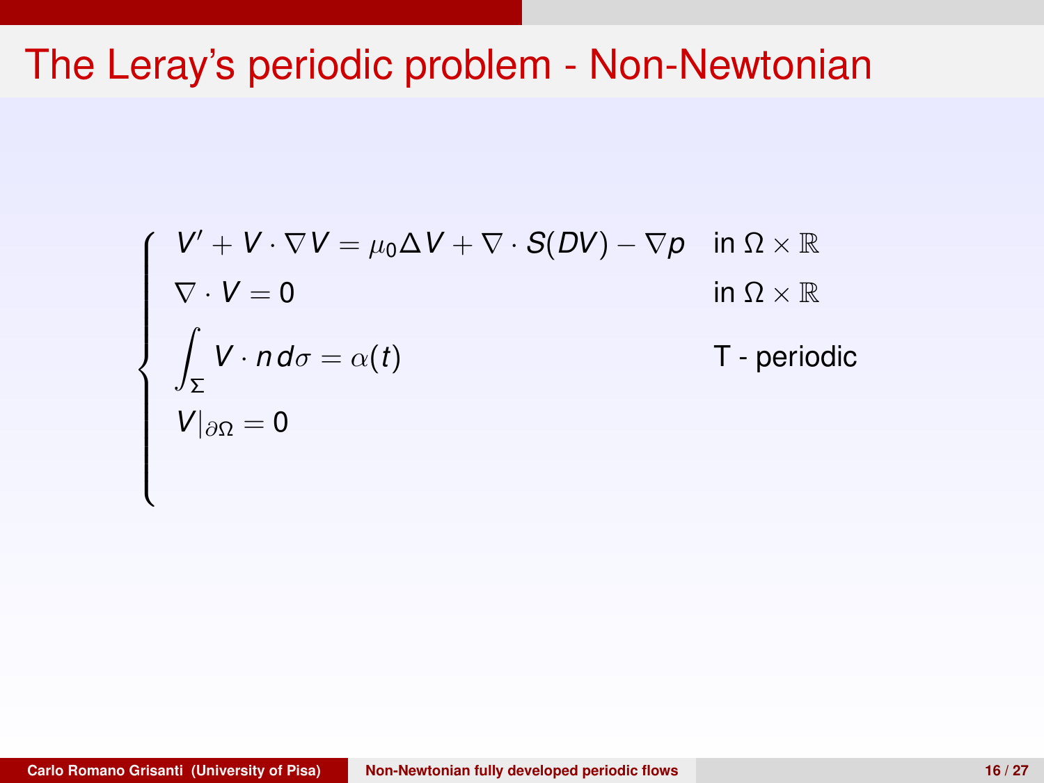# The Leray's periodic problem - Non-Newtonian

$$
\begin{cases}
V' + V \cdot \nabla V = \mu_0 \Delta V + \nabla \cdot S(DV) - \nabla p & \text{in } \Omega \times \mathbb{R} \\
\nabla \cdot V = 0 & \text{in } \Omega \times \mathbb{R} \\
\displaystyle\int_{\Sigma} V \cdot n \, d\sigma = \alpha(t) & \text{T - periodic} \\
V|_{\partial\Omega} = 0 &
\end{cases}
$$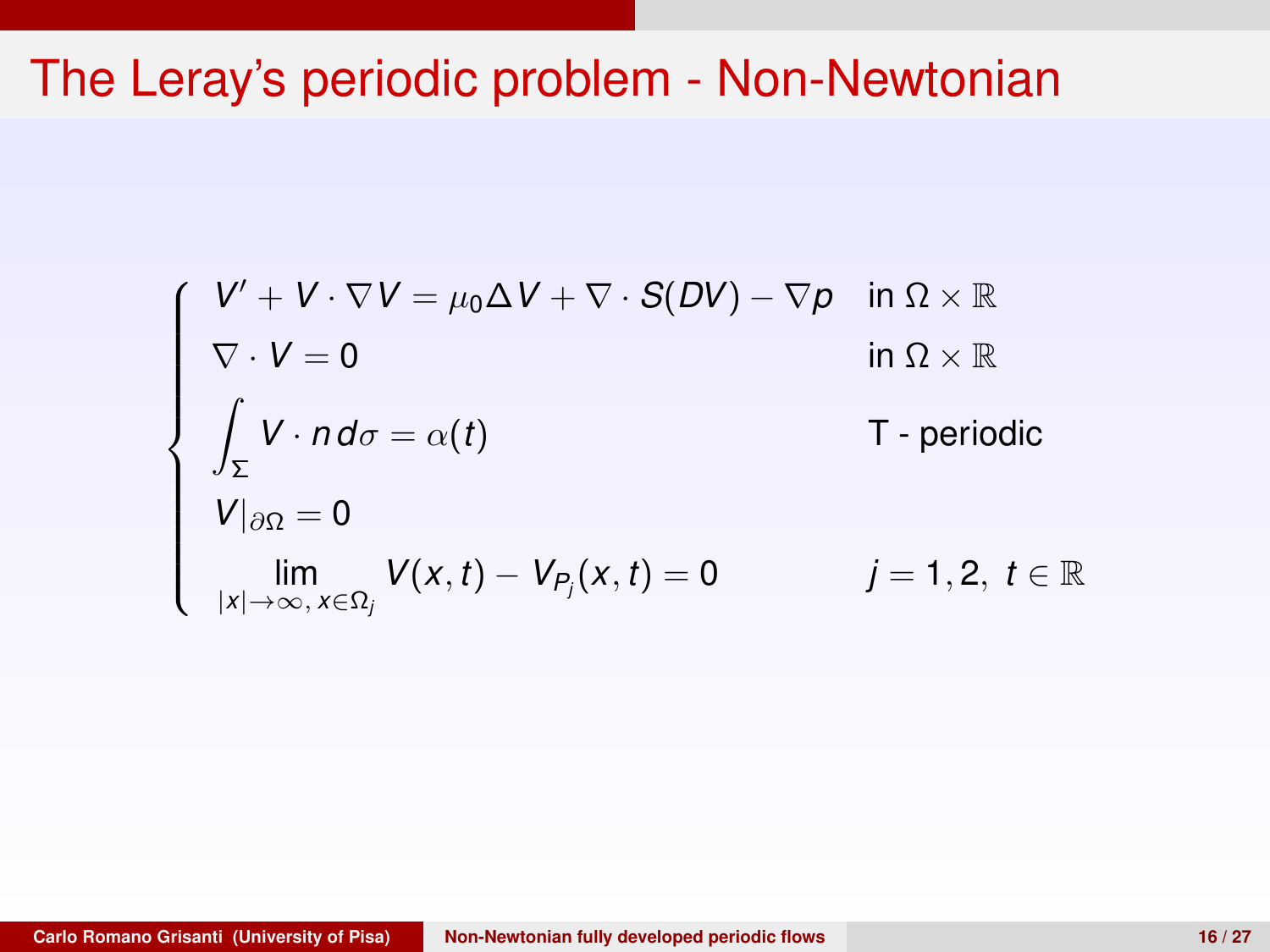# The Leray's periodic problem - Non-Newtonian

$$
\begin{cases}
V' + V \cdot \nabla V = \mu_0 \Delta V + \nabla \cdot S(DV) - \nabla p & \text{in } \Omega \times \mathbb{R} \\
\nabla \cdot V = 0 & \text{in } \Omega \times \mathbb{R} \\
\displaystyle\int_\Sigma V \cdot n \, d\sigma = \alpha(t) & \text{T - periodic} \\
V|_{\partial\Omega} = 0 & \\
\displaystyle\lim_{|x| \to \infty,\, x \in \Omega_j} V(x,t) - V_{P_j}(x,t) = 0 & j = 1, 2, \; t \in \mathbb{R}
\end{cases}
$$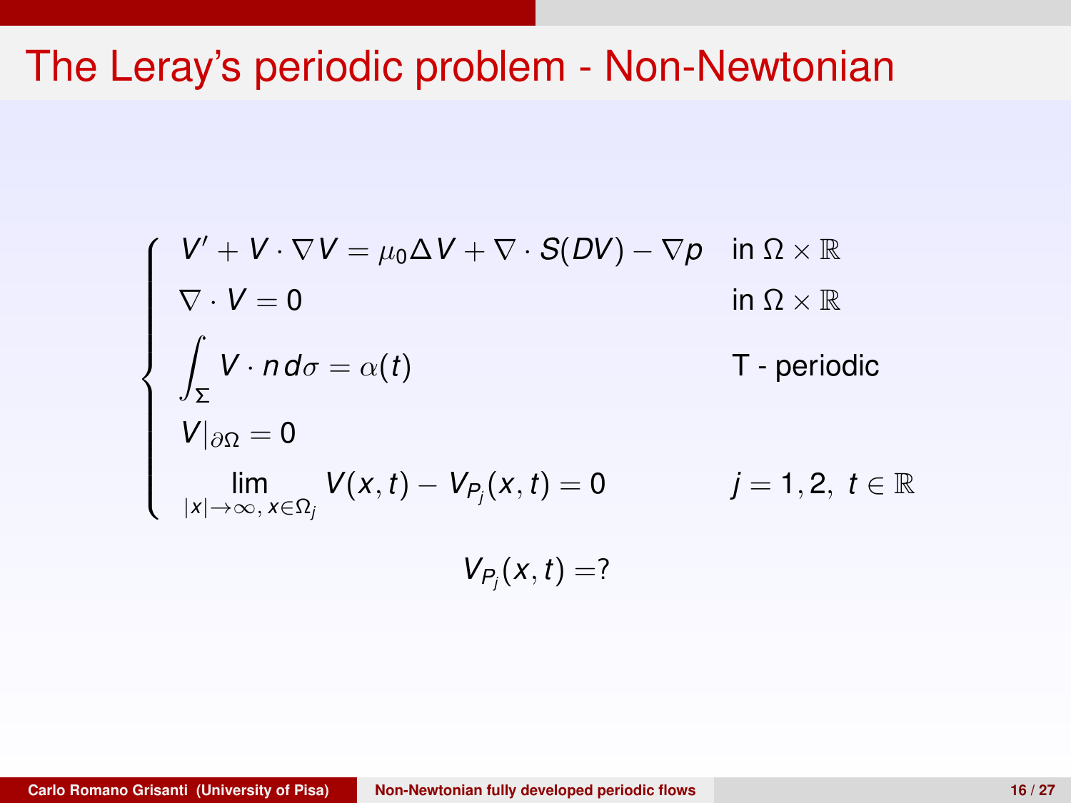# The Leray's periodic problem - Non-Newtonian

$$
\begin{cases}
V' + V \cdot \nabla V = \mu_0 \Delta V + \nabla \cdot S(DV) - \nabla p & \text{in } \Omega \times \mathbb{R} \\
\nabla \cdot V = 0 & \text{in } \Omega \times \mathbb{R} \\
\displaystyle\int_\Sigma V \cdot n \, d\sigma = \alpha(t) & \text{T - periodic} \\
V|_{\partial\Omega} = 0 & \\
\displaystyle\lim_{|x|\to\infty,\, x\in\Omega_j} V(x,t) - V_{P_j}(x,t) = 0 & j = 1,2,\ t \in \mathbb{R}
\end{cases}
$$

$$
V_{P_j}(x,t) = ?
$$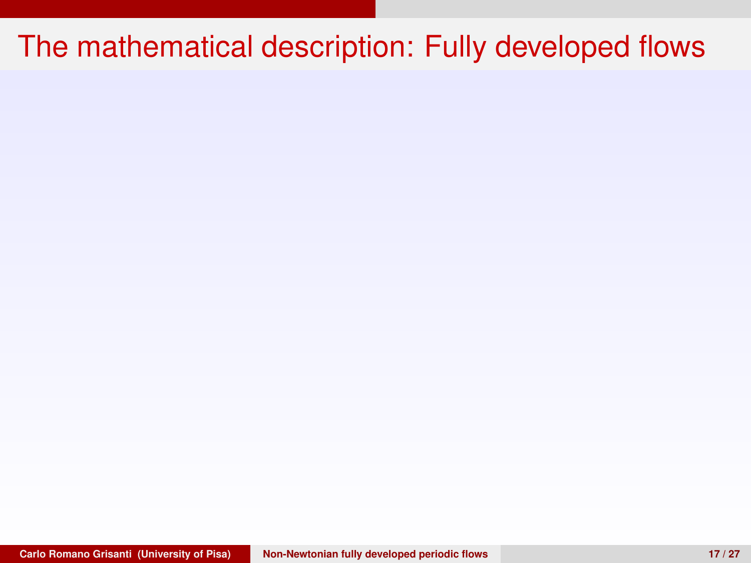# The mathematical description: Fully developed flows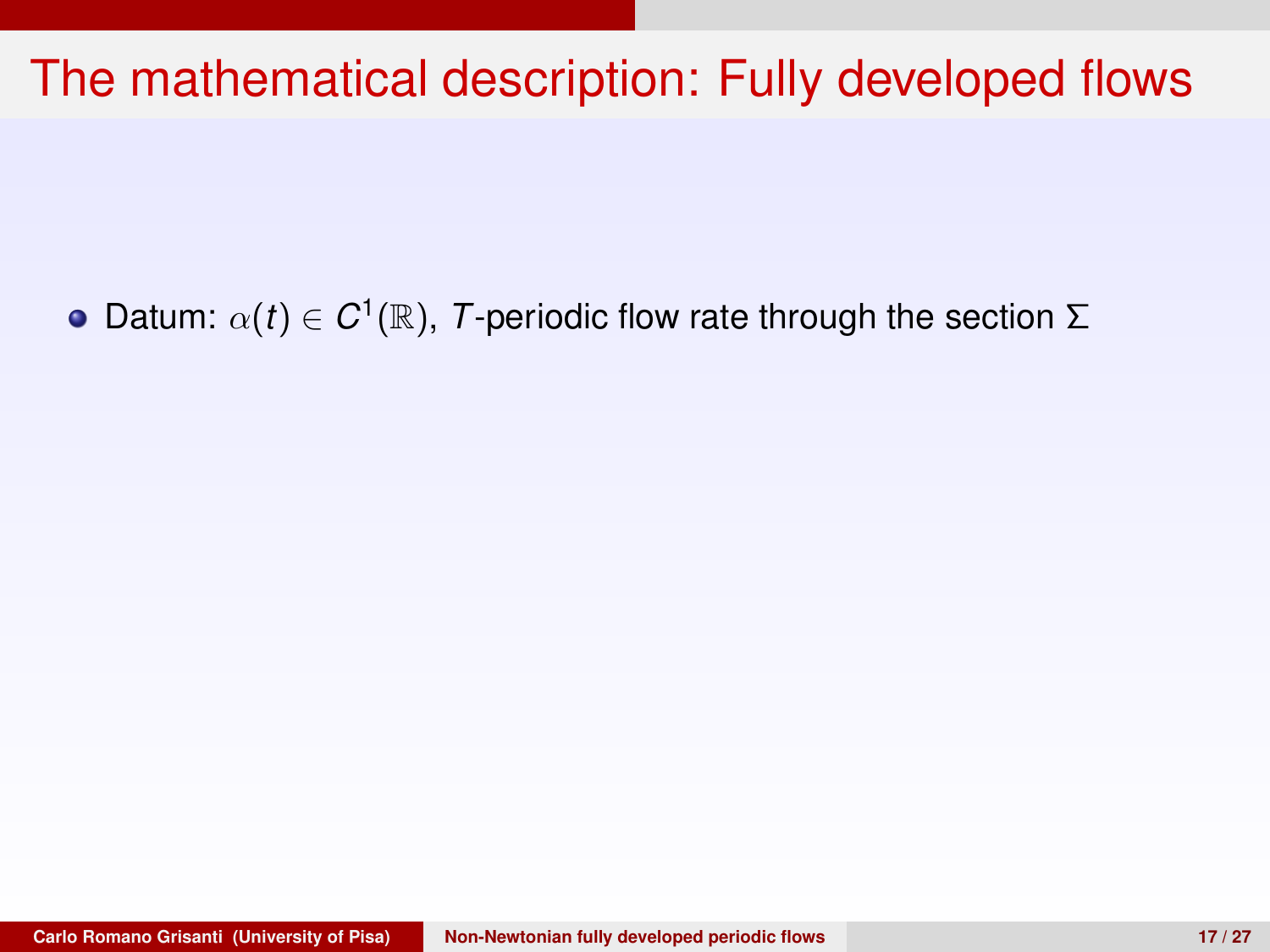# The mathematical description: Fully developed flows

- Datum: $\alpha(t) \in C^1(\mathbb{R})$, $T$-periodic flow rate through the section $\Sigma$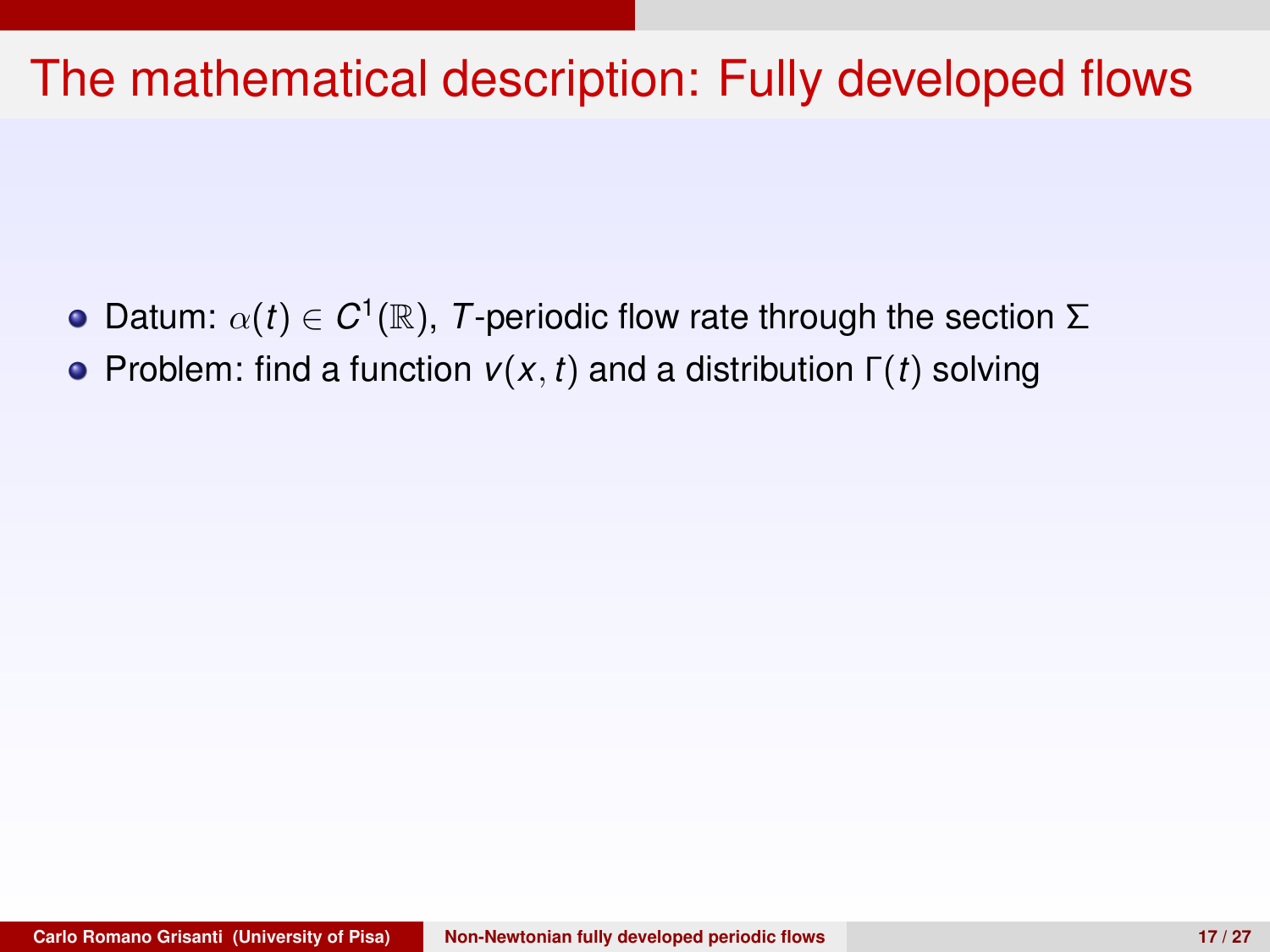# The mathematical description: Fully developed flows

- Datum: $\alpha(t) \in C^1(\mathbb{R})$, $T$-periodic flow rate through the section $\Sigma$
- Problem: find a function $v(x, t)$ and a distribution $\Gamma(t)$ solving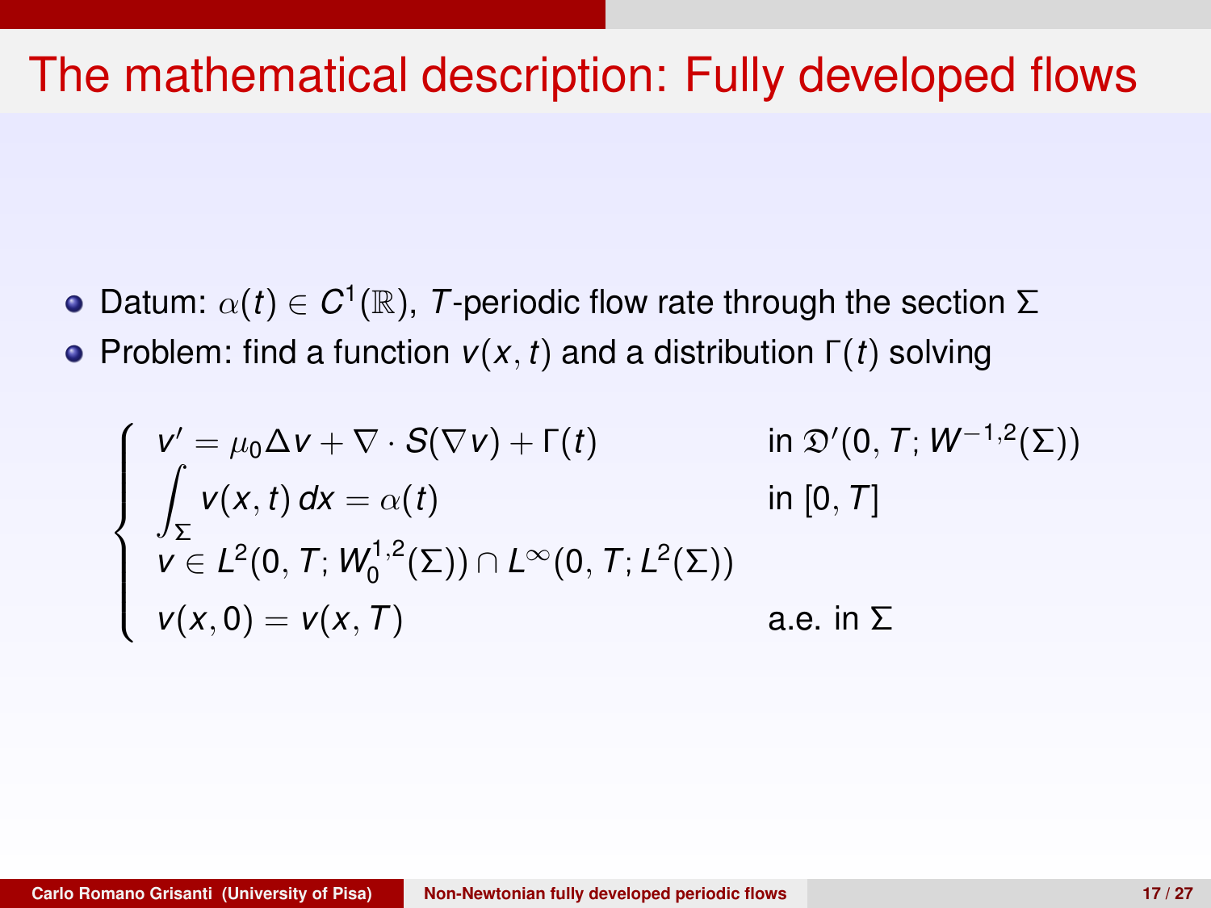# The mathematical description: Fully developed flows

- Datum: $\alpha(t) \in C^1(\mathbb{R})$, $T$-periodic flow rate through the section $\Sigma$
- Problem: find a function $v(x,t)$ and a distribution $\Gamma(t)$ solving

$$
\begin{cases}
v' = \mu_0 \Delta v + \nabla \cdot S(\nabla v) + \Gamma(t) & \text{in } \mathfrak{D}'(0,T;W^{-1,2}(\Sigma)) \\
\displaystyle\int_\Sigma v(x,t)\,dx = \alpha(t) & \text{in } [0,T] \\
v \in L^2(0,T;W_0^{1,2}(\Sigma)) \cap L^\infty(0,T;L^2(\Sigma)) & \\
v(x,0) = v(x,T) & \text{a.e. in } \Sigma
\end{cases}
$$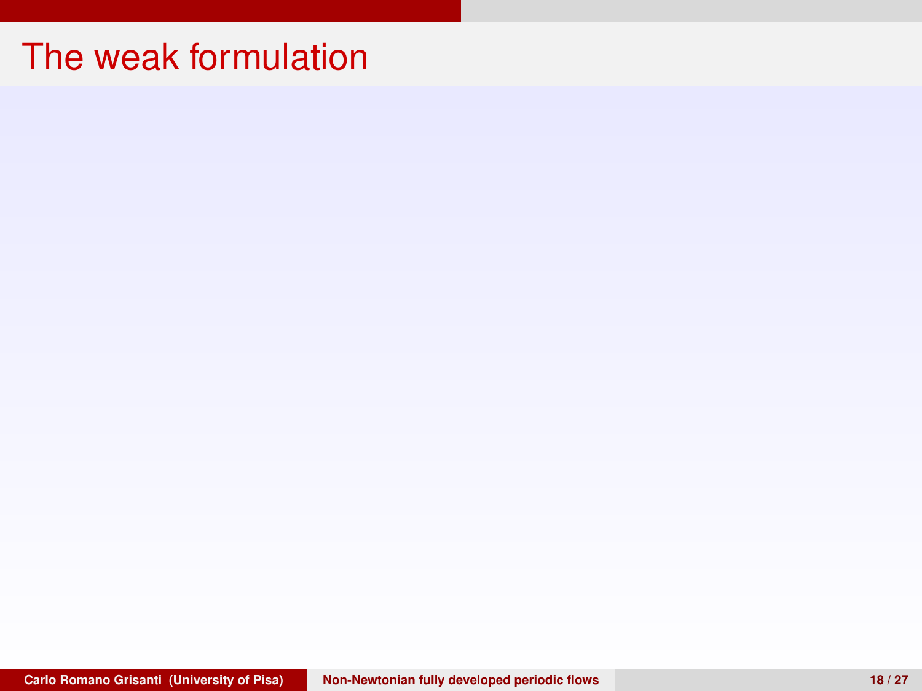# The weak formulation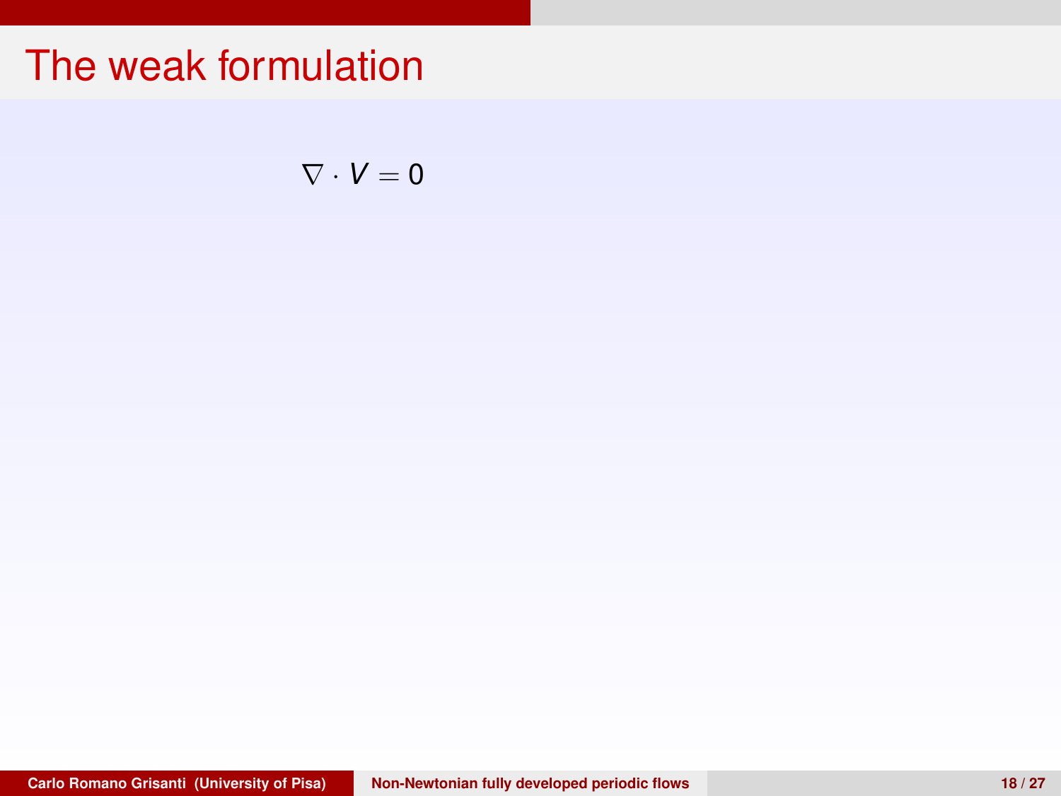# The weak formulation

$$\nabla \cdot V = 0$$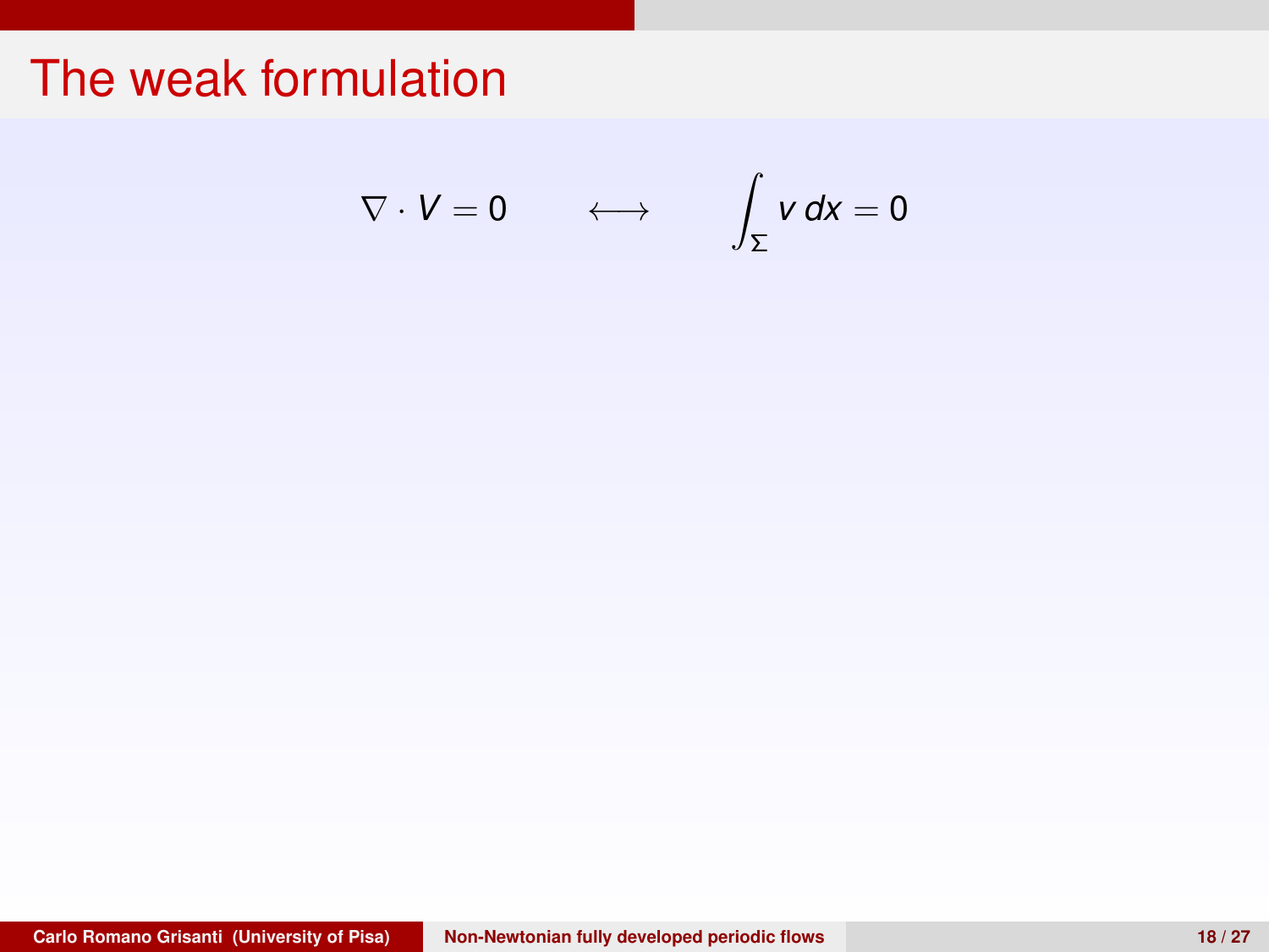# The weak formulation

$$\nabla \cdot V = 0 \qquad \longleftrightarrow \qquad \int_\Sigma v \, dx = 0$$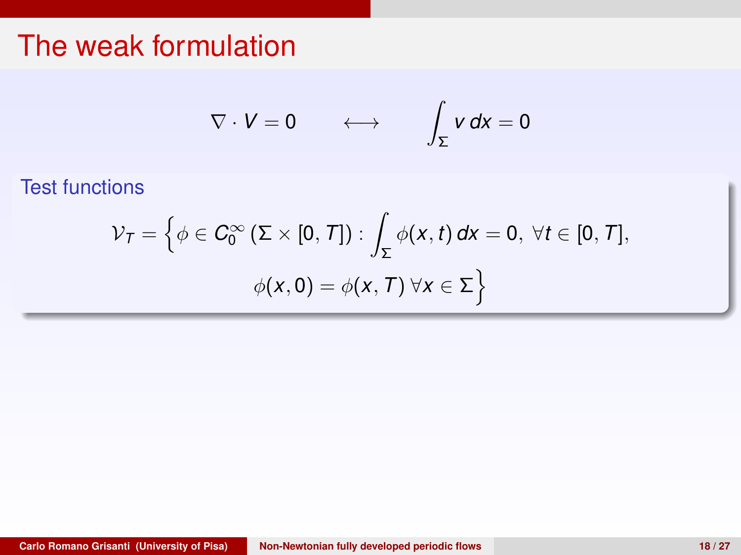# The weak formulation

$$\nabla \cdot V = 0 \qquad \longleftrightarrow \qquad \int_{\Sigma} v \, dx = 0$$

## Test functions

$$\mathcal{V}_T = \Big\{ \phi \in C_0^\infty \left( \Sigma \times [0, T] \right) : \int_{\Sigma} \phi(x,t) \, dx = 0, \ \forall t \in [0, T], \\ \phi(x, 0) = \phi(x, T) \ \forall x \in \Sigma \Big\}$$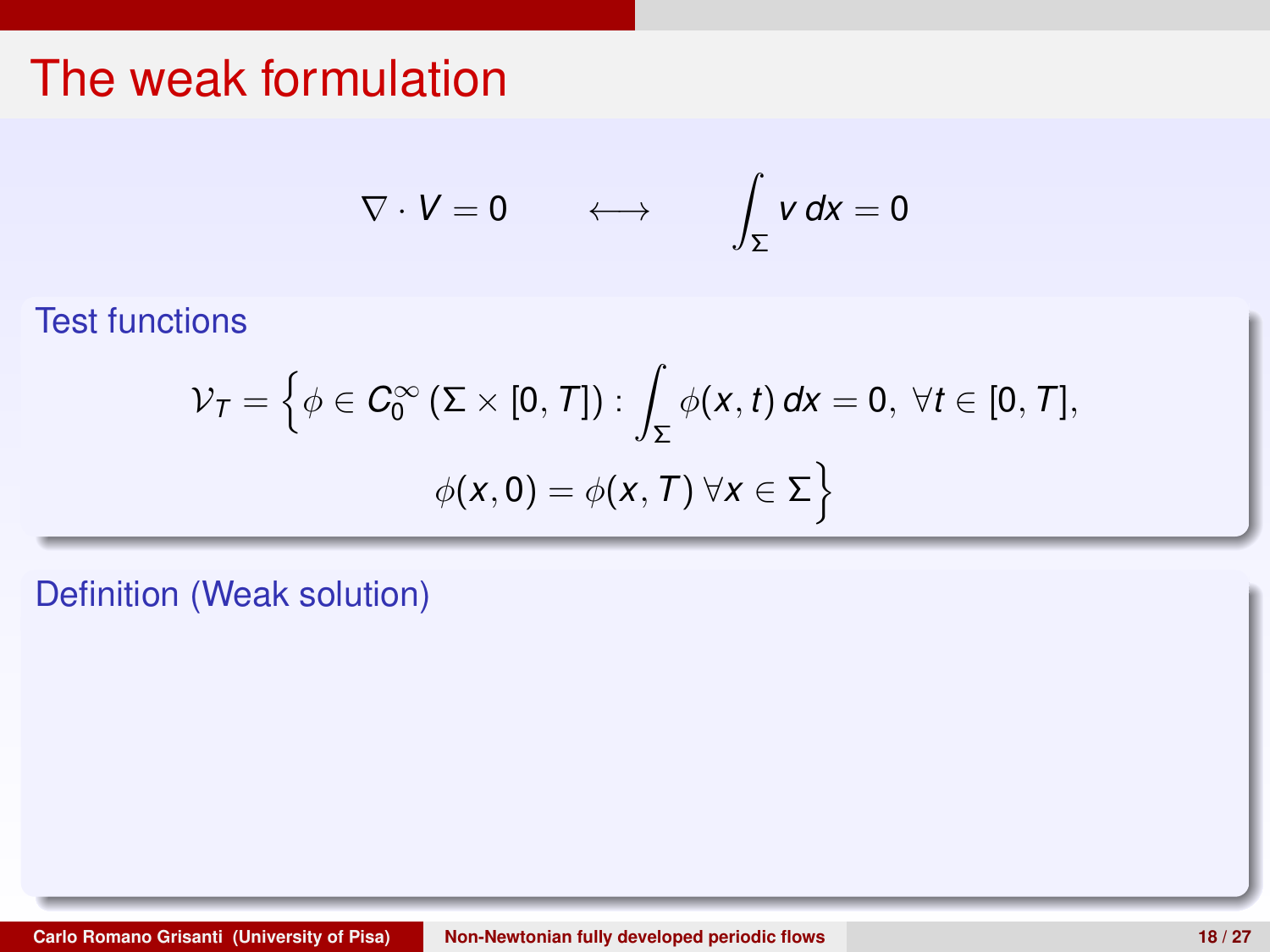# The weak formulation

$$\nabla \cdot V = 0 \qquad \longleftrightarrow \qquad \int_\Sigma v \, dx = 0$$

### Test functions

$$\mathcal{V}_T = \Big\{ \phi \in C_0^\infty \left( \Sigma \times [0,T] \right) : \int_\Sigma \phi(x,t) \, dx = 0, \ \forall t \in [0,T], \\ \phi(x,0) = \phi(x,T) \ \forall x \in \Sigma \Big\}$$

### Definition (Weak solution)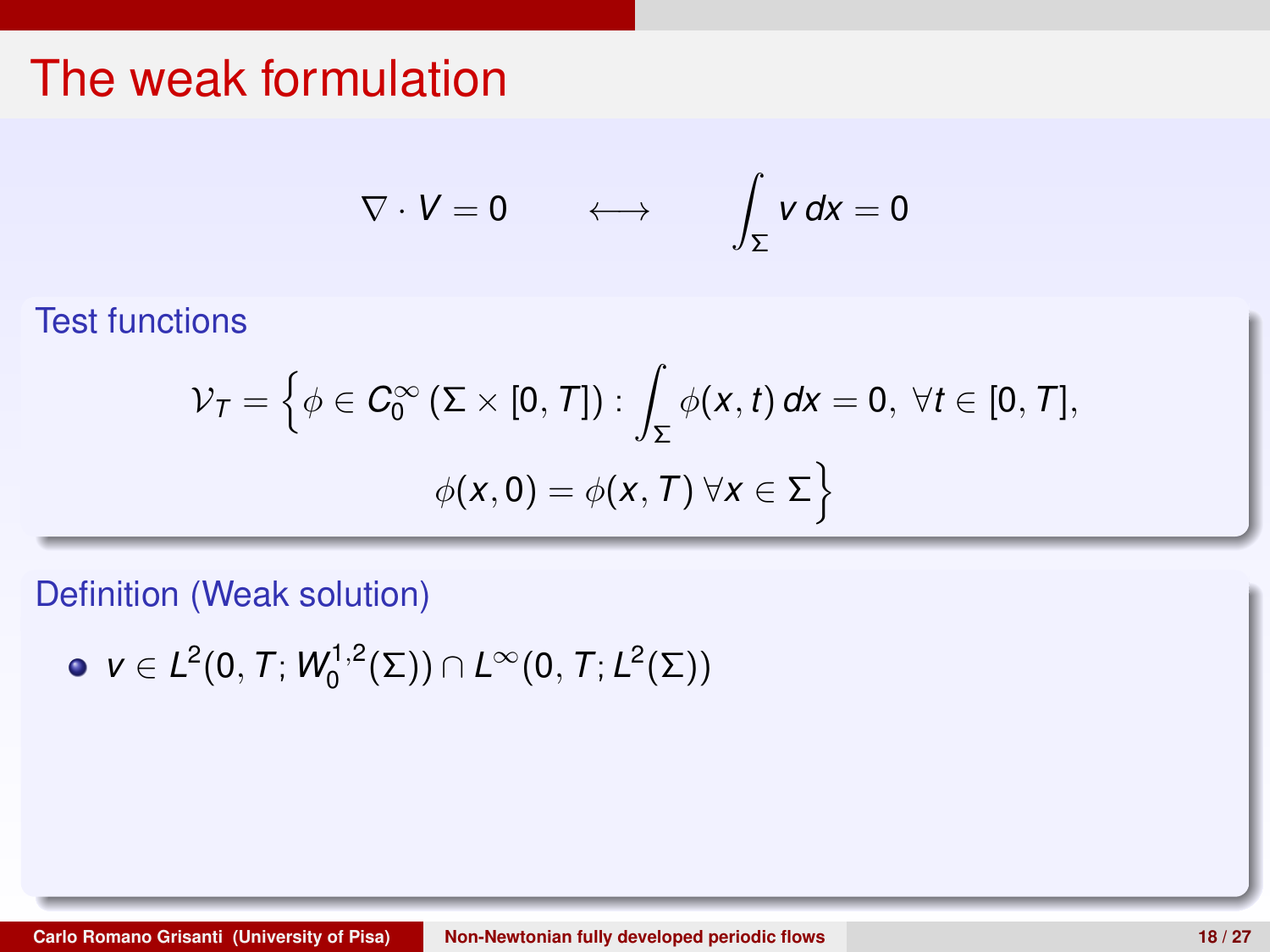# The weak formulation

$$\nabla \cdot V = 0 \qquad \longleftrightarrow \qquad \int_\Sigma v \, dx = 0$$

### Test functions

$$\mathcal{V}_T = \Big\{ \phi \in C_0^\infty \left( \Sigma \times [0,T] \right) : \int_\Sigma \phi(x,t) \, dx = 0, \ \forall t \in [0,T], \\ \phi(x,0) = \phi(x,T) \ \forall x \in \Sigma \Big\}$$

### Definition (Weak solution)

- $v \in L^2(0,T; W_0^{1,2}(\Sigma)) \cap L^\infty(0,T; L^2(\Sigma))$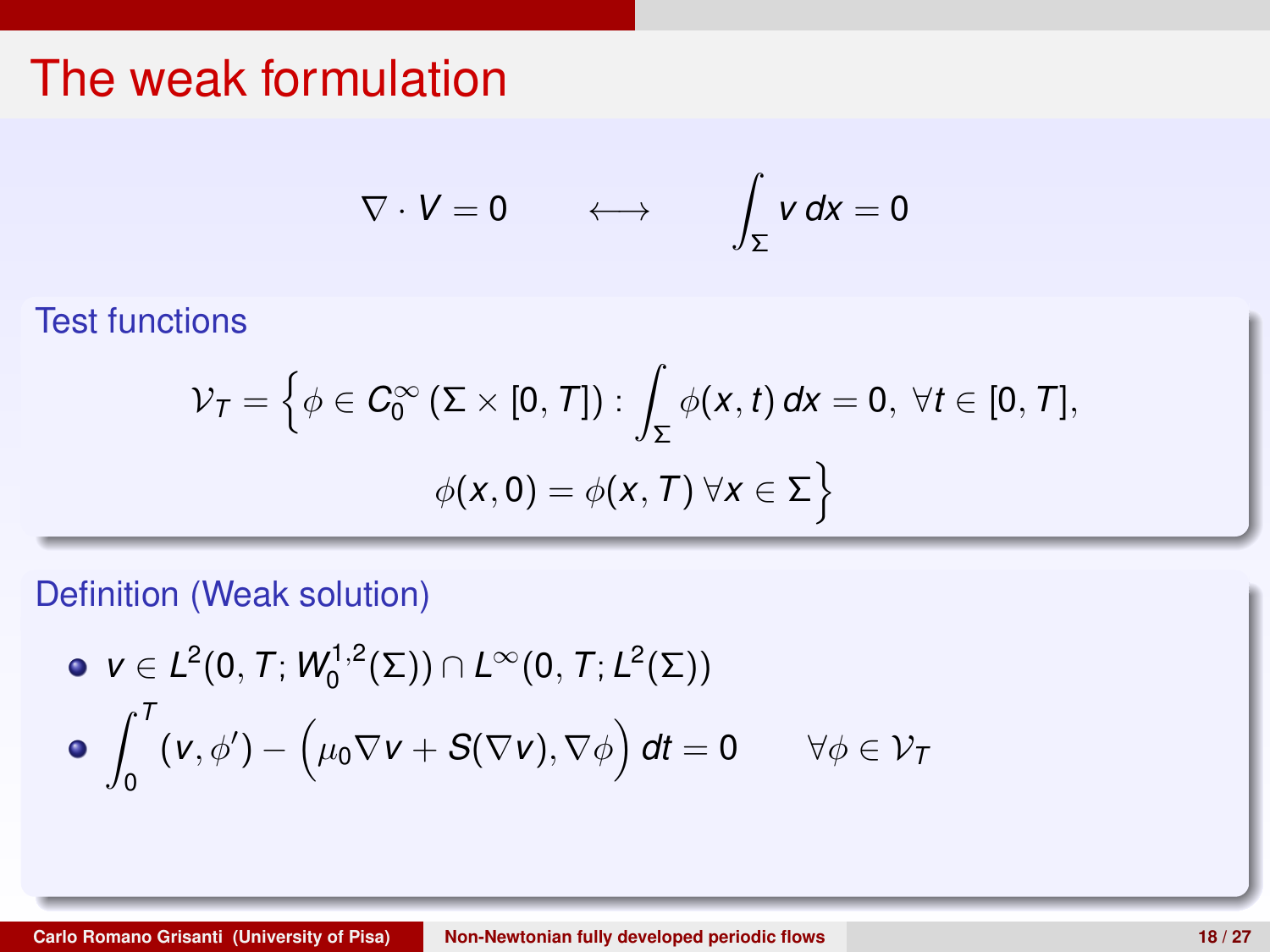# The weak formulation

$$\nabla \cdot V = 0 \qquad \longleftrightarrow \qquad \int_\Sigma v\, dx = 0$$

### Test functions

$$\mathcal{V}_T = \Big\{ \phi \in C_0^\infty(\Sigma \times [0,T]) : \int_\Sigma \phi(x,t)\, dx = 0,\ \forall t \in [0,T], \\ \phi(x,0) = \phi(x,T)\ \forall x \in \Sigma \Big\}$$

### Definition (Weak solution)

- $v \in L^2(0,T; W_0^{1,2}(\Sigma)) \cap L^\infty(0,T; L^2(\Sigma))$
- $\displaystyle\int_0^T (v, \phi') - \Big( \mu_0 \nabla v + S(\nabla v), \nabla \phi \Big)\, dt = 0 \qquad \forall \phi \in \mathcal{V}_T$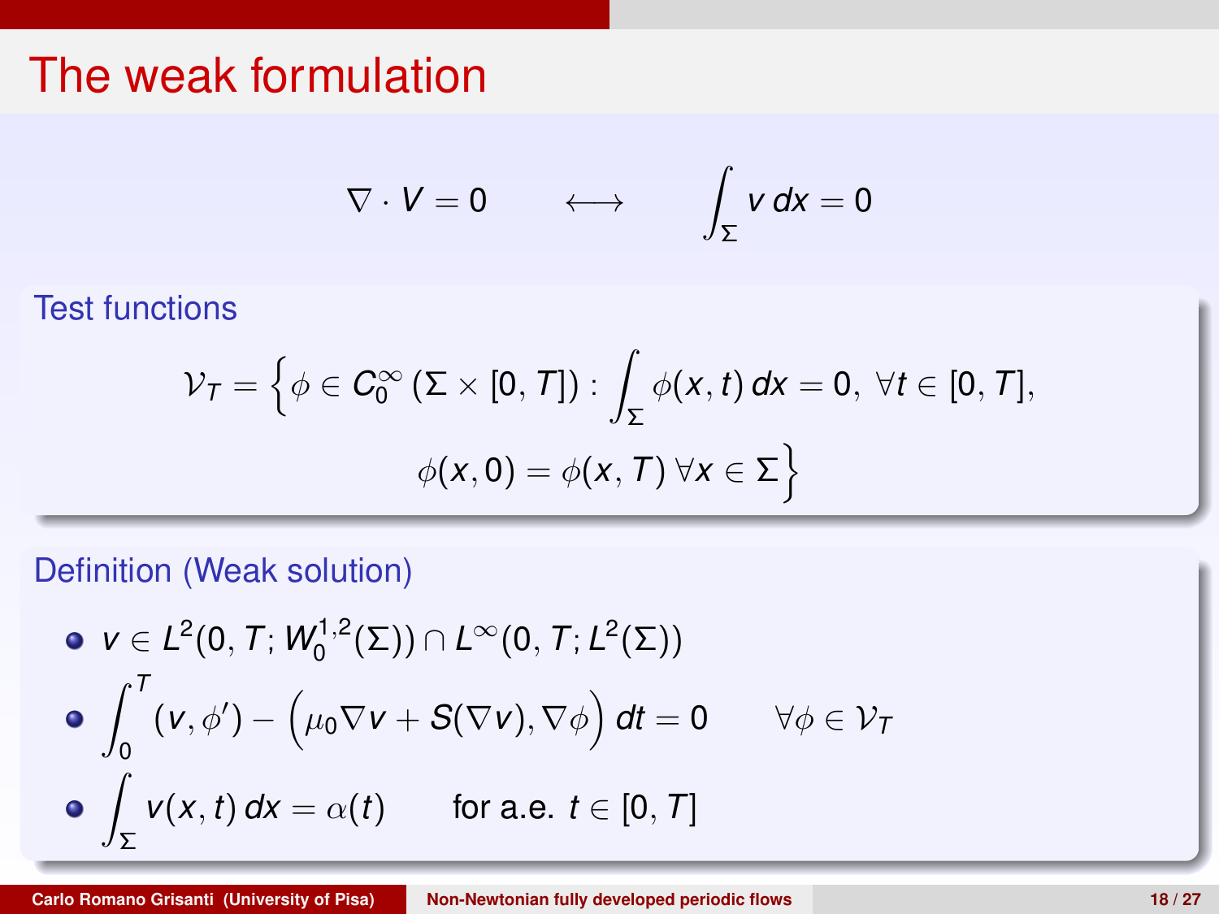# The weak formulation

$$\nabla \cdot V = 0 \qquad \longleftrightarrow \qquad \int_\Sigma v\, dx = 0$$

### Test functions

$$\mathcal{V}_T = \Big\{ \phi \in C_0^\infty(\Sigma \times [0,T]) : \int_\Sigma \phi(x,t)\, dx = 0, \ \forall t \in [0,T], \\ \phi(x,0) = \phi(x,T)\ \forall x \in \Sigma \Big\}$$

### Definition (Weak solution)

- $v \in L^2(0,T; W_0^{1,2}(\Sigma)) \cap L^\infty(0,T; L^2(\Sigma))$
- $\displaystyle\int_0^T (v, \phi') - \Big(\mu_0 \nabla v + S(\nabla v), \nabla \phi\Big)\, dt = 0 \qquad \forall \phi \in \mathcal{V}_T$
- $\displaystyle\int_\Sigma v(x,t)\, dx = \alpha(t) \qquad$ for a.e. $t \in [0,T]$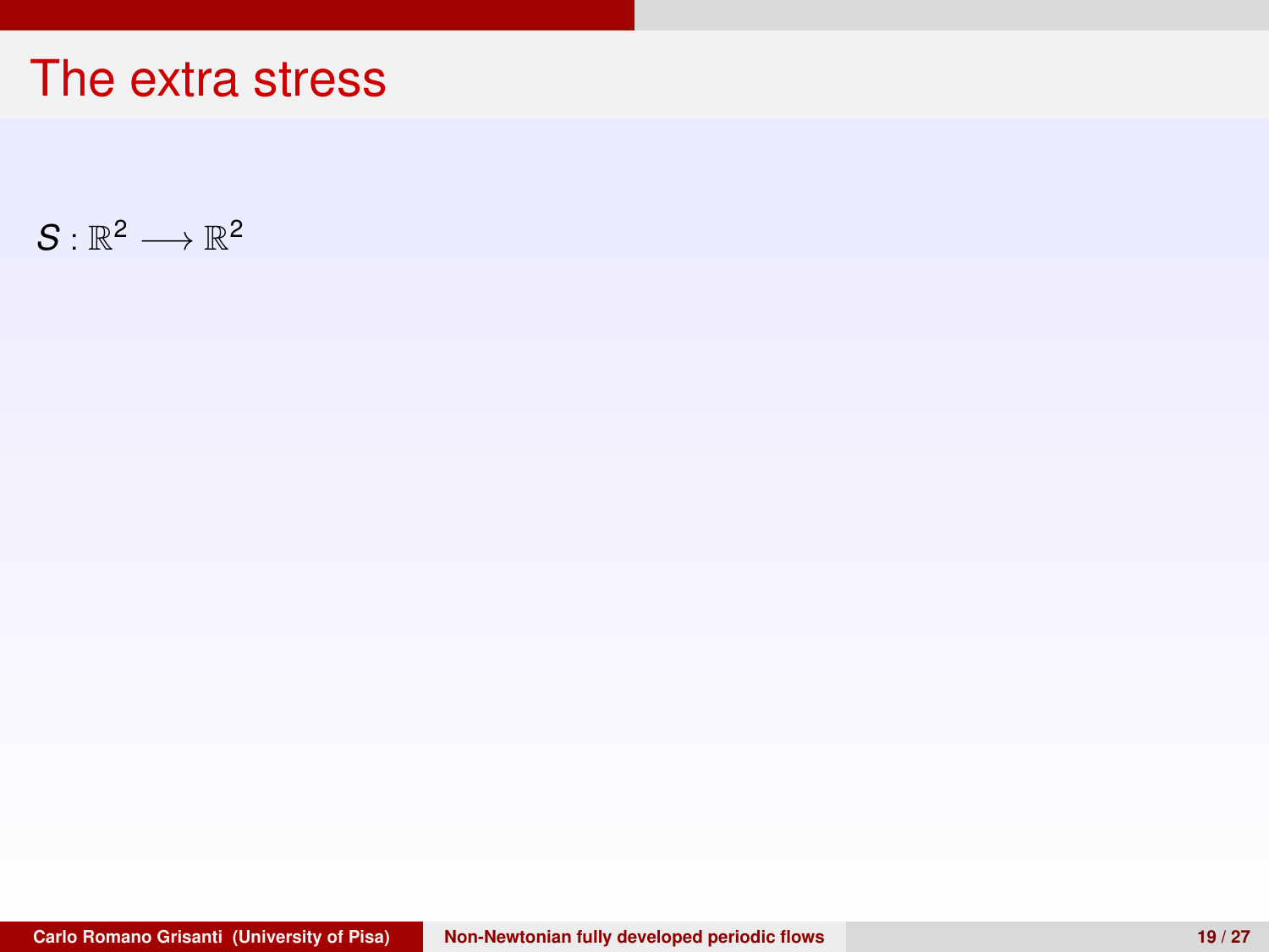# The extra stress

$S : \mathbb{R}^2 \longrightarrow \mathbb{R}^2$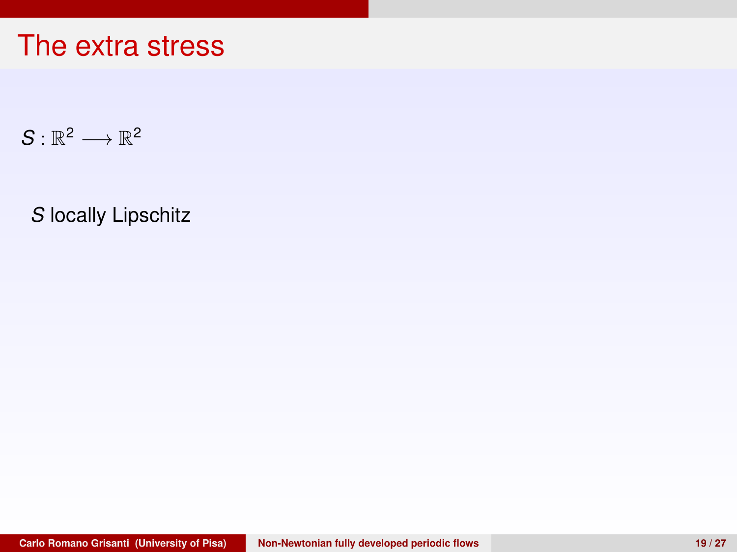# The extra stress

$S : \mathbb{R}^2 \longrightarrow \mathbb{R}^2$

$S$ locally Lipschitz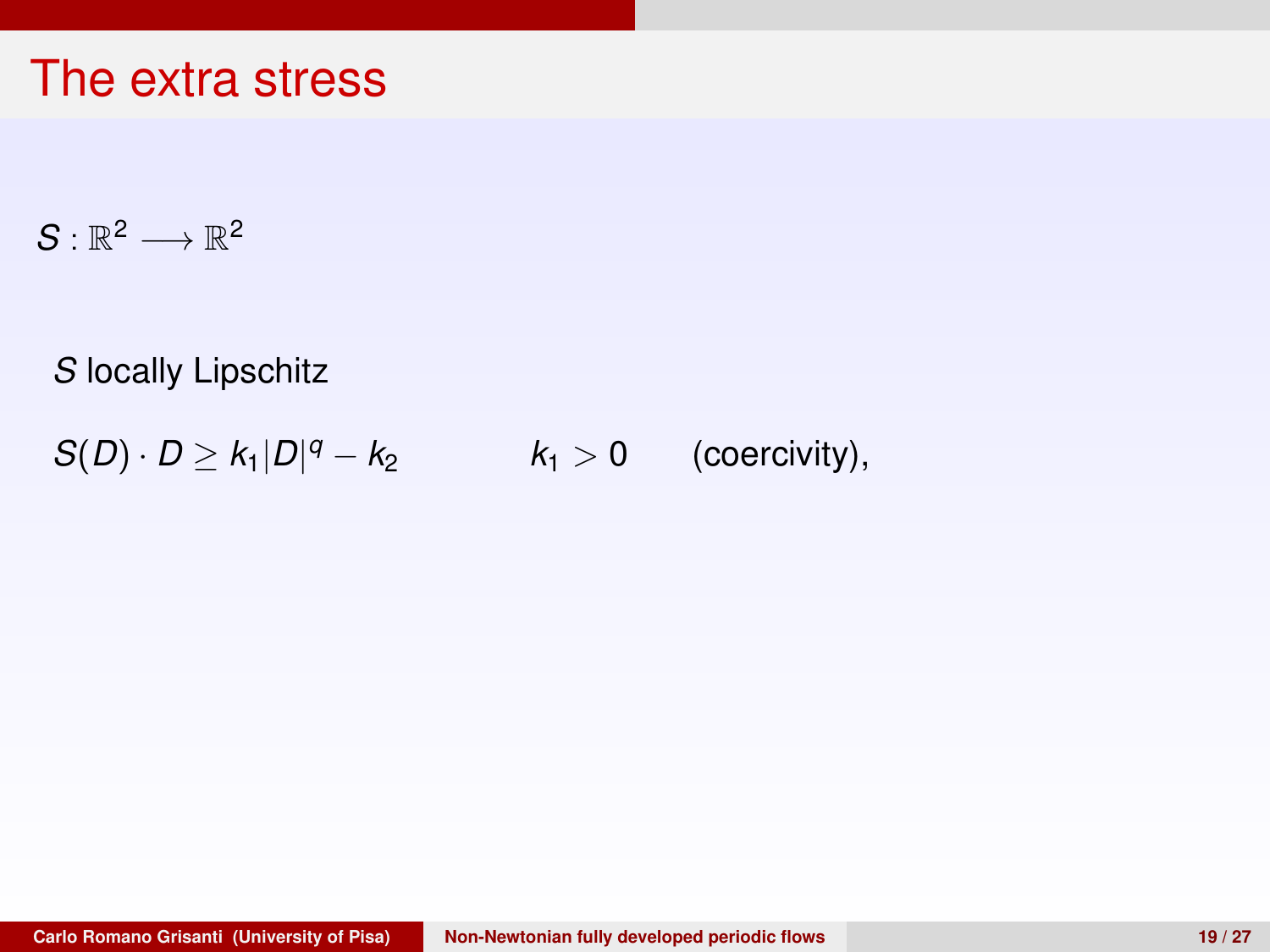# The extra stress

$S : \mathbb{R}^2 \longrightarrow \mathbb{R}^2$

$S$ locally Lipschitz

$S(D) \cdot D \geq k_1 |D|^q - k_2 \qquad k_1 > 0 \qquad$ (coercivity),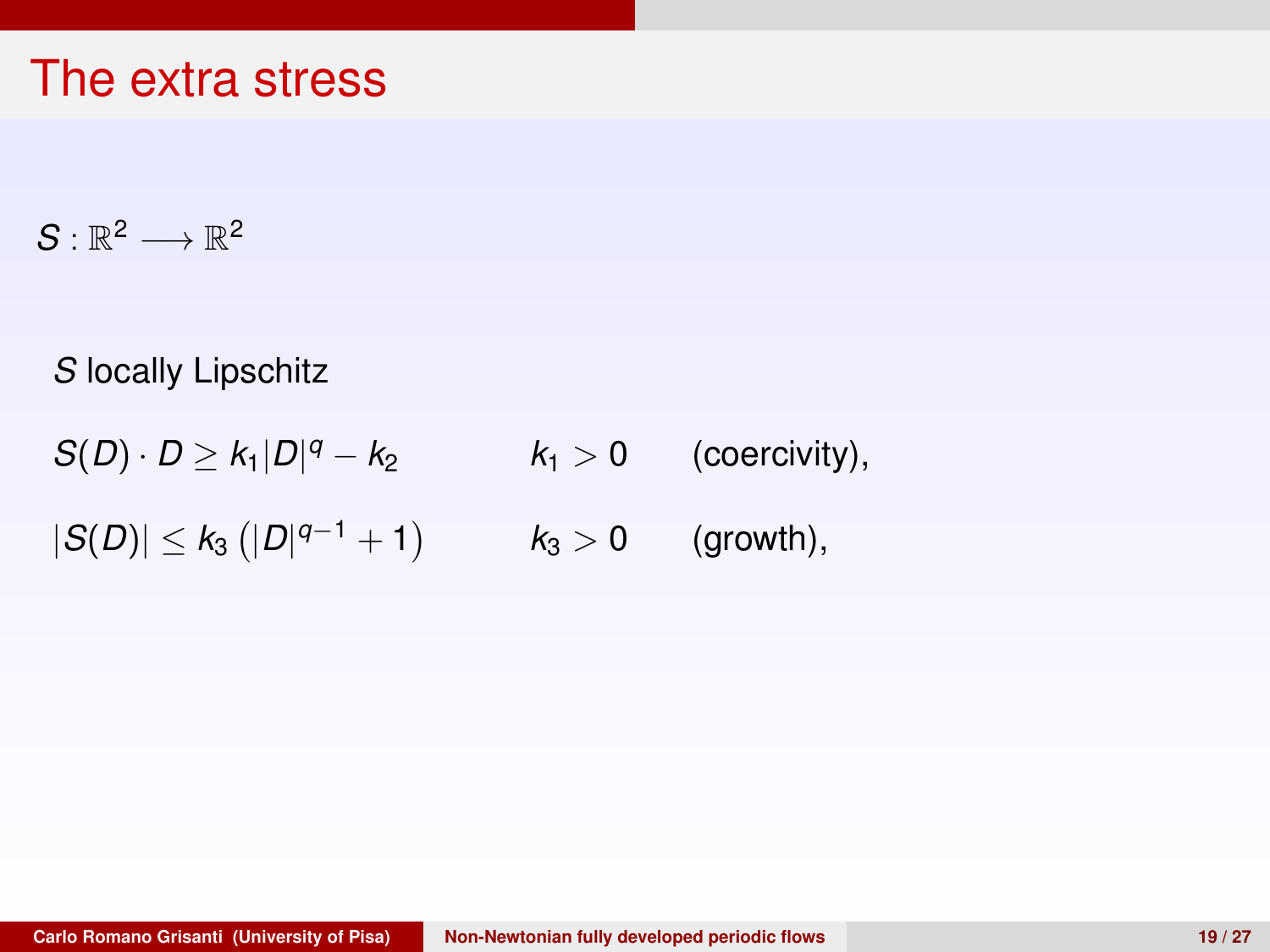# The extra stress

$S : \mathbb{R}^2 \longrightarrow \mathbb{R}^2$

$S$ locally Lipschitz

$S(D) \cdot D \geq k_1 |D|^q - k_2$ $\quad k_1 > 0 \quad$ (coercivity),

$|S(D)| \leq k_3 \left( |D|^{q-1} + 1 \right)$ $\quad k_3 > 0 \quad$ (growth),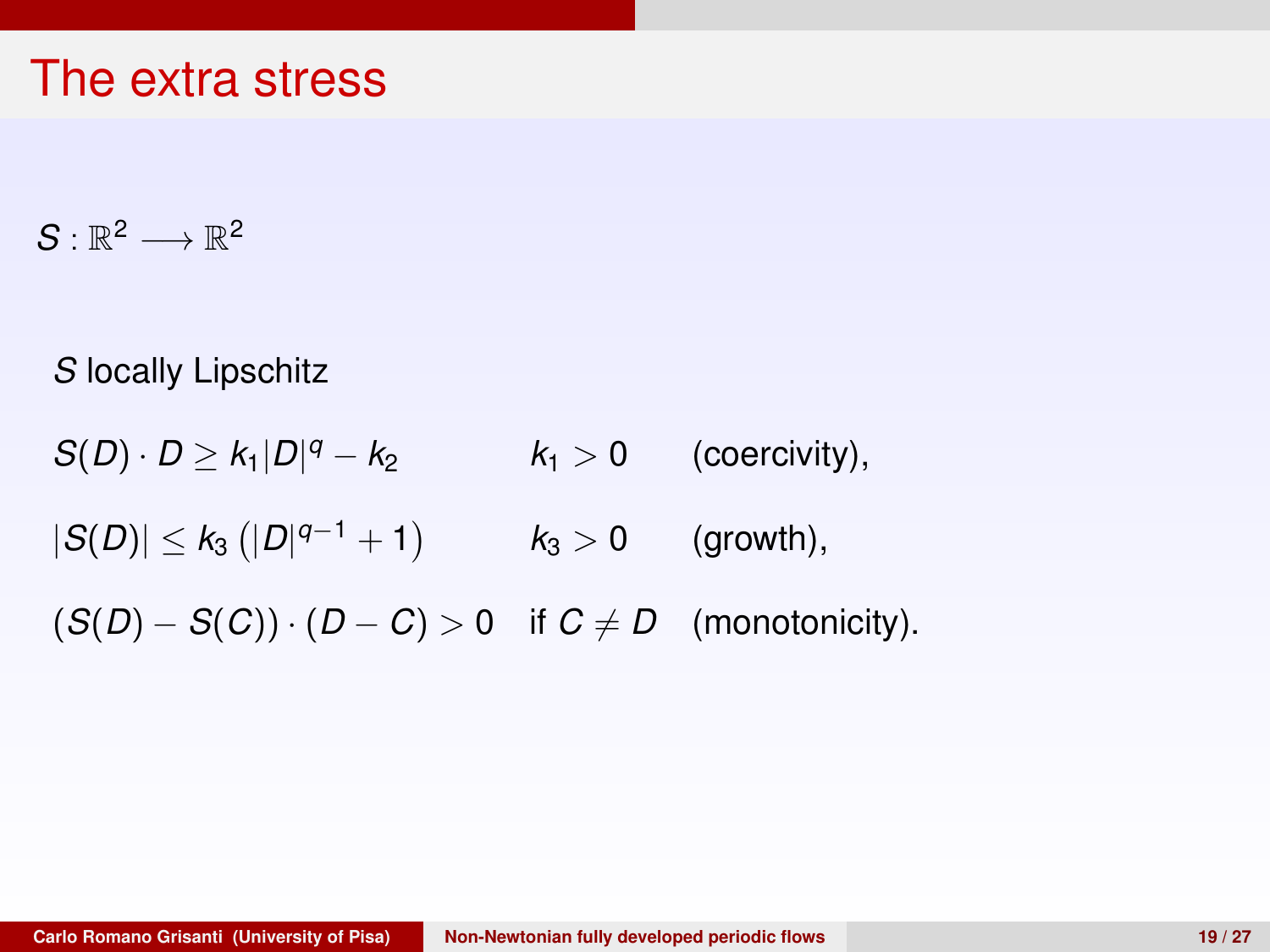# The extra stress

$S : \mathbb{R}^2 \longrightarrow \mathbb{R}^2$

$S$ locally Lipschitz

$S(D) \cdot D \geq k_1 |D|^q - k_2 \qquad k_1 > 0 \qquad$ (coercivity),

$|S(D)| \leq k_3 \left( |D|^{q-1} + 1 \right) \qquad k_3 > 0 \qquad$ (growth),

$(S(D) - S(C)) \cdot (D - C) > 0 \quad$ if $C \neq D \qquad$ (monotonicity).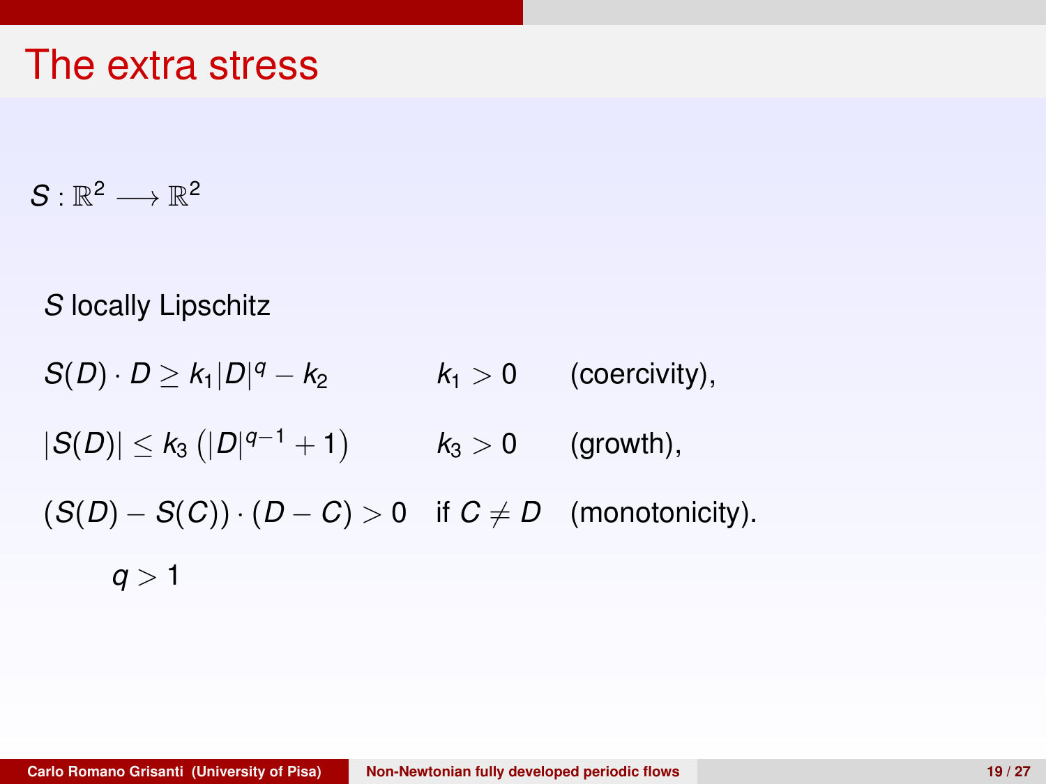# The extra stress

$S : \mathbb{R}^2 \longrightarrow \mathbb{R}^2$

$S$ locally Lipschitz

| | | |
|---|---|---|
| $S(D) \cdot D \geq k_1 \lvert D\rvert^q - k_2$ | $k_1 > 0$ | (coercivity), |
| $\lvert S(D)\rvert \leq k_3 \left(\lvert D\rvert^{q-1} + 1\right)$ | $k_3 > 0$ | (growth), |
| $(S(D) - S(C)) \cdot (D - C) > 0$ | if $C \neq D$ | (monotonicity). |

$q > 1$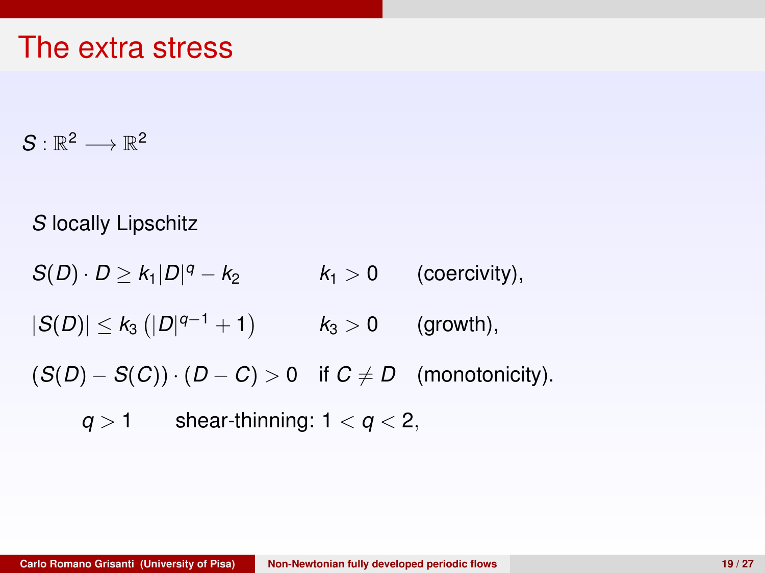# The extra stress

$S : \mathbb{R}^2 \longrightarrow \mathbb{R}^2$

$S$ locally Lipschitz

$S(D) \cdot D \geq k_1 |D|^q - k_2 \qquad k_1 > 0 \qquad$ (coercivity),

$|S(D)| \leq k_3 \left(|D|^{q-1} + 1\right) \qquad k_3 > 0 \qquad$ (growth),

$(S(D) - S(C)) \cdot (D - C) > 0 \quad$ if $C \neq D \quad$ (monotonicity).

$q > 1 \qquad$ shear-thinning: $1 < q < 2$,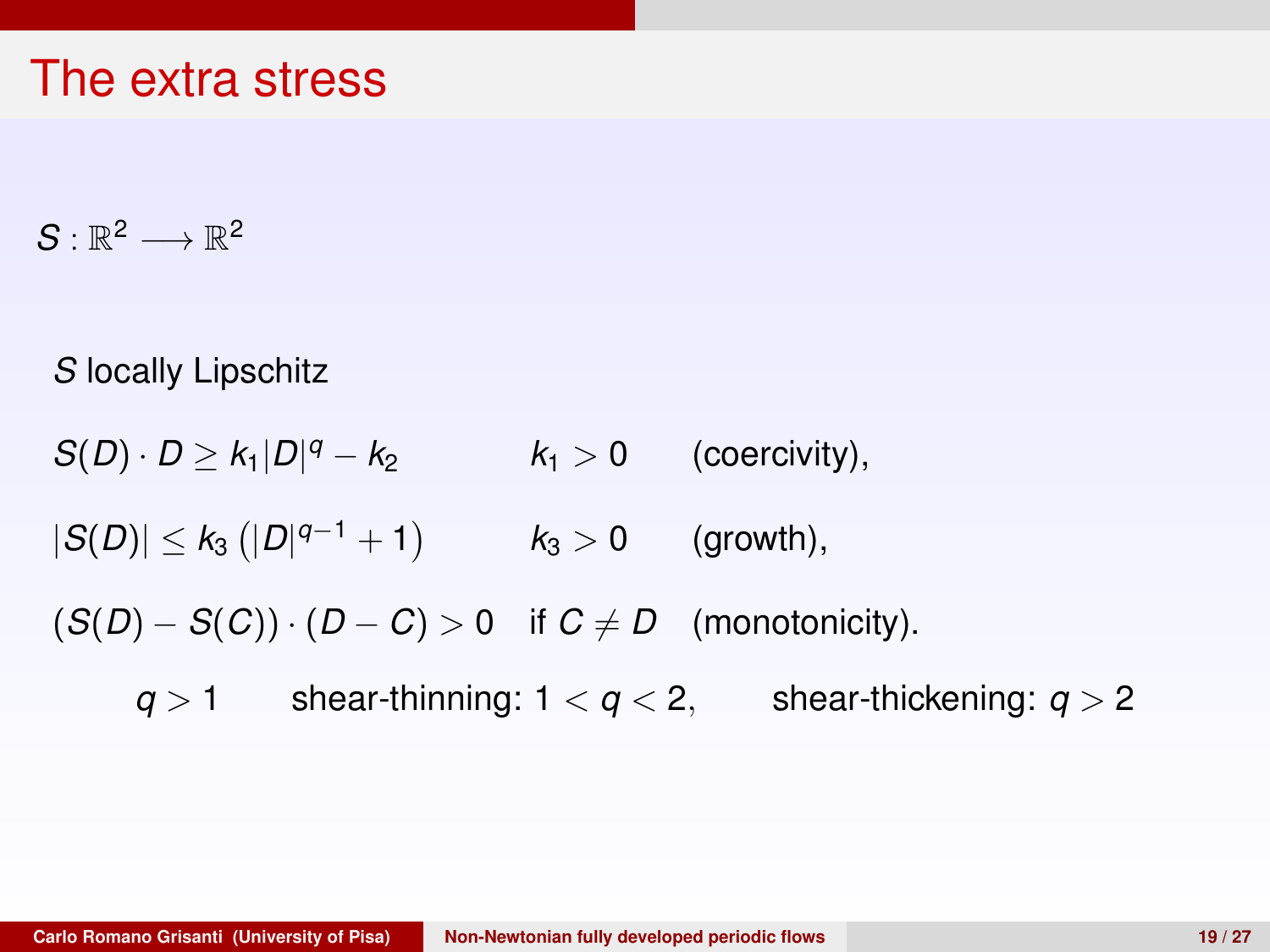# The extra stress

$S : \mathbb{R}^2 \longrightarrow \mathbb{R}^2$

$S$ locally Lipschitz

$S(D) \cdot D \geq k_1 |D|^q - k_2 \qquad k_1 > 0 \qquad$ (coercivity),

$|S(D)| \leq k_3 \left( |D|^{q-1} + 1 \right) \qquad k_3 > 0 \qquad$ (growth),

$(S(D) - S(C)) \cdot (D - C) > 0 \quad$ if $C \neq D \quad$ (monotonicity).

$q > 1 \qquad$ shear-thinning: $1 < q < 2, \qquad$ shear-thickening: $q > 2$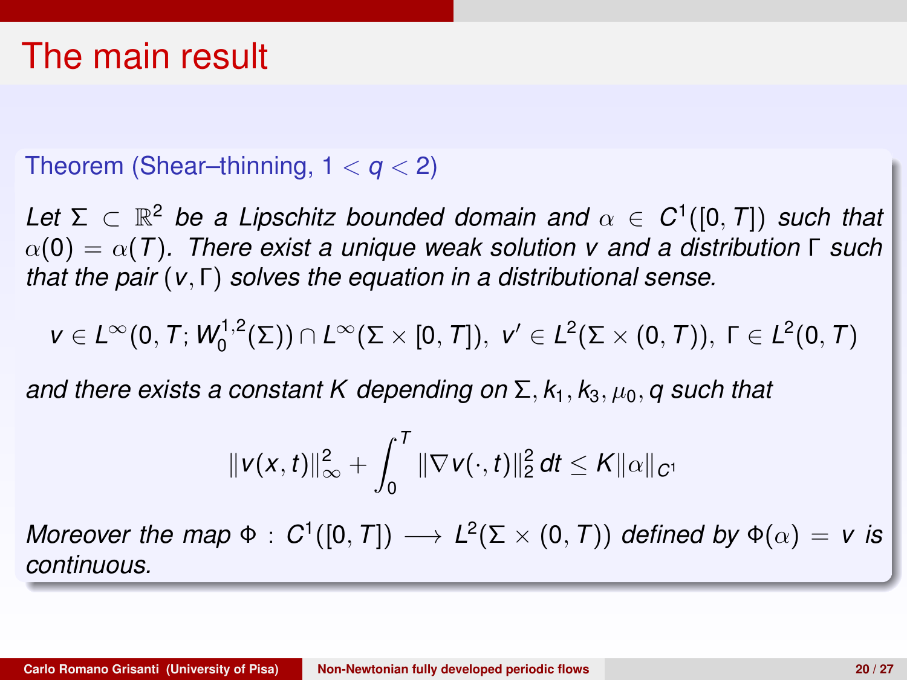# The main result

**Theorem (Shear–thinning, $1 < q < 2$)**

*Let $\Sigma \subset \mathbb{R}^2$ be a Lipschitz bounded domain and $\alpha \in C^1([0,T])$ such that $\alpha(0) = \alpha(T)$. There exist a unique weak solution $v$ and a distribution $\Gamma$ such that the pair $(v, \Gamma)$ solves the equation in a distributional sense.*

$$v \in L^\infty(0,T; W_0^{1,2}(\Sigma)) \cap L^\infty(\Sigma \times [0,T]), \ v' \in L^2(\Sigma \times (0,T)), \ \Gamma \in L^2(0,T)$$

*and there exists a constant $K$ depending on $\Sigma, k_1, k_3, \mu_0, q$ such that*

$$\|v(x,t)\|_\infty^2 + \int_0^T \|\nabla v(\cdot,t)\|_2^2 \, dt \leq K\|\alpha\|_{C^1}$$

*Moreover the map $\Phi : C^1([0,T]) \longrightarrow L^2(\Sigma \times (0,T))$ defined by $\Phi(\alpha) = v$ is continuous.*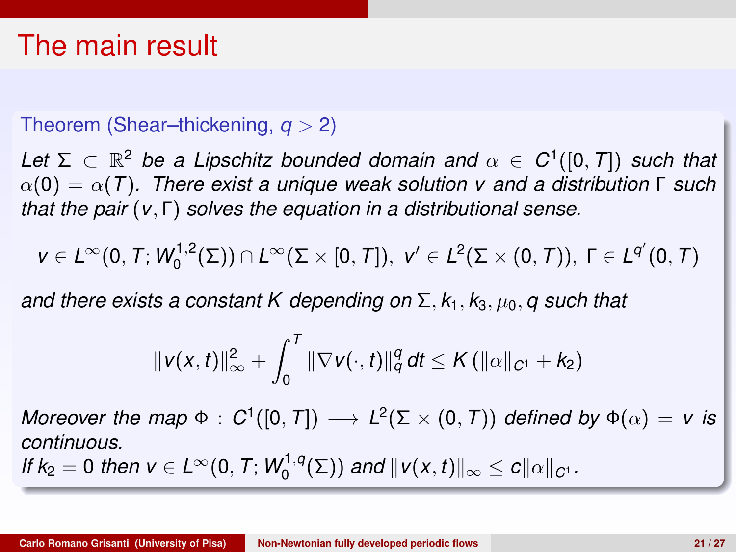# The main result

**Theorem (Shear–thickening, $q > 2$)**

*Let $\Sigma \subset \mathbb{R}^2$ be a Lipschitz bounded domain and $\alpha \in C^1([0,T])$ such that $\alpha(0) = \alpha(T)$. There exist a unique weak solution $v$ and a distribution $\Gamma$ such that the pair $(v, \Gamma)$ solves the equation in a distributional sense.*

$$v \in L^\infty(0,T; W_0^{1,2}(\Sigma)) \cap L^\infty(\Sigma \times [0,T]),\ v' \in L^2(\Sigma \times (0,T)),\ \Gamma \in L^{q'}(0,T)$$

*and there exists a constant $K$ depending on $\Sigma, k_1, k_3, \mu_0, q$ such that*

$$\|v(x,t)\|_\infty^2 + \int_0^T \|\nabla v(\cdot,t)\|_q^q \, dt \le K\left(\|\alpha\|_{C^1} + k_2\right)$$

*Moreover the map $\Phi : C^1([0,T]) \longrightarrow L^2(\Sigma \times (0,T))$ defined by $\Phi(\alpha) = v$ is continuous.*
*If $k_2 = 0$ then $v \in L^\infty(0,T; W_0^{1,q}(\Sigma))$ and $\|v(x,t)\|_\infty \le c\|\alpha\|_{C^1}$.*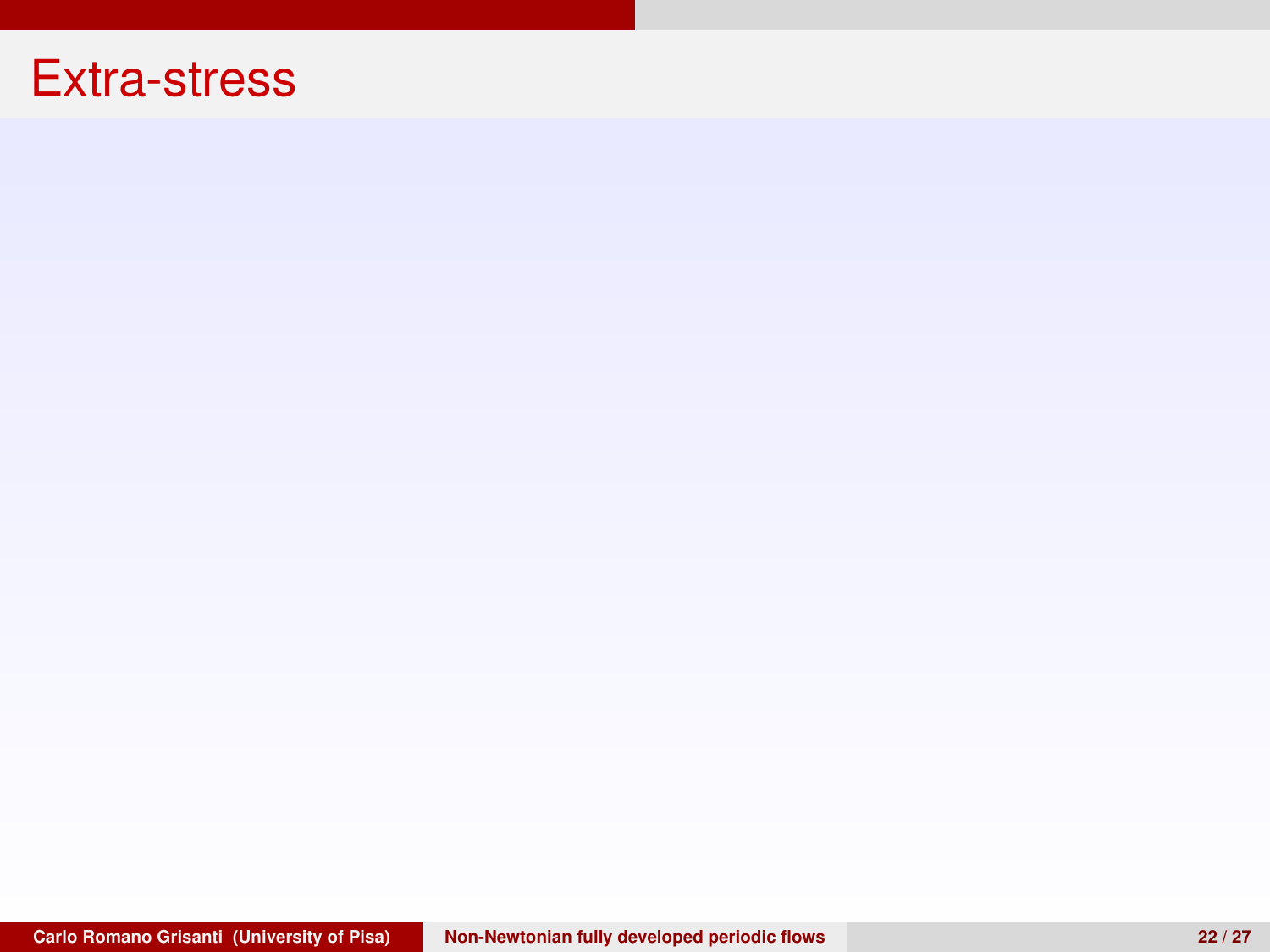# Extra-stress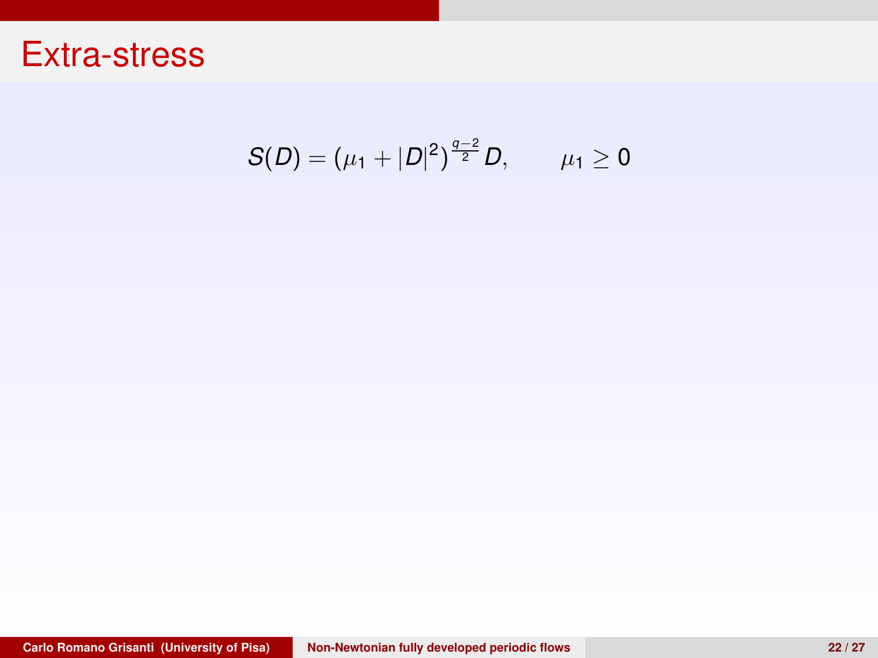# Extra-stress

$$S(D) = (\mu_1 + |D|^2)^{\frac{q-2}{2}} D, \qquad \mu_1 \geq 0$$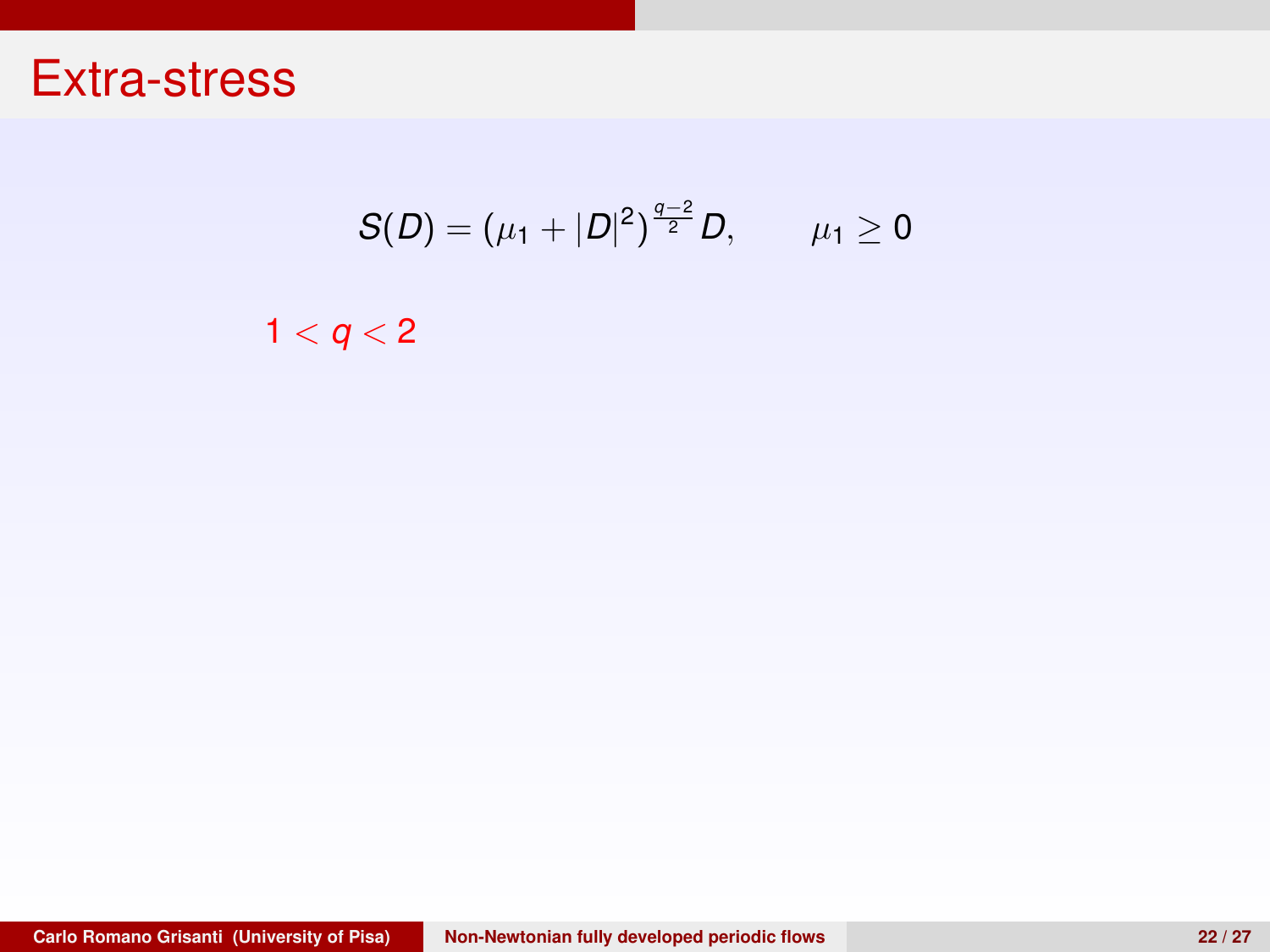# Extra-stress

$$S(D) = (\mu_1 + |D|^2)^{\frac{q-2}{2}} D, \qquad \mu_1 \geq 0$$

$1 < q < 2$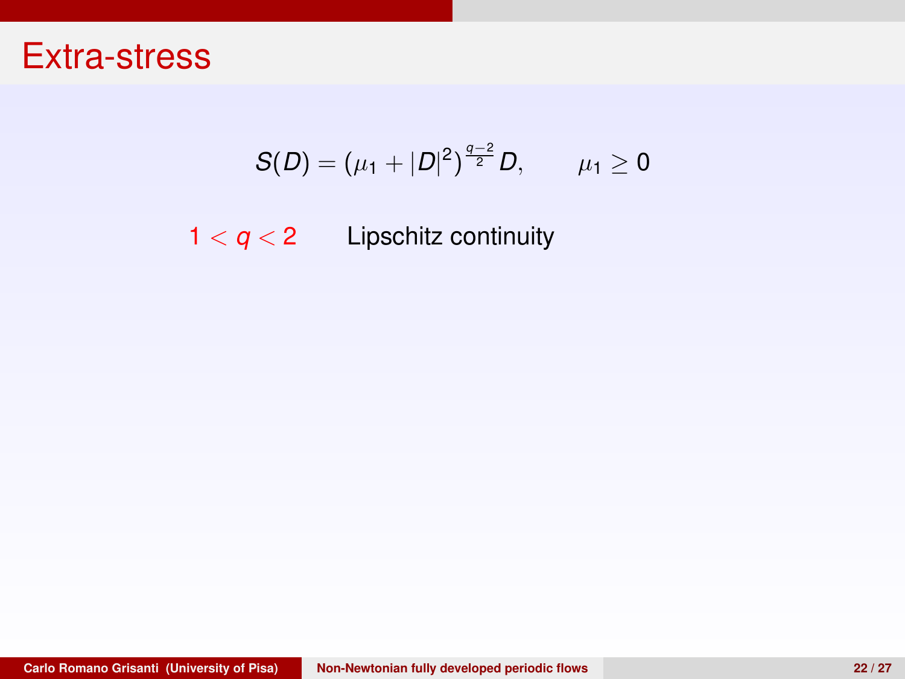# Extra-stress

$$S(D) = (\mu_1 + |D|^2)^{\frac{q-2}{2}} D, \qquad \mu_1 \geq 0$$

$1 < q < 2$ Lipschitz continuity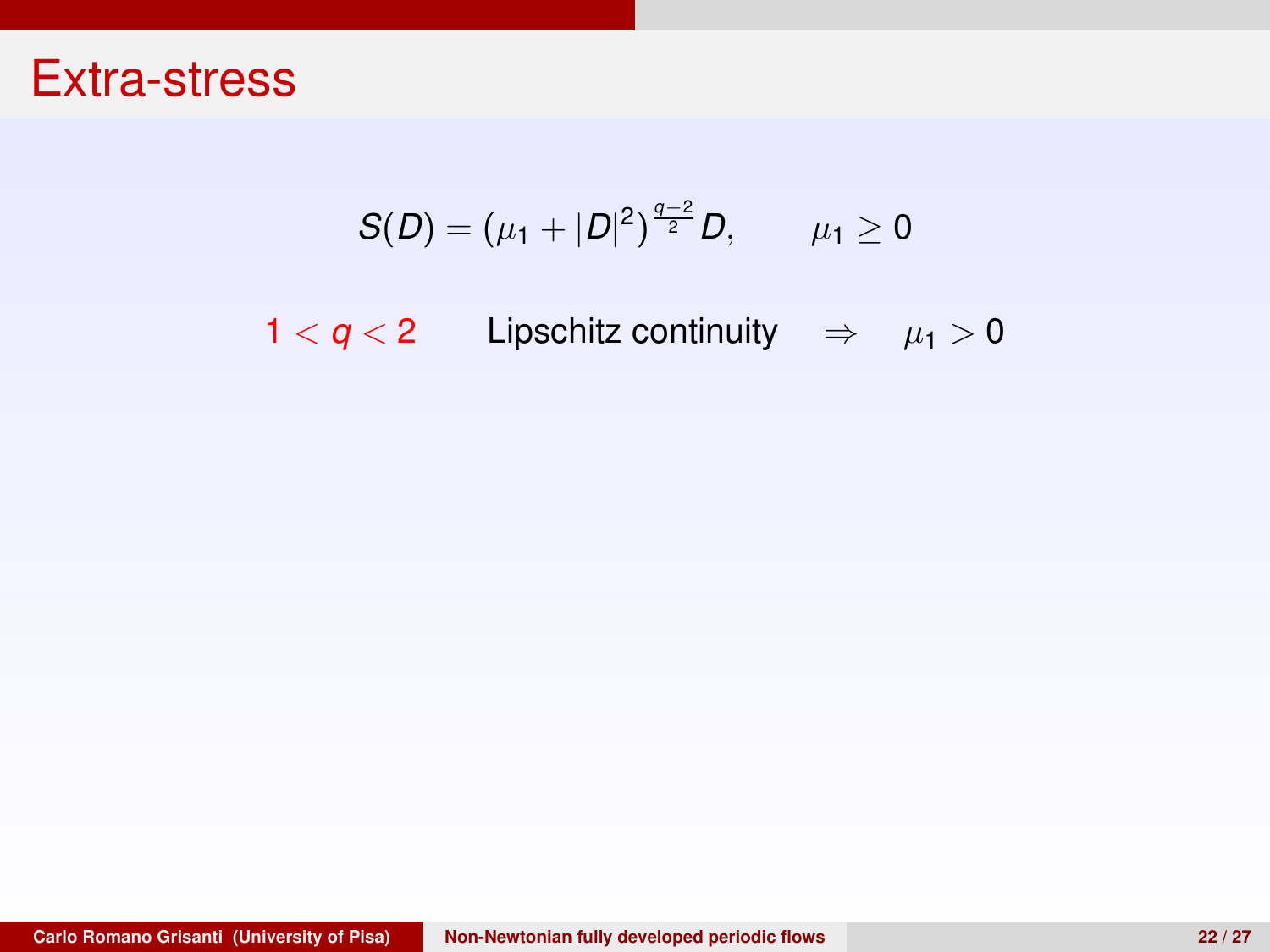# Extra-stress

$$S(D) = (\mu_1 + |D|^2)^{\frac{q-2}{2}} D, \qquad \mu_1 \geq 0$$

$1 < q < 2$ Lipschitz continuity $\Rightarrow$ $\mu_1 > 0$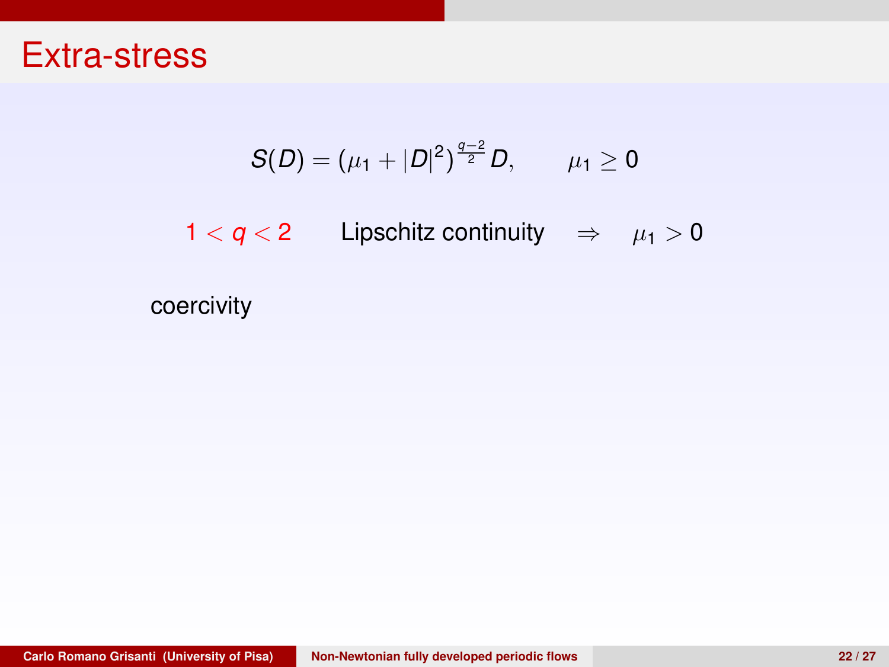# Extra-stress

$$S(D) = (\mu_1 + |D|^2)^{\frac{q-2}{2}} D, \qquad \mu_1 \geq 0$$

$1 < q < 2$ Lipschitz continuity $\Rightarrow$ $\mu_1 > 0$

coercivity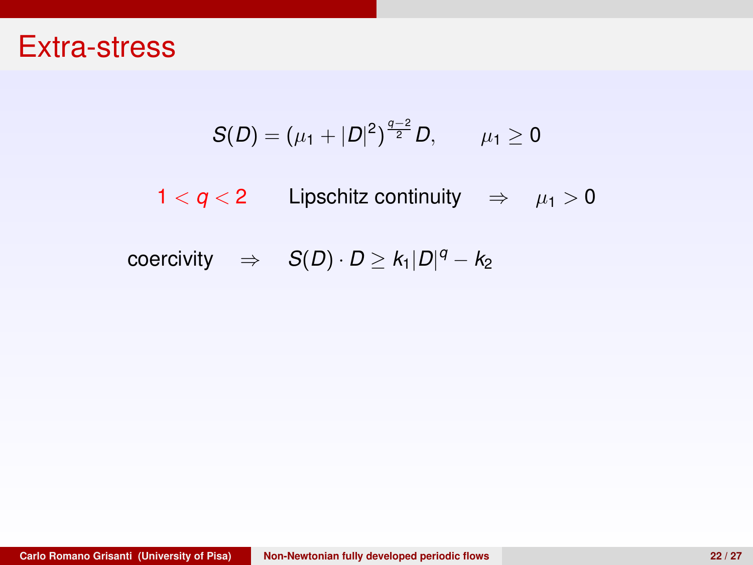# Extra-stress

$$S(D) = (\mu_1 + |D|^2)^{\frac{q-2}{2}} D, \qquad \mu_1 \geq 0$$

$1 < q < 2$ Lipschitz continuity $\Rightarrow$ $\mu_1 > 0$

coercivity $\Rightarrow$ $S(D) \cdot D \geq k_1 |D|^q - k_2$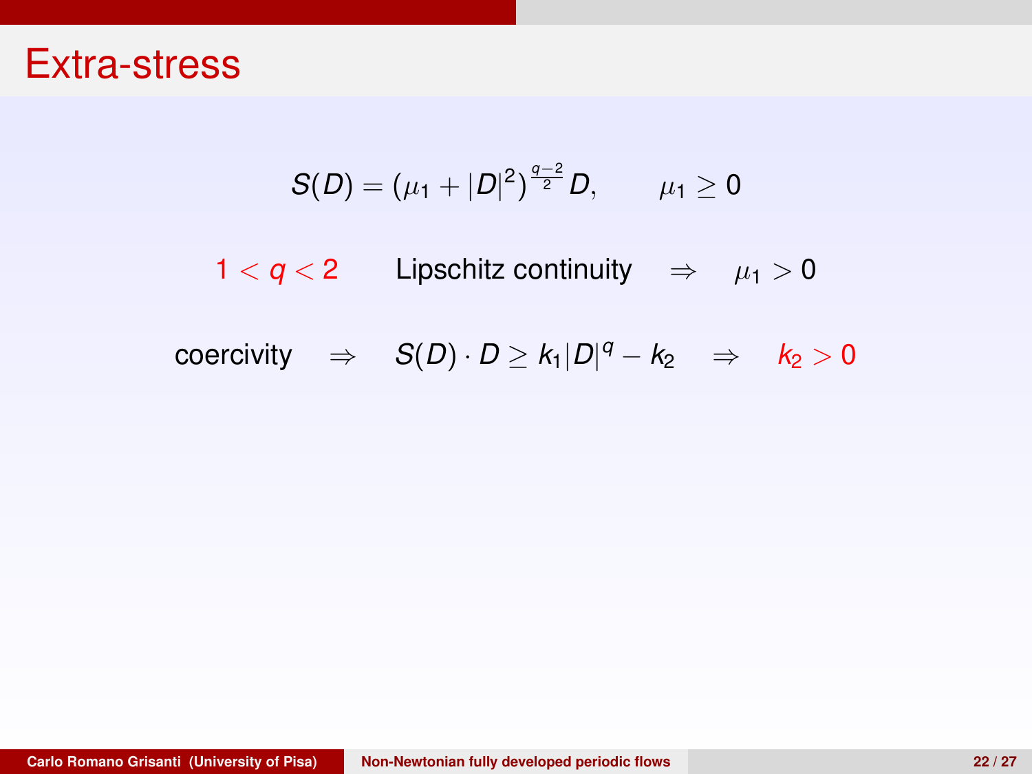# Extra-stress

$$S(D) = (\mu_1 + |D|^2)^{\frac{q-2}{2}} D, \qquad \mu_1 \geq 0$$

$1 < q < 2$ Lipschitz continuity $\Rightarrow$ $\mu_1 > 0$

coercivity $\Rightarrow$ $S(D) \cdot D \geq k_1 |D|^q - k_2$ $\Rightarrow$ $k_2 > 0$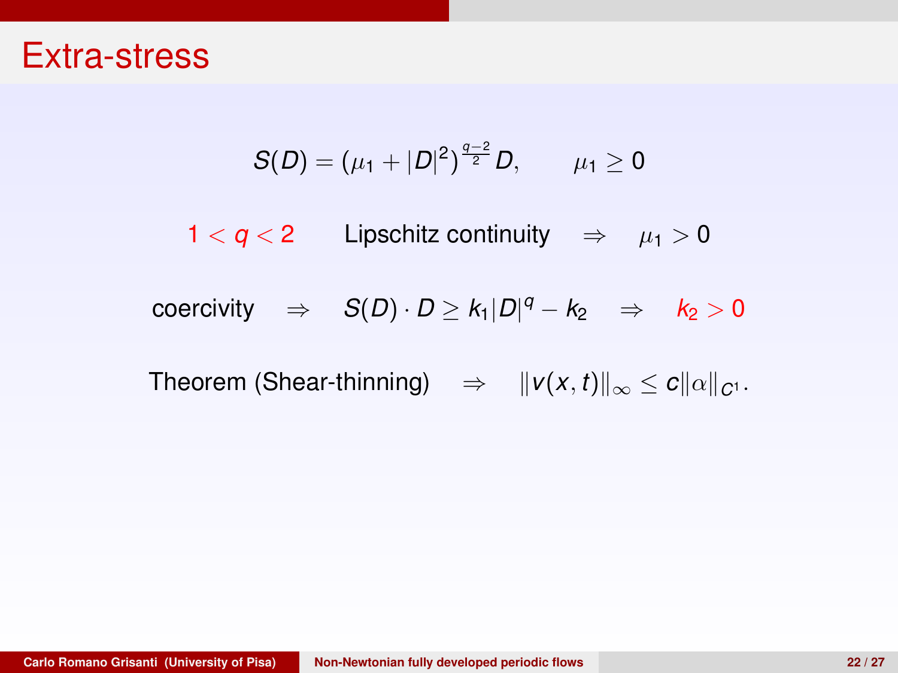# Extra-stress

$$S(D) = (\mu_1 + |D|^2)^{\frac{q-2}{2}} D, \qquad \mu_1 \geq 0$$

$1 < q < 2$ Lipschitz continuity $\Rightarrow$ $\mu_1 > 0$

coercivity $\Rightarrow$ $S(D) \cdot D \geq k_1 |D|^q - k_2$ $\Rightarrow$ $k_2 > 0$

Theorem (Shear-thinning) $\Rightarrow$ $\|v(x,t)\|_\infty \leq c \|\alpha\|_{C^1}$.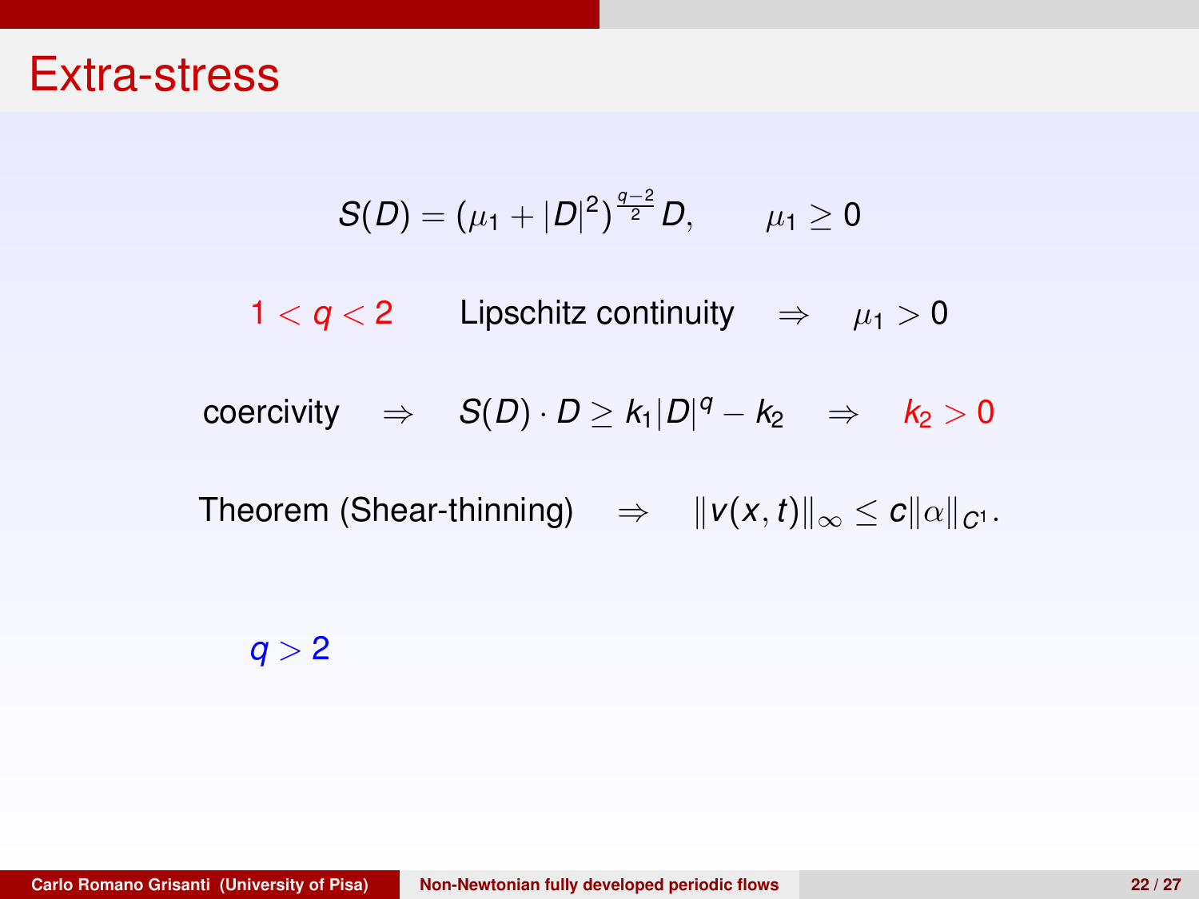# Extra-stress

$$S(D) = (\mu_1 + |D|^2)^{\frac{q-2}{2}} D, \qquad \mu_1 \geq 0$$

$1 < q < 2$ Lipschitz continuity $\Rightarrow$ $\mu_1 > 0$

coercivity $\Rightarrow$ $S(D) \cdot D \geq k_1 |D|^q - k_2$ $\Rightarrow$ $k_2 > 0$

Theorem (Shear-thinning) $\Rightarrow$ $\|v(x,t)\|_\infty \leq c \|\alpha\|_{C^1}$.

$q > 2$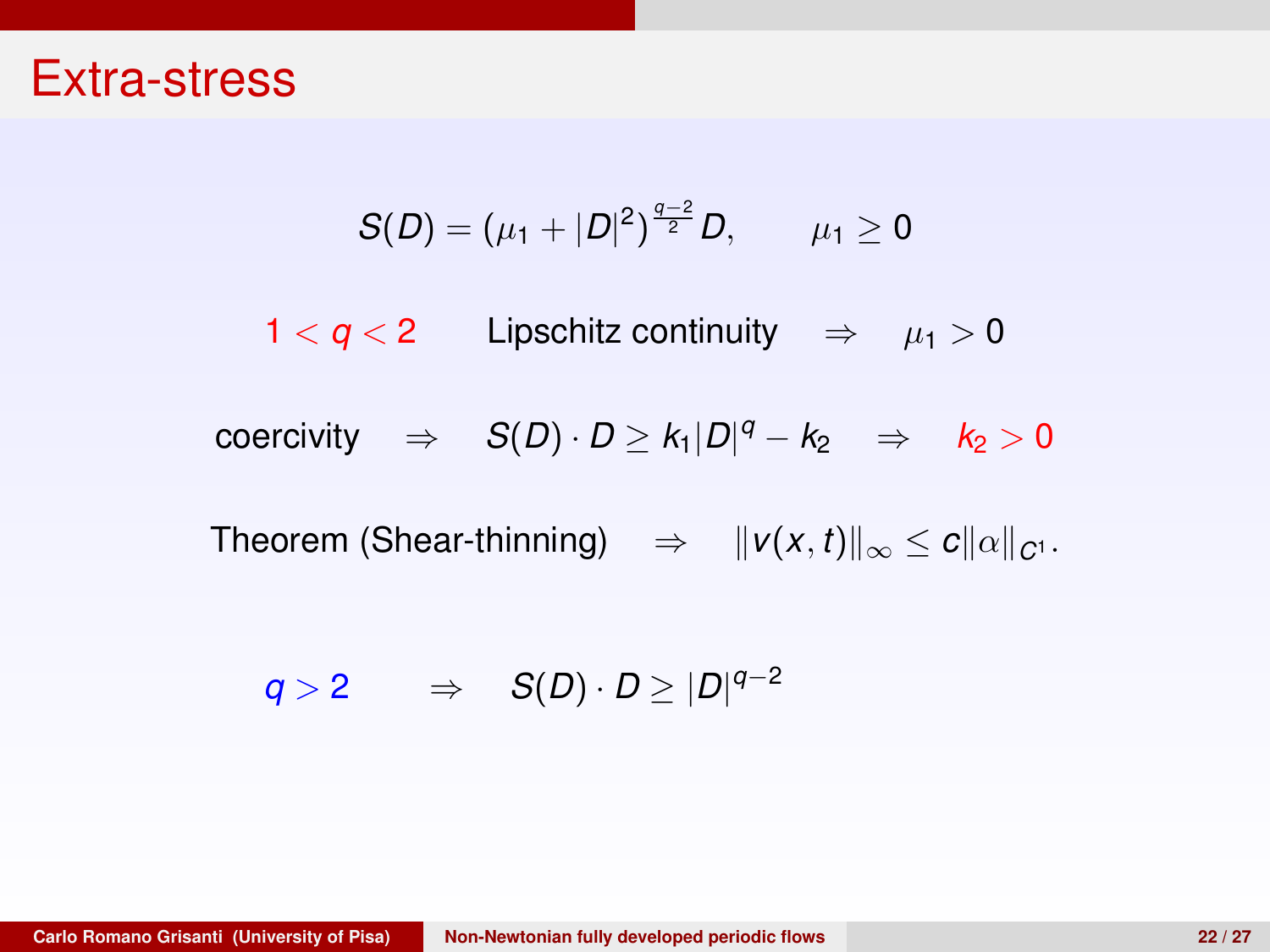# Extra-stress

$$S(D) = (\mu_1 + |D|^2)^{\frac{q-2}{2}} D, \qquad \mu_1 \geq 0$$

$1 < q < 2$ Lipschitz continuity $\Rightarrow$ $\mu_1 > 0$

coercivity $\Rightarrow$ $S(D) \cdot D \geq k_1 |D|^q - k_2$ $\Rightarrow$ $k_2 > 0$

Theorem (Shear-thinning) $\Rightarrow$ $\|v(x,t)\|_\infty \leq c \|\alpha\|_{C^1}$.

$q > 2$ $\Rightarrow$ $S(D) \cdot D \geq |D|^{q-2}$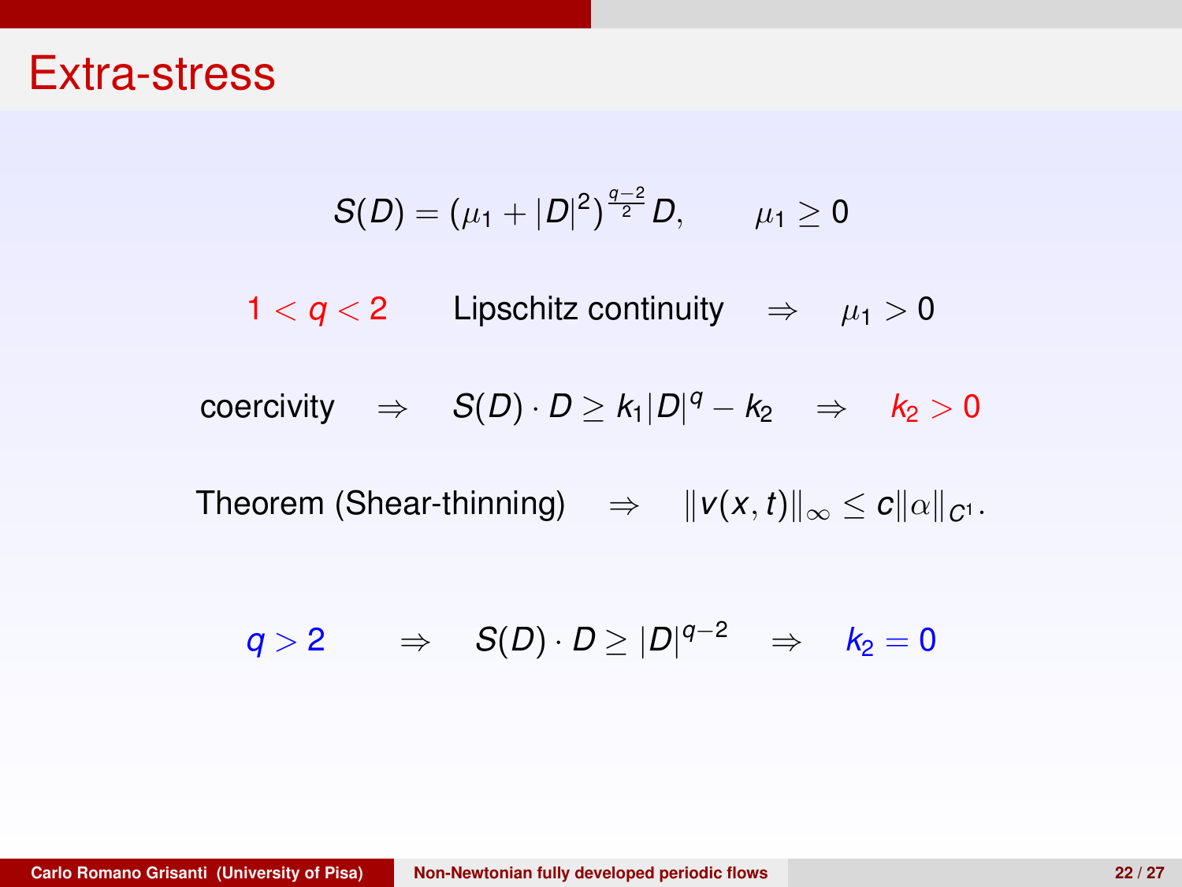# Extra-stress

$$S(D) = (\mu_1 + |D|^2)^{\frac{q-2}{2}} D, \qquad \mu_1 \geq 0$$

$1 < q < 2$ Lipschitz continuity $\Rightarrow$ $\mu_1 > 0$

coercivity $\Rightarrow$ $S(D) \cdot D \geq k_1 |D|^q - k_2$ $\Rightarrow$ $k_2 > 0$

Theorem (Shear-thinning) $\Rightarrow$ $\|v(x,t)\|_\infty \leq c\|\alpha\|_{C^1}$.

$q > 2$ $\Rightarrow$ $S(D) \cdot D \geq |D|^{q-2}$ $\Rightarrow$ $k_2 = 0$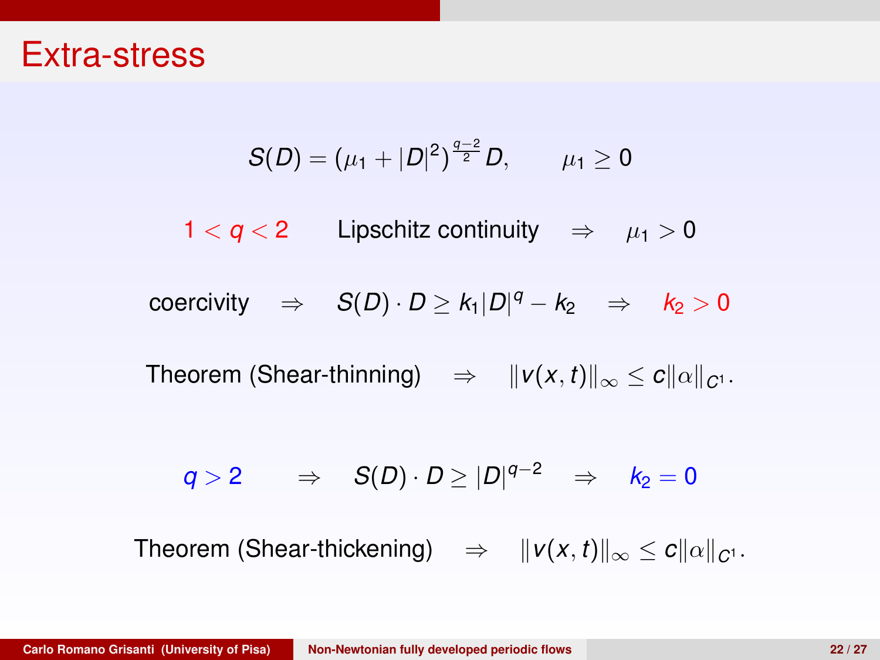# Extra-stress

$$S(D) = (\mu_1 + |D|^2)^{\frac{q-2}{2}} D, \qquad \mu_1 \geq 0$$

$1 < q < 2$ Lipschitz continuity $\Rightarrow$ $\mu_1 > 0$

coercivity $\Rightarrow$ $S(D) \cdot D \geq k_1 |D|^q - k_2$ $\Rightarrow$ $k_2 > 0$

Theorem (Shear-thinning) $\Rightarrow$ $\|v(x,t)\|_\infty \leq c \|\alpha\|_{C^1}$.

$q > 2$ $\Rightarrow$ $S(D) \cdot D \geq |D|^{q-2}$ $\Rightarrow$ $k_2 = 0$

Theorem (Shear-thickening) $\Rightarrow$ $\|v(x,t)\|_\infty \leq c \|\alpha\|_{C^1}$.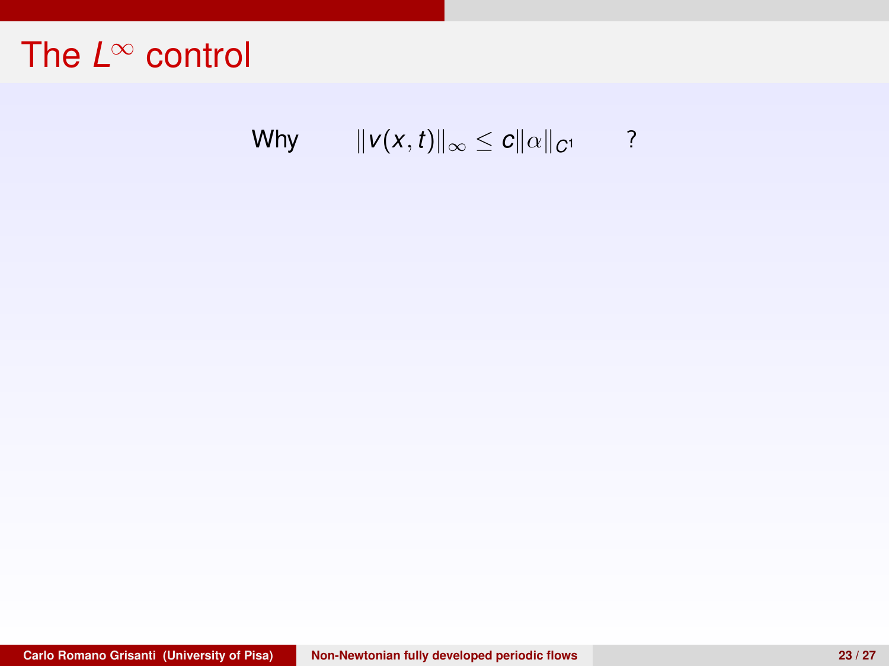# The $L^\infty$ control

Why $\qquad \|v(x,t)\|_\infty \leq c\|\alpha\|_{C^1} \qquad$ ?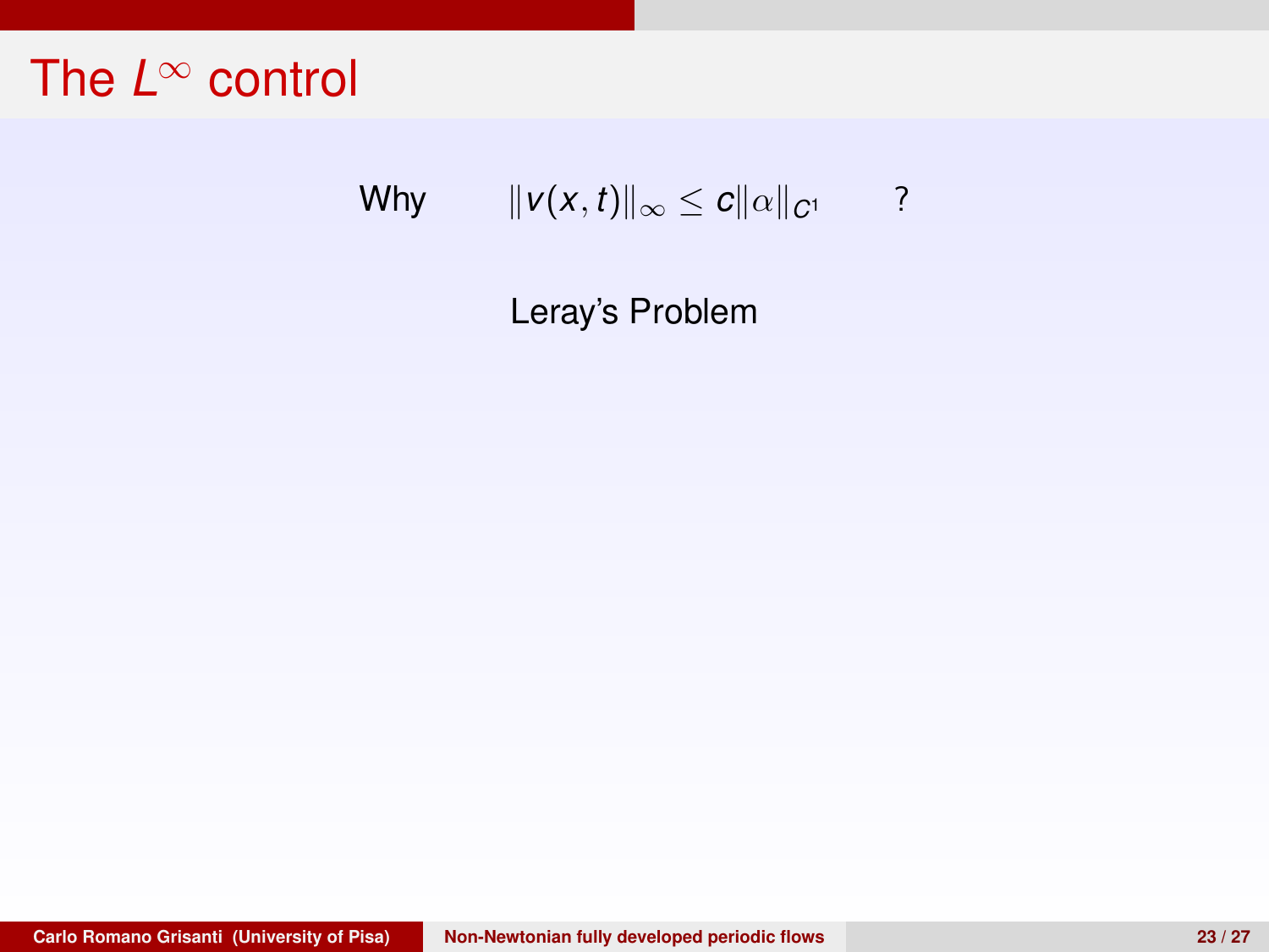# The $L^\infty$ control

Why $\quad \|v(x,t)\|_\infty \leq c\|\alpha\|_{C^1} \quad$ ?

Leray's Problem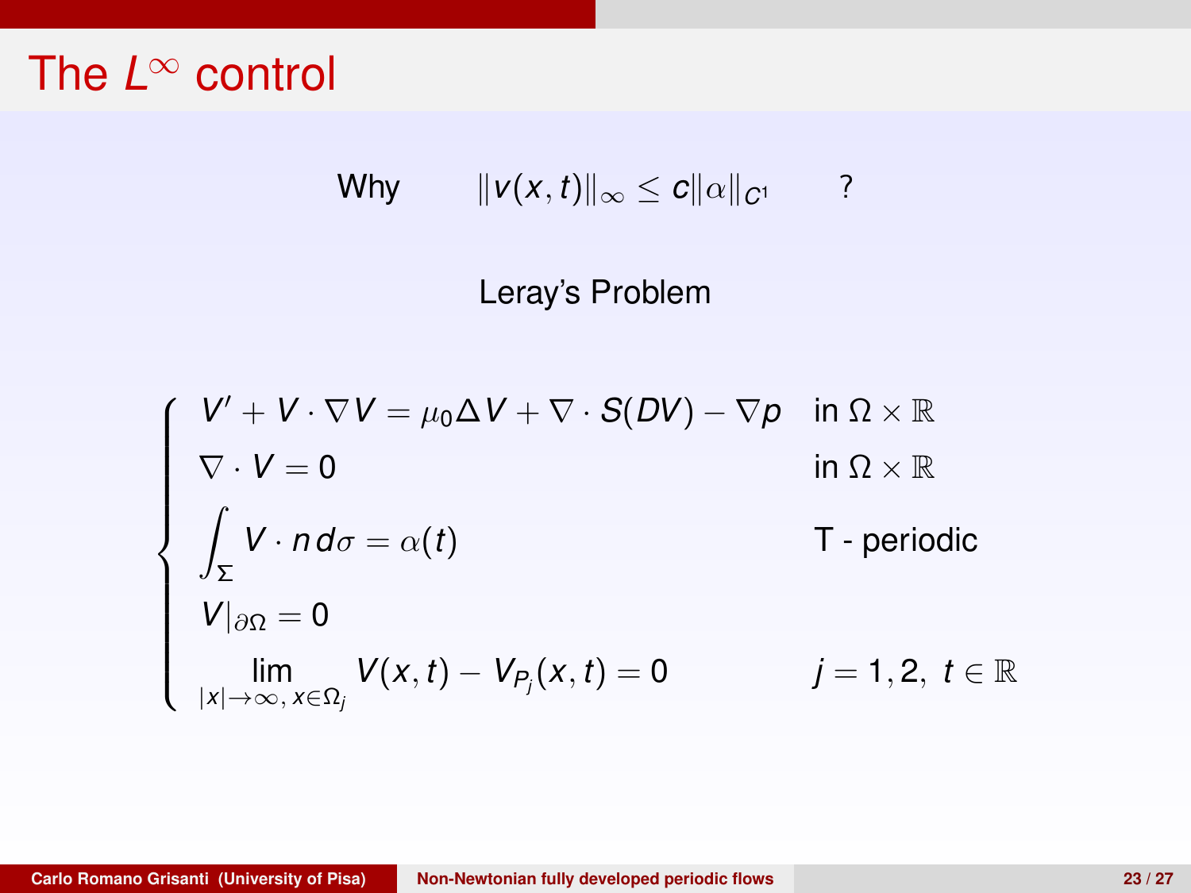# The $L^\infty$ control

Why $\quad \|v(x,t)\|_\infty \leq c\|\alpha\|_{C^1} \quad$ ?

Leray's Problem

$$
\begin{cases}
V' + V \cdot \nabla V = \mu_0 \Delta V + \nabla \cdot S(DV) - \nabla p & \text{in } \Omega \times \mathbb{R} \\
\nabla \cdot V = 0 & \text{in } \Omega \times \mathbb{R} \\
\displaystyle\int_\Sigma V \cdot n \, d\sigma = \alpha(t) & \text{T - periodic} \\
V|_{\partial\Omega} = 0 & \\
\displaystyle\lim_{|x|\to\infty,\, x\in\Omega_j} V(x,t) - V_{P_j}(x,t) = 0 & j = 1,2, \; t \in \mathbb{R}
\end{cases}
$$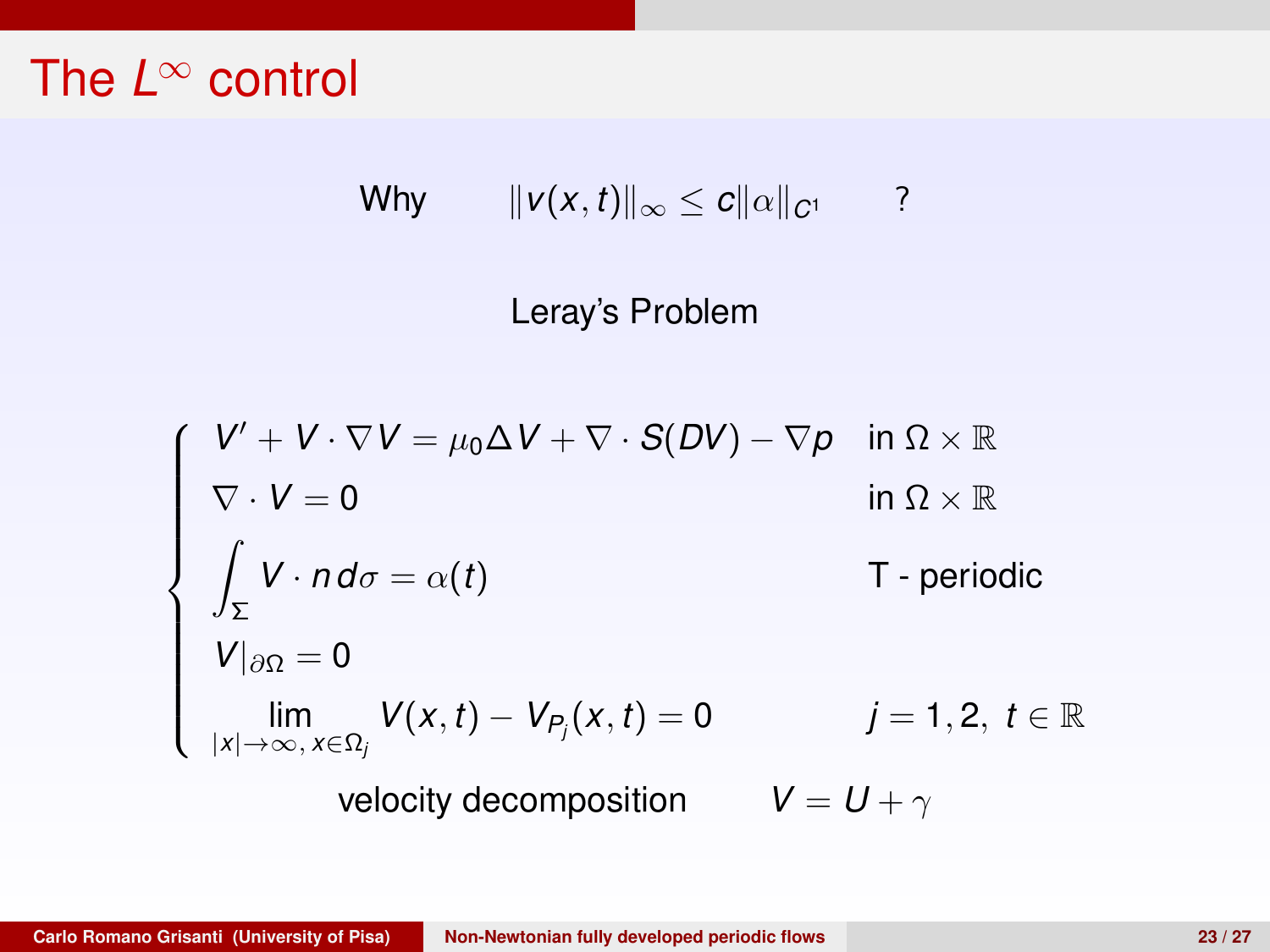# The $L^\infty$ control

Why $\qquad \|v(x,t)\|_\infty \le c\|\alpha\|_{C^1} \qquad$ ?

Leray's Problem

$$
\begin{cases}
V' + V\cdot\nabla V = \mu_0 \Delta V + \nabla\cdot S(DV) - \nabla p & \text{in } \Omega\times\mathbb{R} \\
\nabla\cdot V = 0 & \text{in } \Omega\times\mathbb{R} \\
\displaystyle\int_\Sigma V\cdot n\, d\sigma = \alpha(t) & \text{T - periodic} \\
V|_{\partial\Omega} = 0 & \\
\displaystyle\lim_{|x|\to\infty,\, x\in\Omega_j} V(x,t) - V_{P_j}(x,t) = 0 & j = 1,2,\ t\in\mathbb{R}
\end{cases}
$$

velocity decomposition $\qquad V = U + \gamma$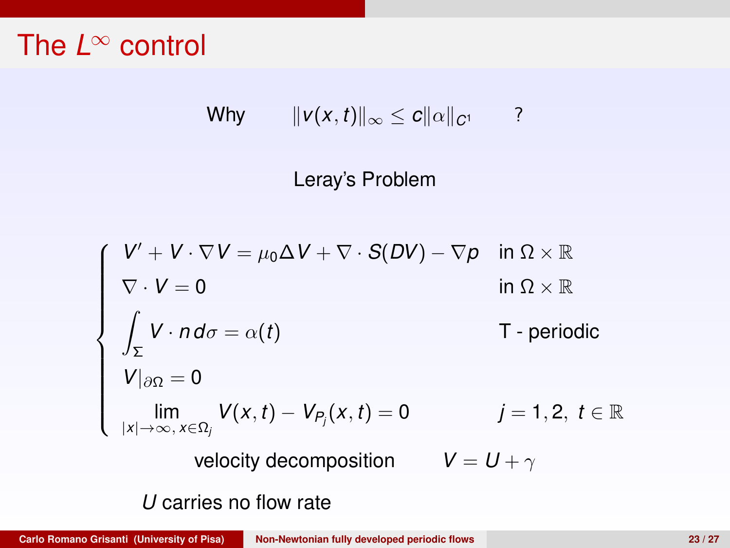# The $L^\infty$ control

Why $\quad \|v(x,t)\|_\infty \le c\|\alpha\|_{C^1} \quad$ ?

Leray's Problem

$$
\begin{cases}
V' + V\cdot\nabla V = \mu_0 \Delta V + \nabla\cdot S(DV) - \nabla p & \text{in } \Omega\times\mathbb{R} \\
\nabla\cdot V = 0 & \text{in } \Omega\times\mathbb{R} \\
\displaystyle\int_\Sigma V\cdot n\, d\sigma = \alpha(t) & \text{T - periodic} \\
V|_{\partial\Omega} = 0 & \\
\displaystyle\lim_{|x|\to\infty,\, x\in\Omega_j} V(x,t) - V_{P_j}(x,t) = 0 & j = 1,2,\ t\in\mathbb{R}
\end{cases}
$$

velocity decomposition $\qquad V = U + \gamma$

$U$ carries no flow rate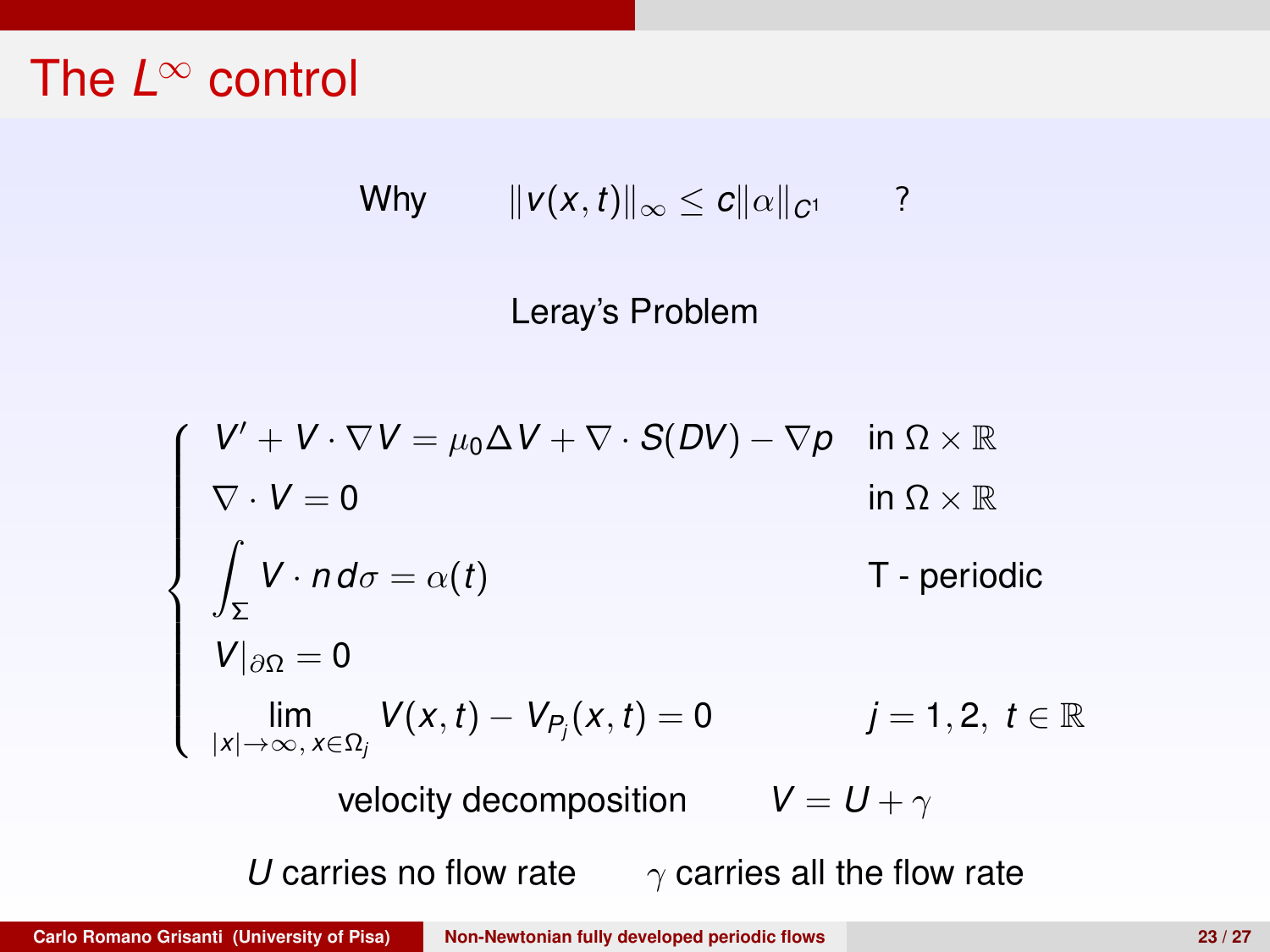# The $L^\infty$ control

Why $\quad \|v(x,t)\|_\infty \le c\|\alpha\|_{C^1} \quad$ ?

Leray's Problem

$$
\begin{cases}
V' + V \cdot \nabla V = \mu_0 \Delta V + \nabla \cdot S(DV) - \nabla p & \text{in } \Omega \times \mathbb{R} \\
\nabla \cdot V = 0 & \text{in } \Omega \times \mathbb{R} \\
\displaystyle\int_\Sigma V \cdot n \, d\sigma = \alpha(t) & \text{T - periodic} \\
V|_{\partial\Omega} = 0 & \\
\displaystyle\lim_{|x|\to\infty,\, x\in\Omega_j} V(x,t) - V_{P_j}(x,t) = 0 & j = 1,2,\ t \in \mathbb{R}
\end{cases}
$$

velocity decomposition $\quad V = U + \gamma$

$U$ carries no flow rate $\quad \gamma$ carries all the flow rate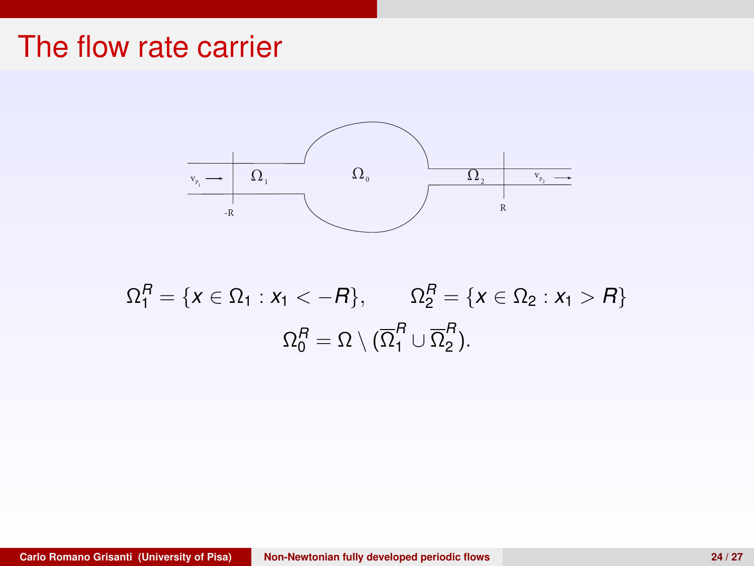# The flow rate carrier

$$\Omega_1^R = \{x \in \Omega_1 : x_1 < -R\}, \qquad \Omega_2^R = \{x \in \Omega_2 : x_1 > R\}$$

$$\Omega_0^R = \Omega \setminus (\overline{\Omega}_1^R \cup \overline{\Omega}_2^R).$$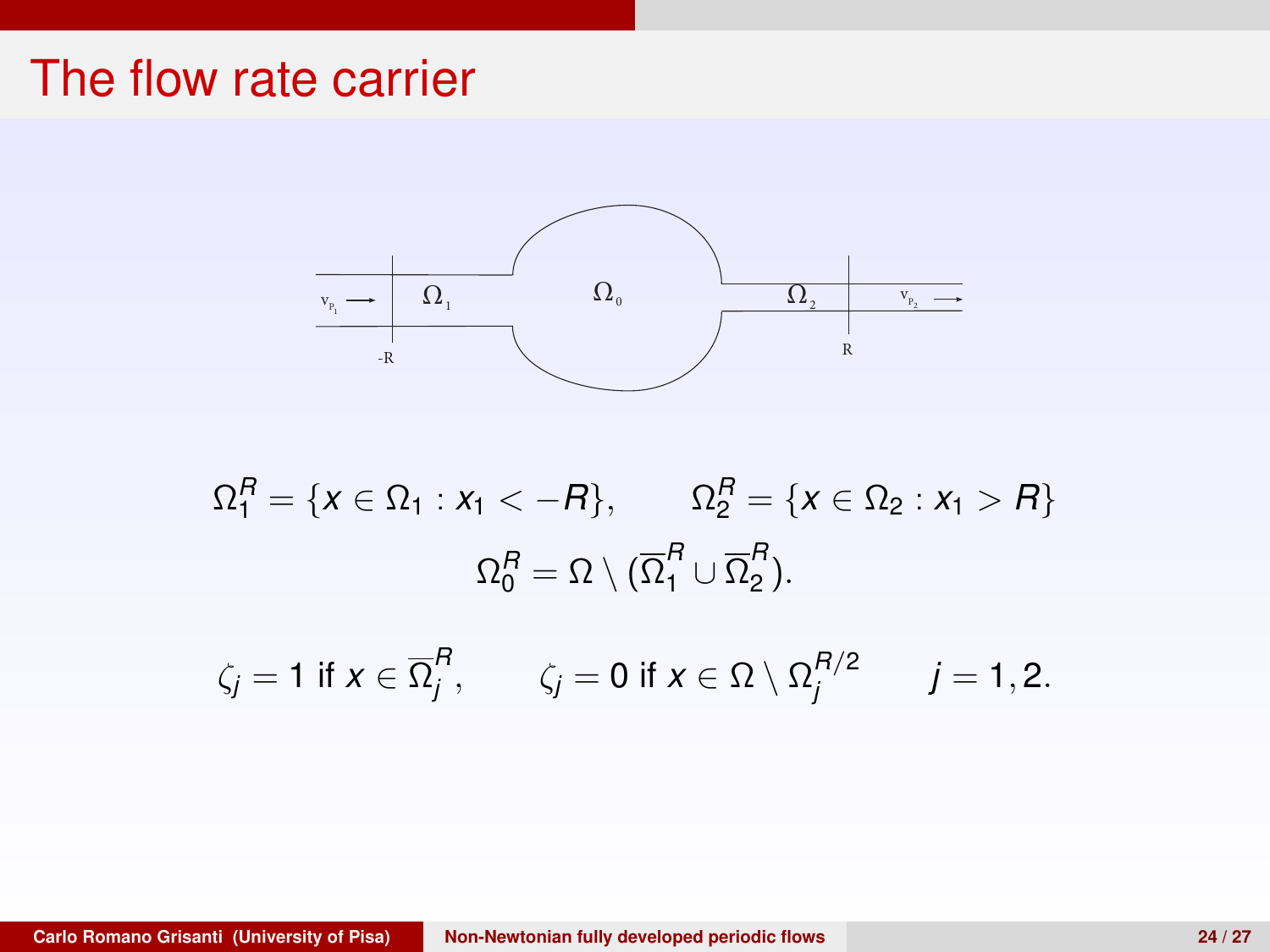# The flow rate carrier

$$\Omega_1^R = \{x \in \Omega_1 : x_1 < -R\}, \qquad \Omega_2^R = \{x \in \Omega_2 : x_1 > R\}$$

$$\Omega_0^R = \Omega \setminus (\overline{\Omega}_1^R \cup \overline{\Omega}_2^R).$$

$$\zeta_j = 1 \text{ if } x \in \overline{\Omega}_j^R, \qquad \zeta_j = 0 \text{ if } x \in \Omega \setminus \Omega_j^{R/2} \qquad j = 1, 2.$$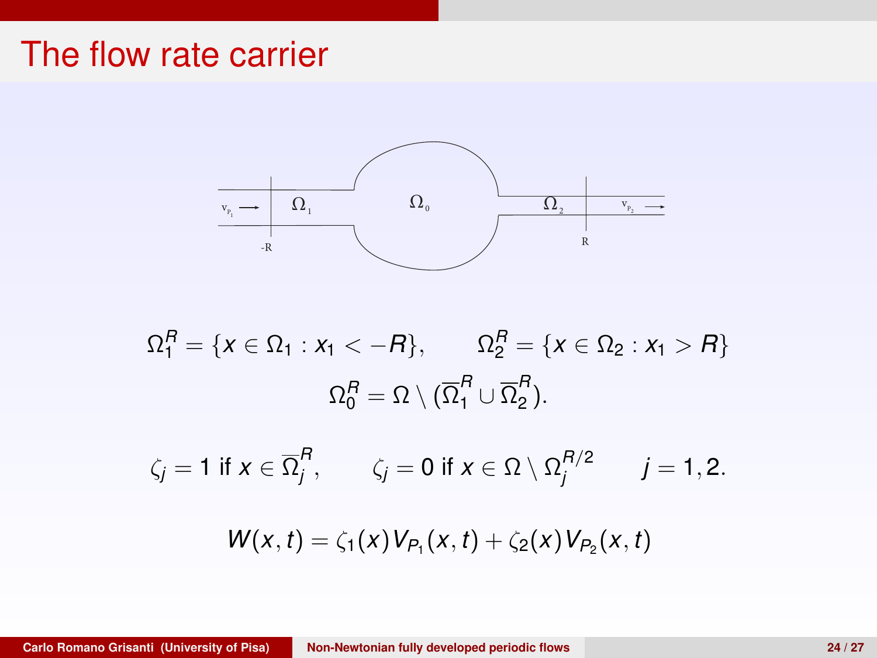# The flow rate carrier

$$\Omega_1^R = \{x \in \Omega_1 : x_1 < -R\}, \qquad \Omega_2^R = \{x \in \Omega_2 : x_1 > R\}$$

$$\Omega_0^R = \Omega \setminus (\overline{\Omega}_1^R \cup \overline{\Omega}_2^R).$$

$$\zeta_j = 1 \text{ if } x \in \overline{\Omega}_j^R, \qquad \zeta_j = 0 \text{ if } x \in \Omega \setminus \Omega_j^{R/2} \qquad j = 1, 2.$$

$$W(x,t) = \zeta_1(x) V_{P_1}(x,t) + \zeta_2(x) V_{P_2}(x,t)$$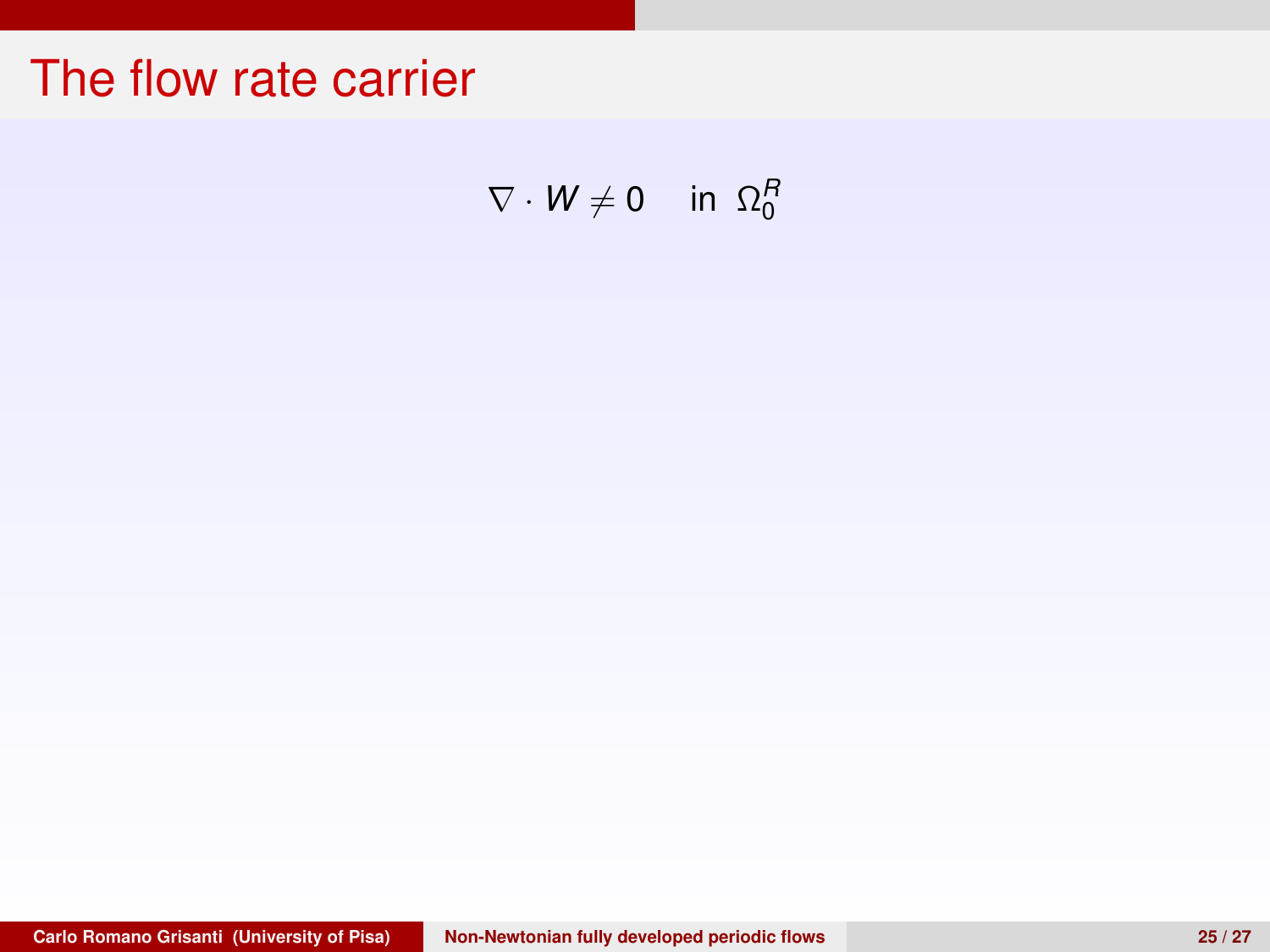# The flow rate carrier

$$\nabla \cdot W \neq 0 \quad \text{in} \;\; \Omega_0^R$$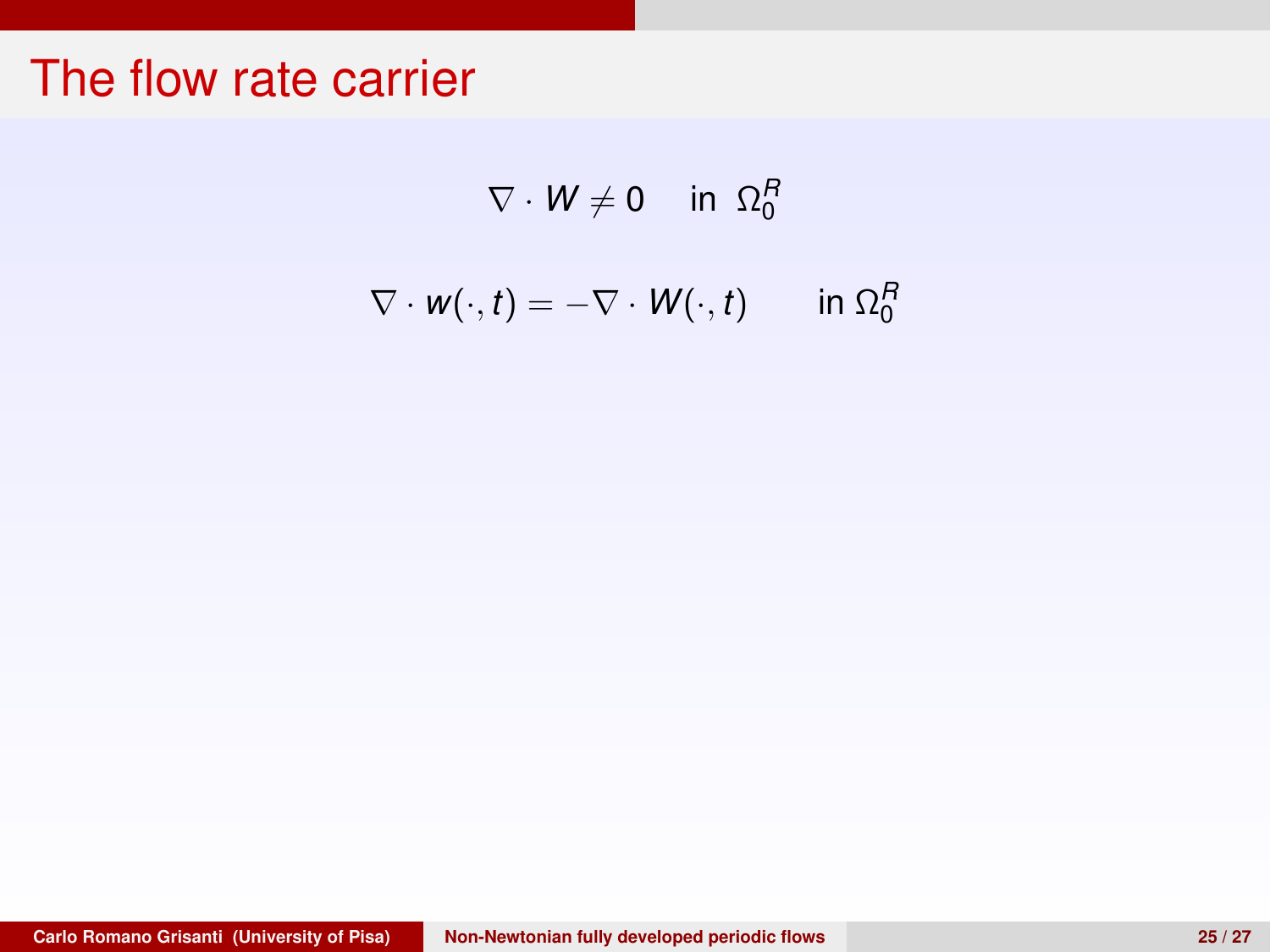# The flow rate carrier

$$\nabla \cdot W \neq 0 \quad \text{in } \Omega_0^R$$

$$\nabla \cdot w(\cdot, t) = -\nabla \cdot W(\cdot, t) \qquad \text{in } \Omega_0^R$$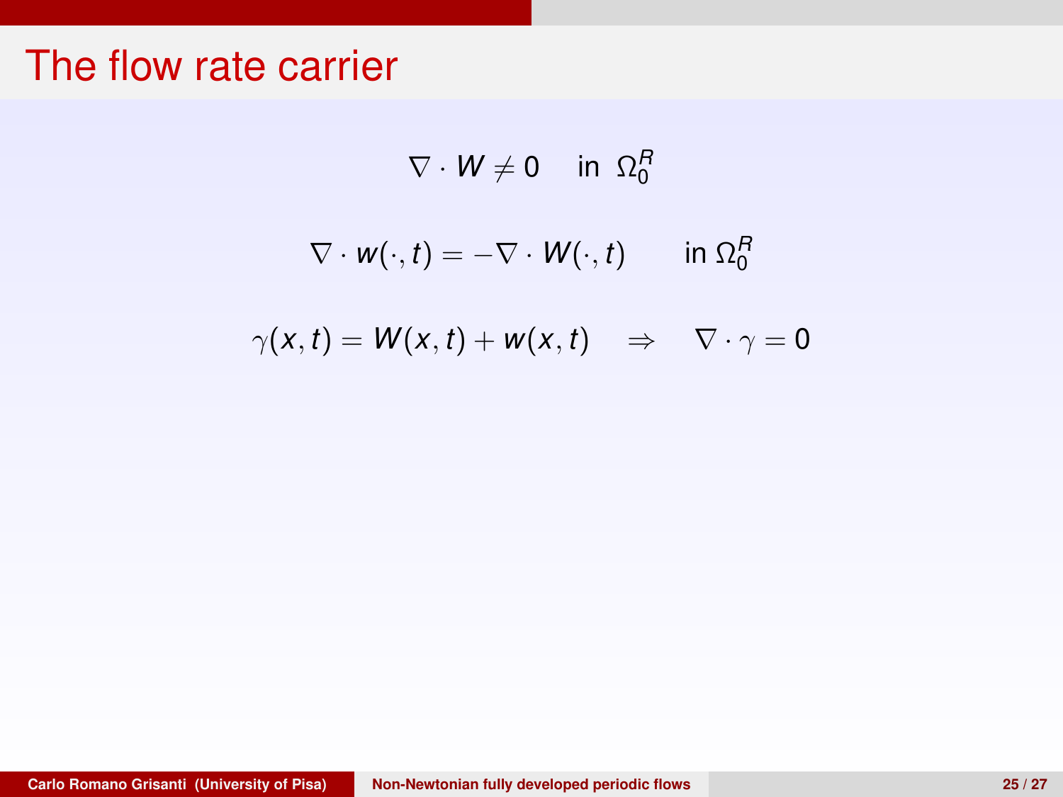# The flow rate carrier

$$\nabla \cdot W \neq 0 \quad \text{in } \Omega_0^R$$

$$\nabla \cdot w(\cdot, t) = -\nabla \cdot W(\cdot, t) \qquad \text{in } \Omega_0^R$$

$$\gamma(x,t) = W(x,t) + w(x,t) \quad \Rightarrow \quad \nabla \cdot \gamma = 0$$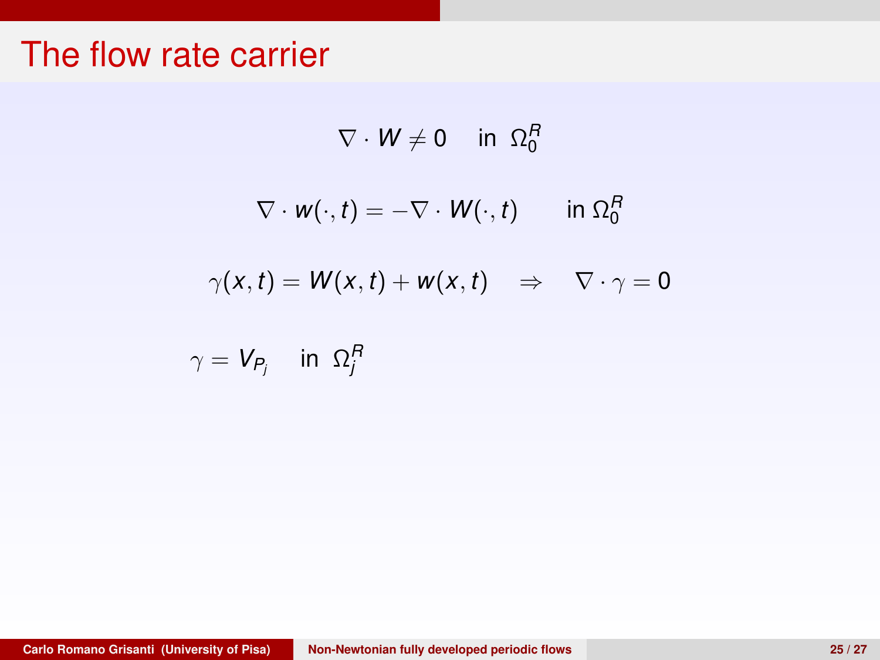# The flow rate carrier

$$\nabla \cdot W \neq 0 \quad \text{in } \Omega_0^R$$

$$\nabla \cdot w(\cdot, t) = -\nabla \cdot W(\cdot, t) \qquad \text{in } \Omega_0^R$$

$$\gamma(x,t) = W(x,t) + w(x,t) \quad \Rightarrow \quad \nabla \cdot \gamma = 0$$

$$\gamma = V_{P_j} \quad \text{in } \Omega_j^R$$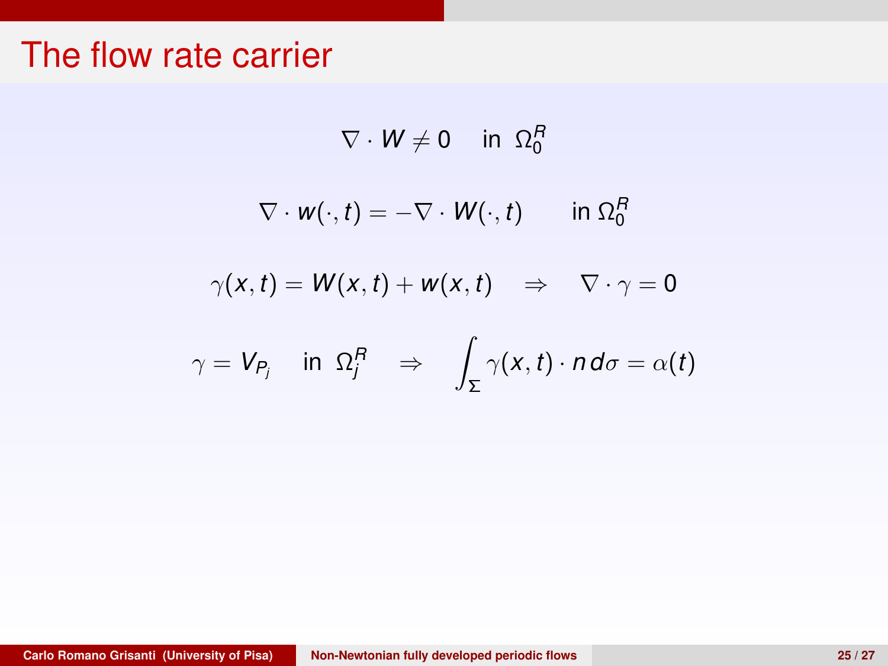# The flow rate carrier

$$\nabla \cdot W \neq 0 \quad \text{in } \ \Omega_0^R$$

$$\nabla \cdot w(\cdot, t) = -\nabla \cdot W(\cdot, t) \qquad \text{in } \Omega_0^R$$

$$\gamma(x,t) = W(x,t) + w(x,t) \quad \Rightarrow \quad \nabla \cdot \gamma = 0$$

$$\gamma = V_{P_j} \quad \text{in } \ \Omega_j^R \quad \Rightarrow \quad \int_\Sigma \gamma(x,t) \cdot n \, d\sigma = \alpha(t)$$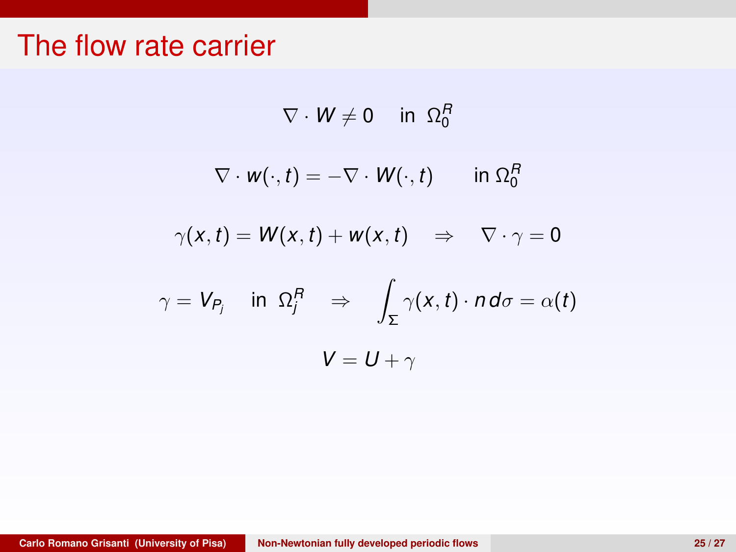# The flow rate carrier

$$\nabla \cdot W \neq 0 \quad \text{in } \Omega_0^R$$

$$\nabla \cdot w(\cdot, t) = -\nabla \cdot W(\cdot, t) \qquad \text{in } \Omega_0^R$$

$$\gamma(x, t) = W(x, t) + w(x, t) \quad \Rightarrow \quad \nabla \cdot \gamma = 0$$

$$\gamma = V_{P_j} \quad \text{in } \Omega_j^R \quad \Rightarrow \quad \int_\Sigma \gamma(x, t) \cdot n \, d\sigma = \alpha(t)$$

$$V = U + \gamma$$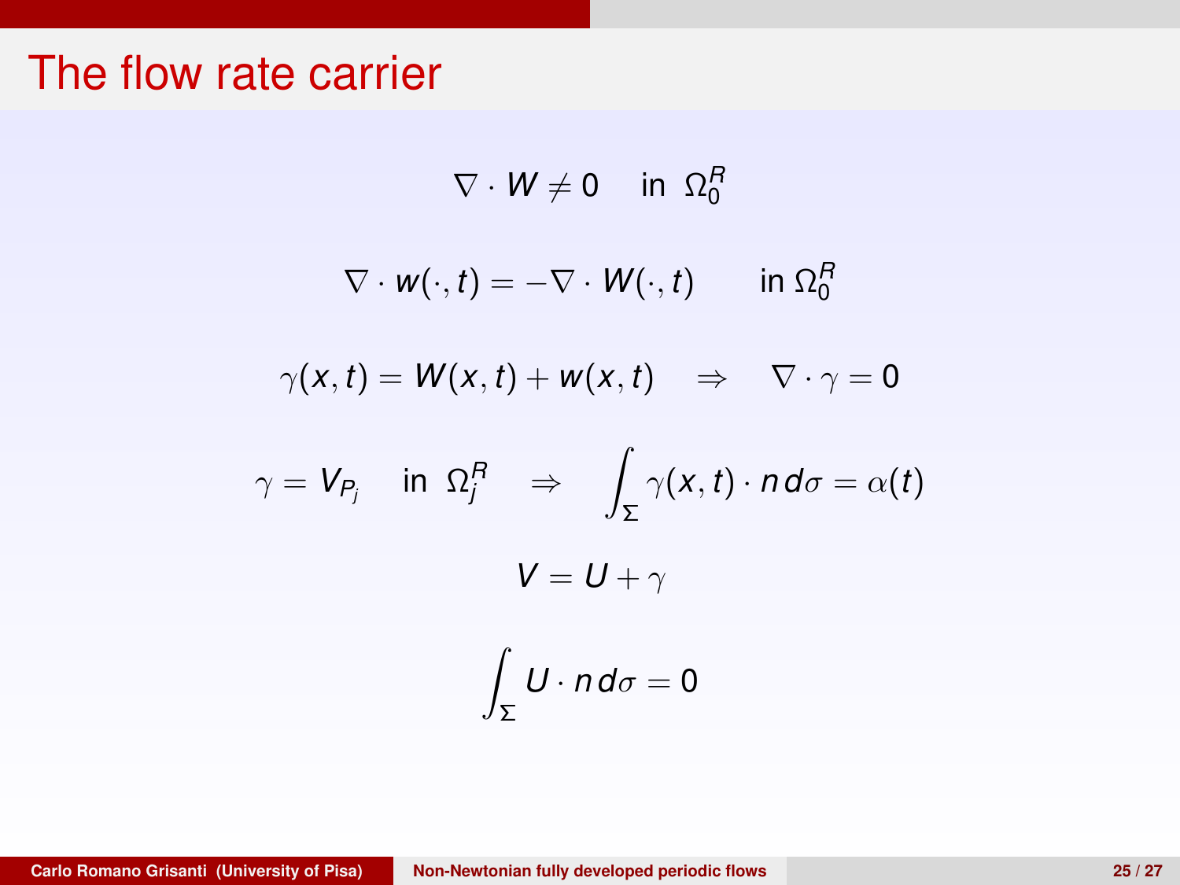# The flow rate carrier

$$\nabla \cdot W \neq 0 \quad \text{in } \ \Omega_0^R$$

$$\nabla \cdot w(\cdot, t) = -\nabla \cdot W(\cdot, t) \qquad \text{in } \Omega_0^R$$

$$\gamma(x, t) = W(x, t) + w(x, t) \quad \Rightarrow \quad \nabla \cdot \gamma = 0$$

$$\gamma = V_{P_j} \quad \text{in } \ \Omega_j^R \quad \Rightarrow \quad \int_\Sigma \gamma(x, t) \cdot n \, d\sigma = \alpha(t)$$

$$V = U + \gamma$$

$$\int_\Sigma U \cdot n \, d\sigma = 0$$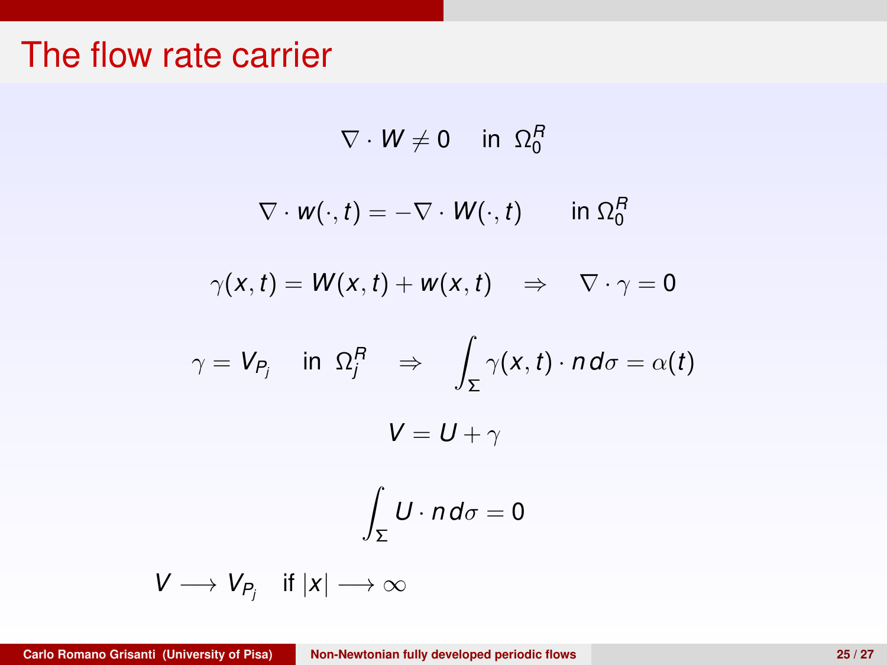# The flow rate carrier

$$\nabla \cdot W \neq 0 \quad \text{in } \Omega_0^R$$

$$\nabla \cdot w(\cdot, t) = -\nabla \cdot W(\cdot, t) \qquad \text{in } \Omega_0^R$$

$$\gamma(x, t) = W(x, t) + w(x, t) \quad \Rightarrow \quad \nabla \cdot \gamma = 0$$

$$\gamma = V_{P_j} \quad \text{in } \Omega_j^R \quad \Rightarrow \quad \int_\Sigma \gamma(x, t) \cdot n \, d\sigma = \alpha(t)$$

$$V = U + \gamma$$

$$\int_\Sigma U \cdot n \, d\sigma = 0$$

$$V \longrightarrow V_{P_j} \quad \text{if } |x| \longrightarrow \infty$$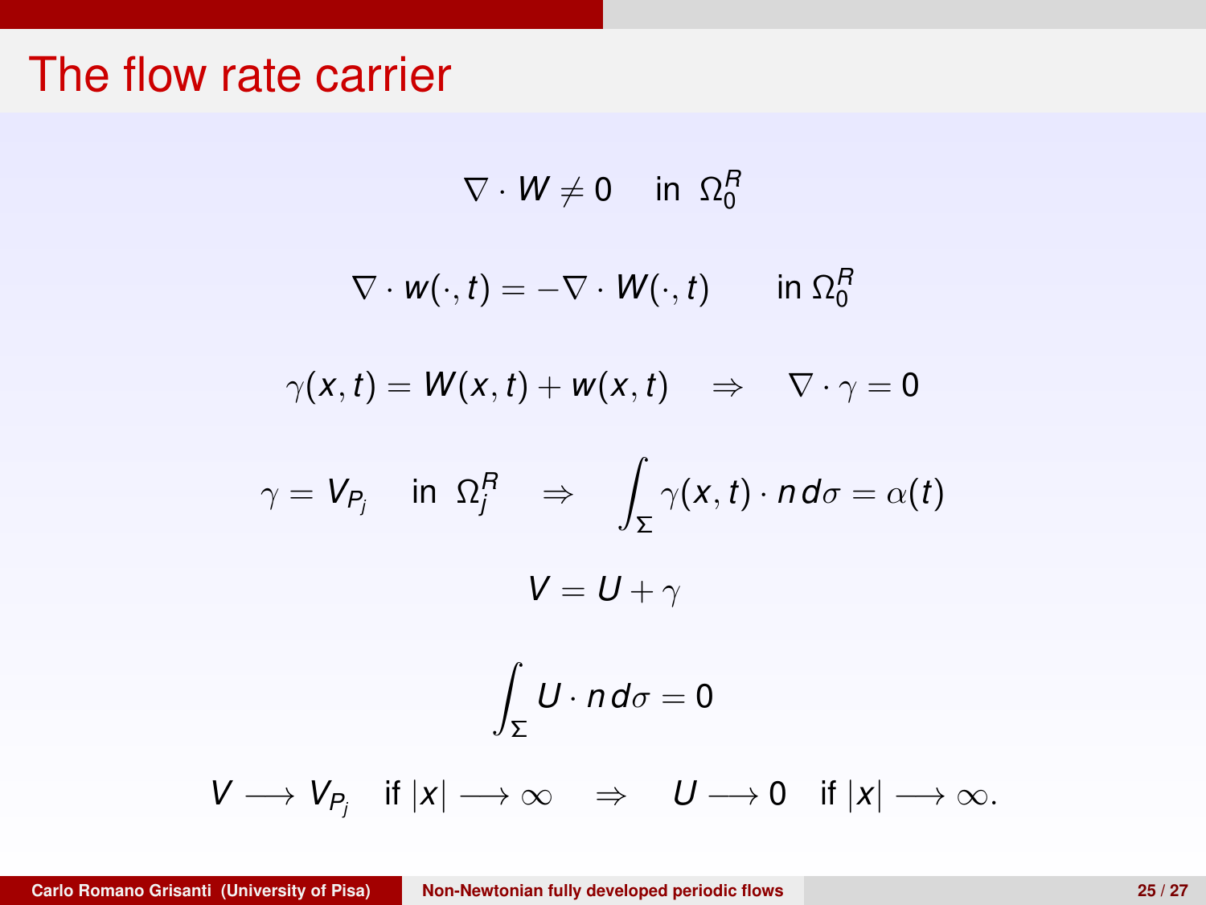# The flow rate carrier

$$\nabla \cdot W \neq 0 \quad \text{in } \Omega_0^R$$

$$\nabla \cdot w(\cdot, t) = -\nabla \cdot W(\cdot, t) \qquad \text{in } \Omega_0^R$$

$$\gamma(x, t) = W(x, t) + w(x, t) \quad \Rightarrow \quad \nabla \cdot \gamma = 0$$

$$\gamma = V_{P_j} \quad \text{in } \Omega_j^R \quad \Rightarrow \quad \int_\Sigma \gamma(x, t) \cdot n \, d\sigma = \alpha(t)$$

$$V = U + \gamma$$

$$\int_\Sigma U \cdot n \, d\sigma = 0$$

$$V \longrightarrow V_{P_j} \quad \text{if } |x| \longrightarrow \infty \quad \Rightarrow \quad U \longrightarrow 0 \quad \text{if } |x| \longrightarrow \infty.$$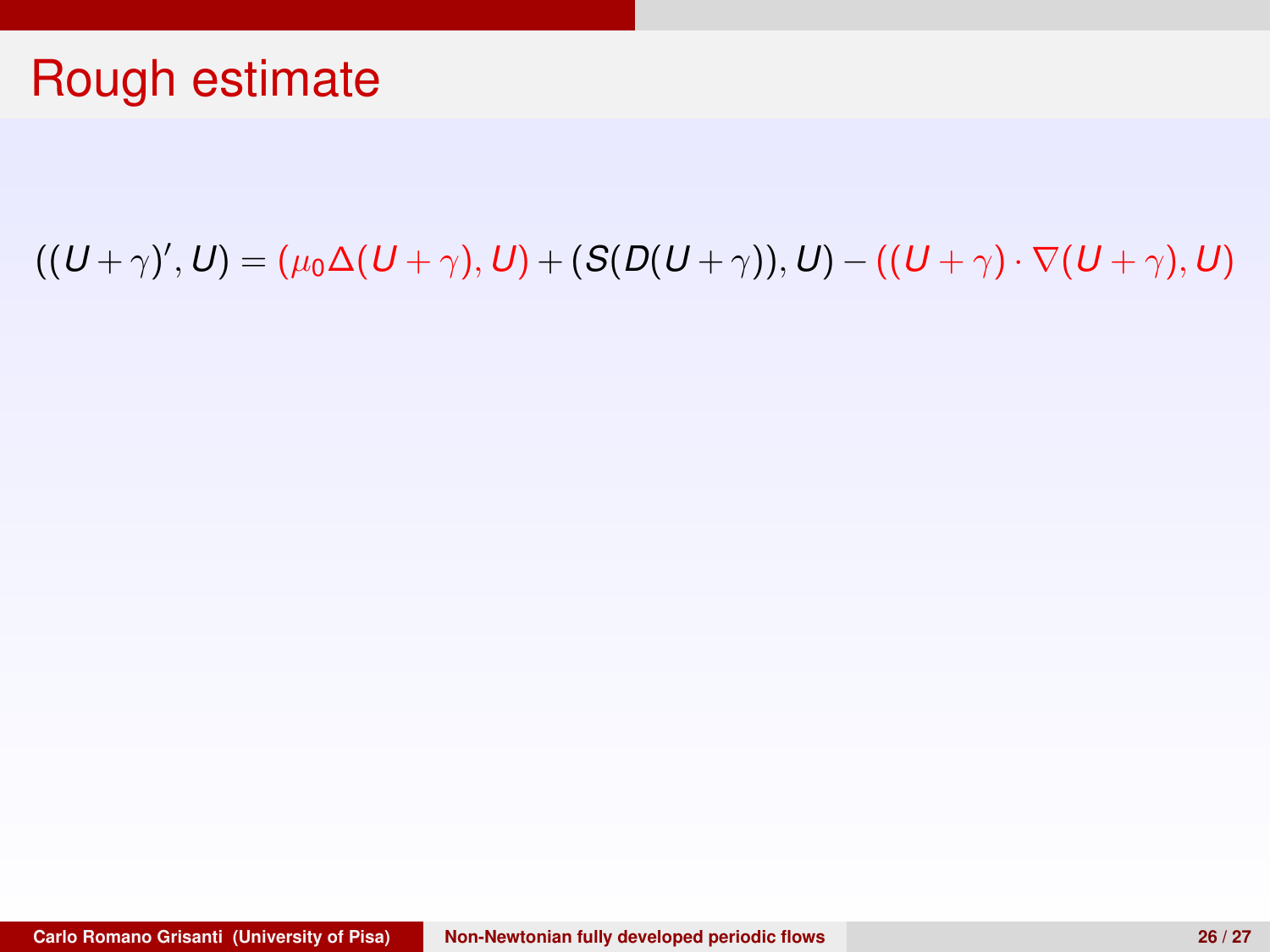# Rough estimate

$$((U+\gamma)', U) = (\mu_0 \Delta(U+\gamma), U) + (S(D(U+\gamma)), U) - ((U+\gamma)\cdot\nabla(U+\gamma), U)$$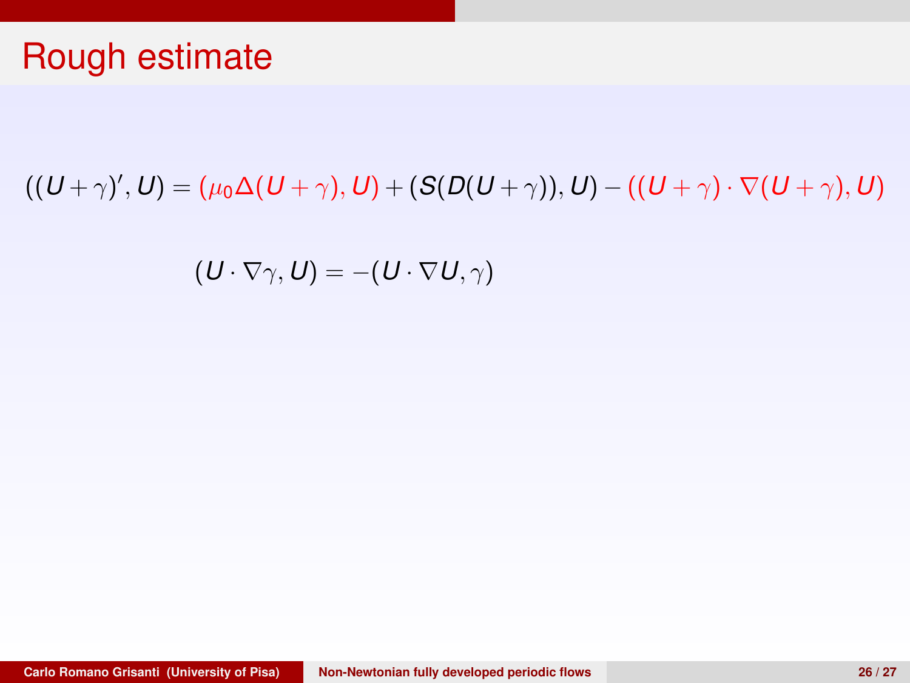# Rough estimate

$$((U+\gamma)', U) = (\mu_0 \Delta(U+\gamma), U) + (S(D(U+\gamma)), U) - ((U+\gamma)\cdot\nabla(U+\gamma), U)$$

$$(U\cdot\nabla\gamma, U) = -(U\cdot\nabla U, \gamma)$$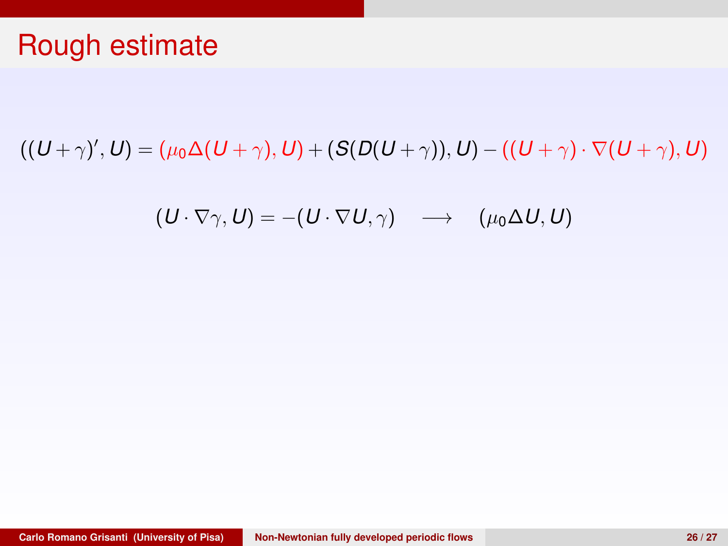# Rough estimate

$$((U+\gamma)', U) = (\mu_0 \Delta(U+\gamma), U) + (S(D(U+\gamma)), U) - ((U+\gamma)\cdot\nabla(U+\gamma), U)$$

$$(U \cdot \nabla\gamma, U) = -(U\cdot\nabla U, \gamma) \quad \longrightarrow \quad (\mu_0 \Delta U, U)$$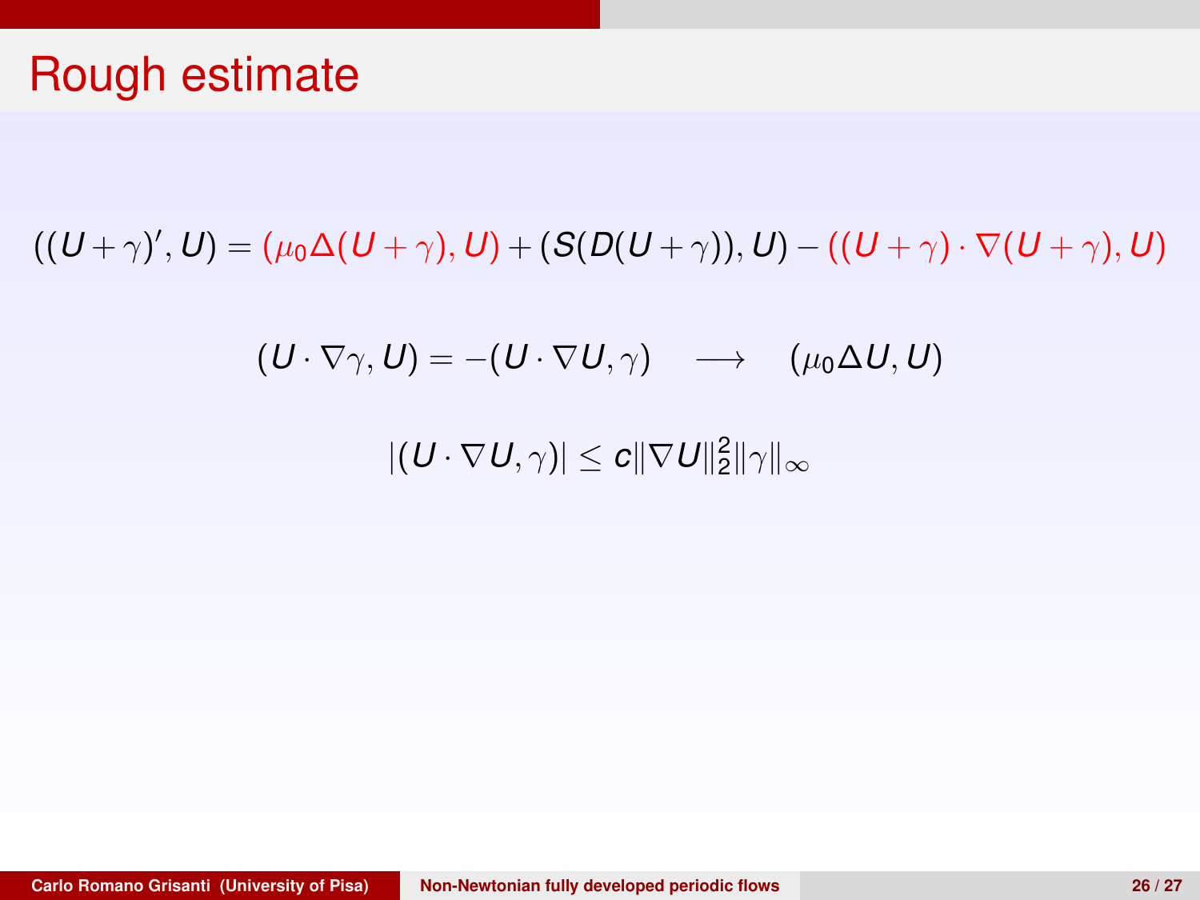# Rough estimate

$$((U+\gamma)', U) = (\mu_0 \Delta (U+\gamma), U) + (S(D(U+\gamma)), U) - ((U+\gamma)\cdot\nabla(U+\gamma), U)$$

$$(U \cdot \nabla \gamma, U) = -(U \cdot \nabla U, \gamma) \quad \longrightarrow \quad (\mu_0 \Delta U, U)$$

$$|(U \cdot \nabla U, \gamma)| \leq c \|\nabla U\|_2^2 \|\gamma\|_\infty$$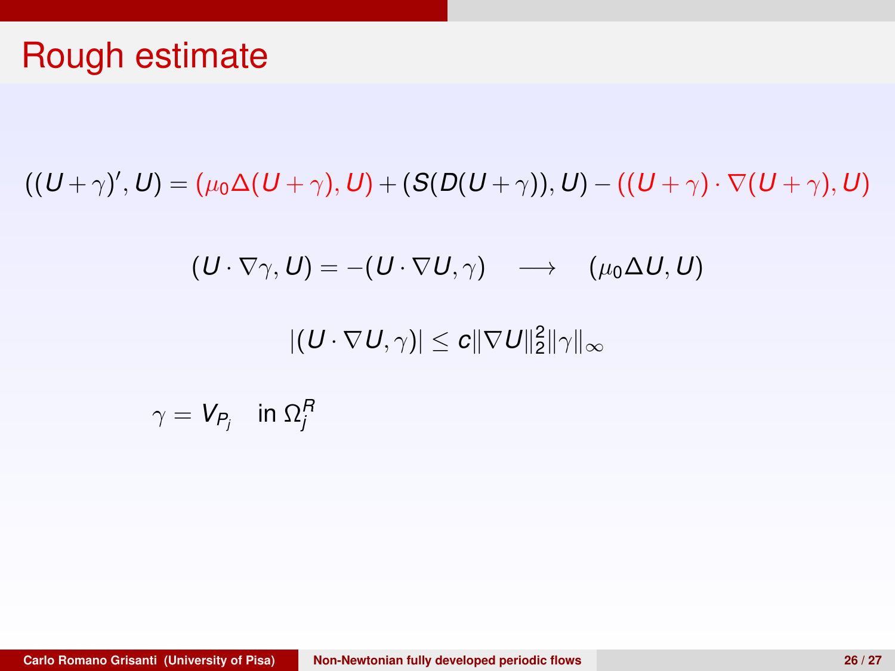# Rough estimate

$$((U+\gamma)', U) = (\mu_0 \Delta (U+\gamma), U) + (S(D(U+\gamma)), U) - ((U+\gamma)\cdot\nabla(U+\gamma), U)$$

$$(U\cdot\nabla\gamma, U) = -(U\cdot\nabla U, \gamma) \quad \longrightarrow \quad (\mu_0\Delta U, U)$$

$$|(U\cdot\nabla U,\gamma)| \leq c\|\nabla U\|_2^2\|\gamma\|_\infty$$

$$\gamma = V_{P_j} \quad \text{in } \Omega_j^R$$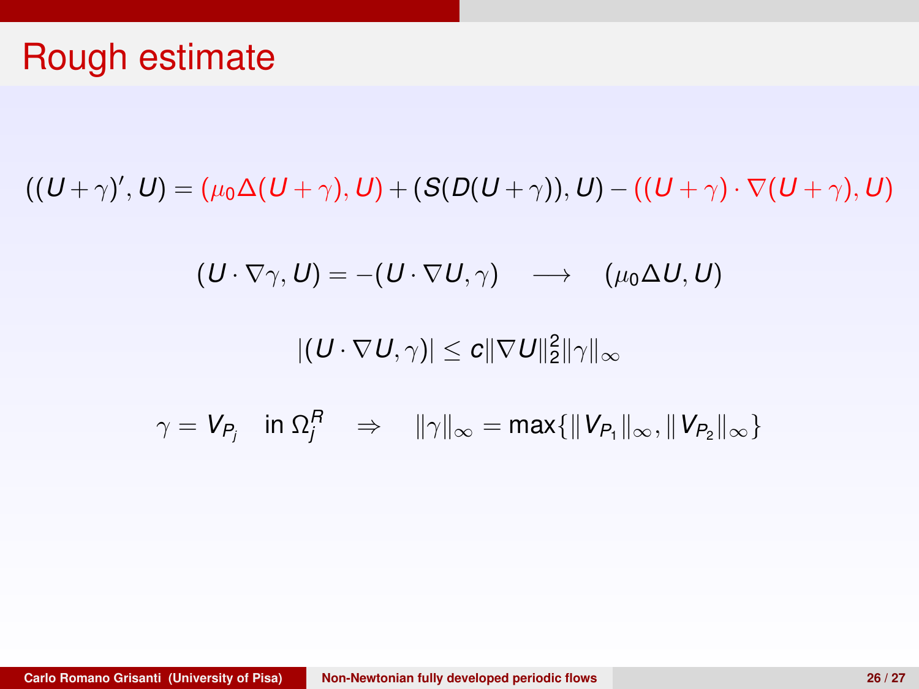# Rough estimate

$$((U+\gamma)', U) = (\mu_0 \Delta(U+\gamma), U) + (S(D(U+\gamma)), U) - ((U+\gamma)\cdot\nabla(U+\gamma), U)$$

$$(U\cdot\nabla\gamma, U) = -(U\cdot\nabla U, \gamma) \quad \longrightarrow \quad (\mu_0 \Delta U, U)$$

$$|(U\cdot\nabla U, \gamma)| \leq c\|\nabla U\|_2^2 \|\gamma\|_\infty$$

$$\gamma = V_{P_j} \quad \text{in } \Omega_j^R \quad \Rightarrow \quad \|\gamma\|_\infty = \max\{\|V_{P_1}\|_\infty, \|V_{P_2}\|_\infty\}$$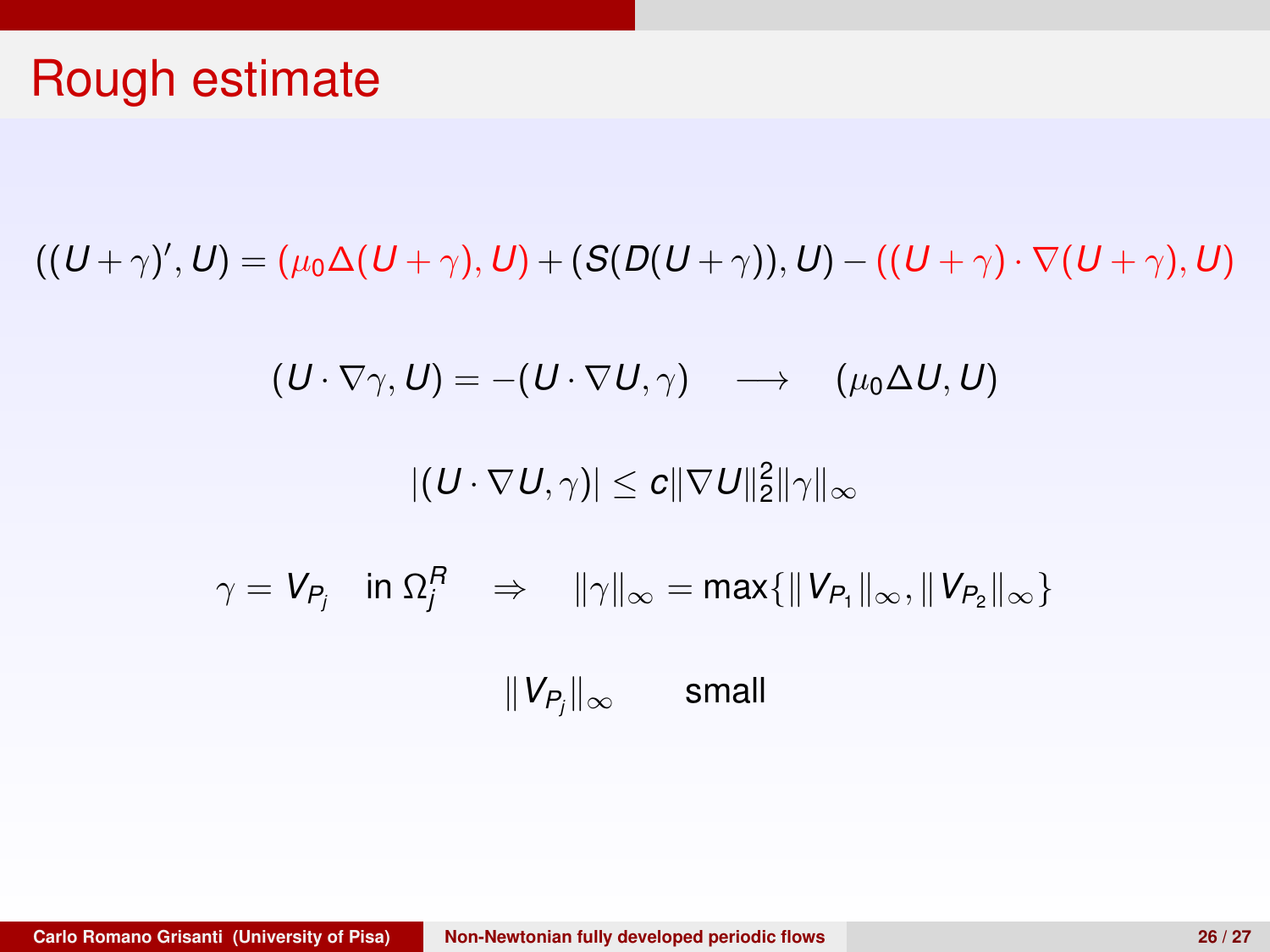# Rough estimate

$$((U+\gamma)', U) = (\mu_0 \Delta(U+\gamma), U) + (S(D(U+\gamma)), U) - ((U+\gamma)\cdot\nabla(U+\gamma), U)$$

$$(U\cdot\nabla\gamma, U) = -(U\cdot\nabla U, \gamma) \quad \longrightarrow \quad (\mu_0 \Delta U, U)$$

$$|(U\cdot\nabla U, \gamma)| \leq c\|\nabla U\|_2^2 \|\gamma\|_\infty$$

$$\gamma = V_{P_j} \quad \text{in } \Omega_j^R \quad \Rightarrow \quad \|\gamma\|_\infty = \max\{\|V_{P_1}\|_\infty, \|V_{P_2}\|_\infty\}$$

$$\|V_{P_j}\|_\infty \qquad \text{small}$$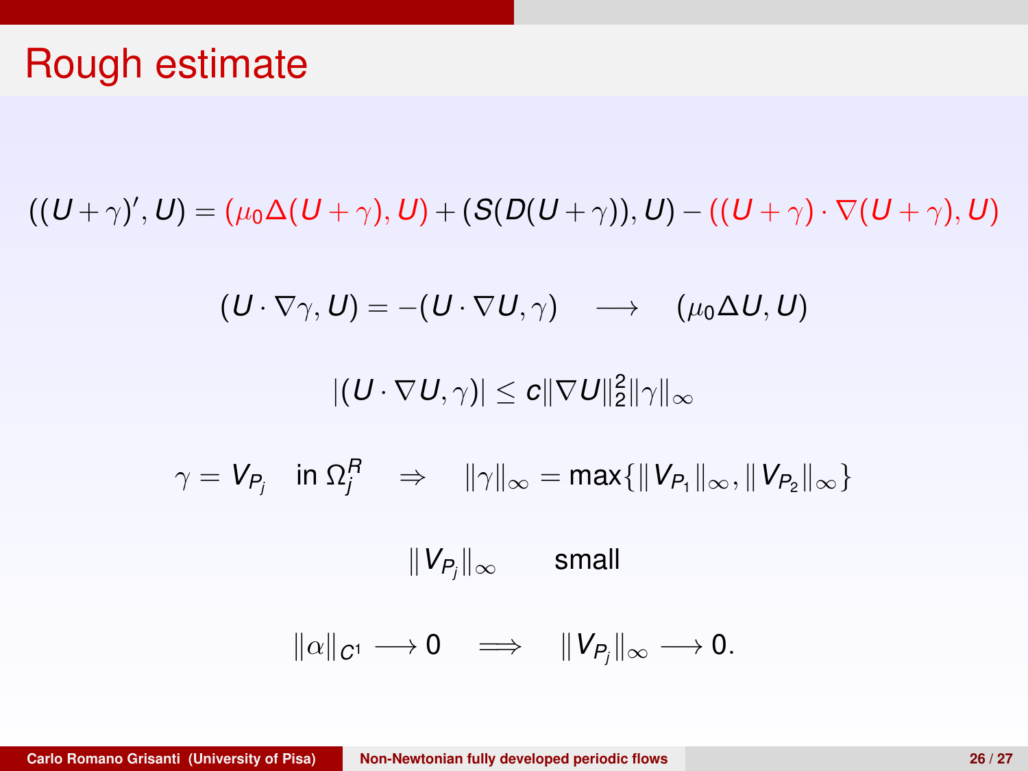# Rough estimate

$$((U+\gamma)', U) = (\mu_0 \Delta(U+\gamma), U) + (S(D(U+\gamma)), U) - ((U+\gamma)\cdot\nabla(U+\gamma), U)$$

$$(U\cdot\nabla\gamma, U) = -(U\cdot\nabla U, \gamma) \quad \longrightarrow \quad (\mu_0 \Delta U, U)$$

$$|(U\cdot\nabla U, \gamma)| \leq c\|\nabla U\|_2^2 \|\gamma\|_\infty$$

$$\gamma = V_{P_j} \quad \text{in } \Omega_j^R \quad \Rightarrow \quad \|\gamma\|_\infty = \max\{\|V_{P_1}\|_\infty, \|V_{P_2}\|_\infty\}$$

$$\|V_{P_j}\|_\infty \qquad \text{small}$$

$$\|\alpha\|_{C^1} \longrightarrow 0 \quad \Longrightarrow \quad \|V_{P_j}\|_\infty \longrightarrow 0.$$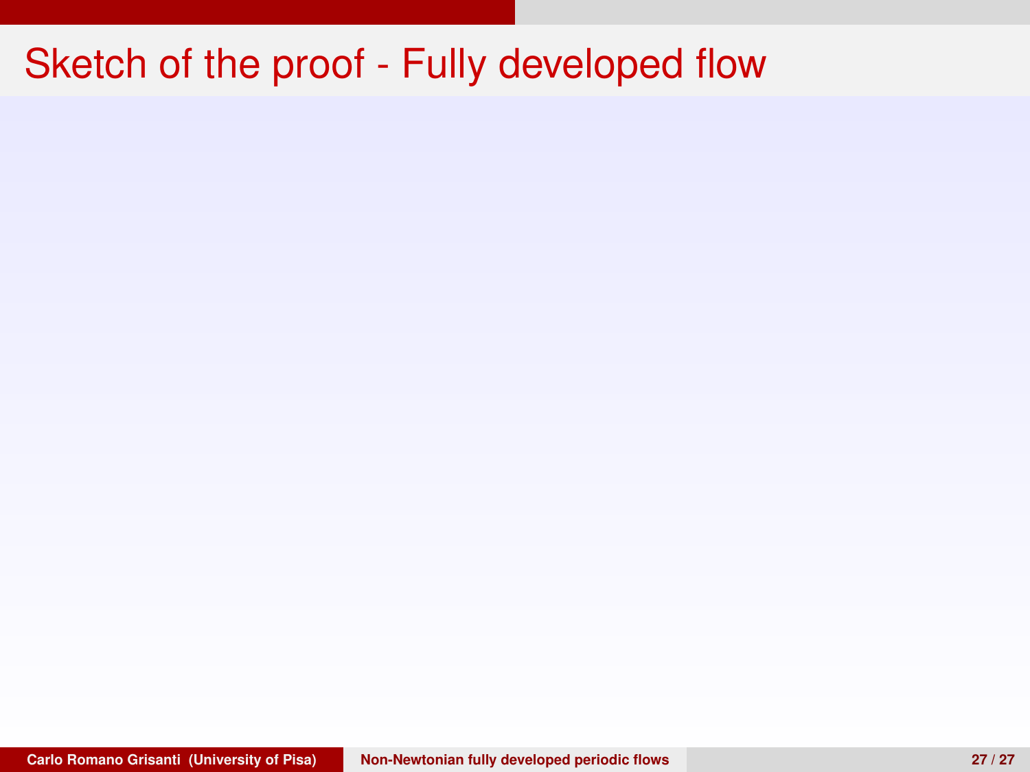# Sketch of the proof - Fully developed flow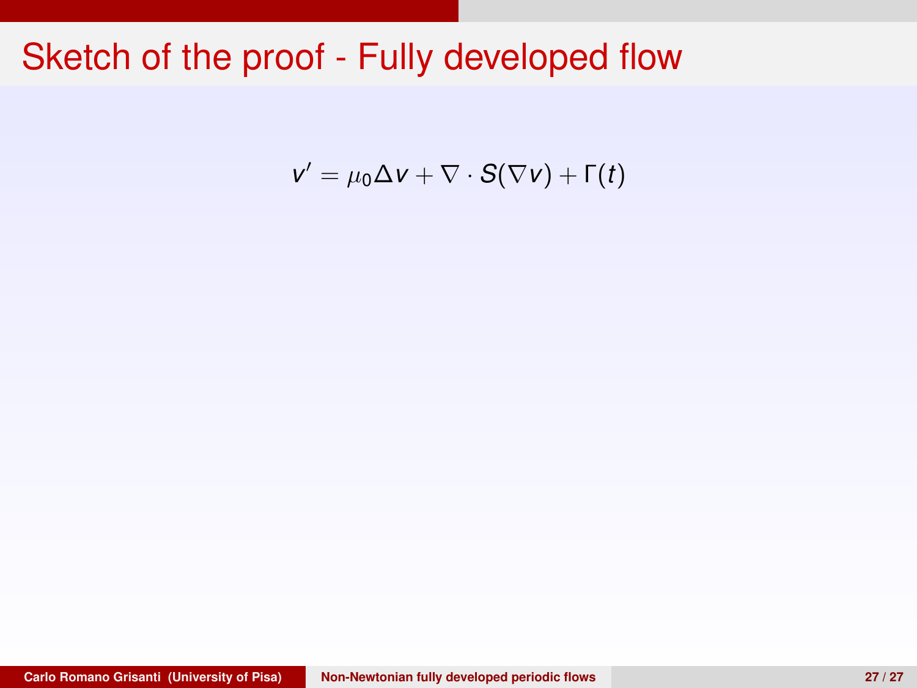# Sketch of the proof - Fully developed flow

$$v' = \mu_0 \Delta v + \nabla \cdot S(\nabla v) + \Gamma(t)$$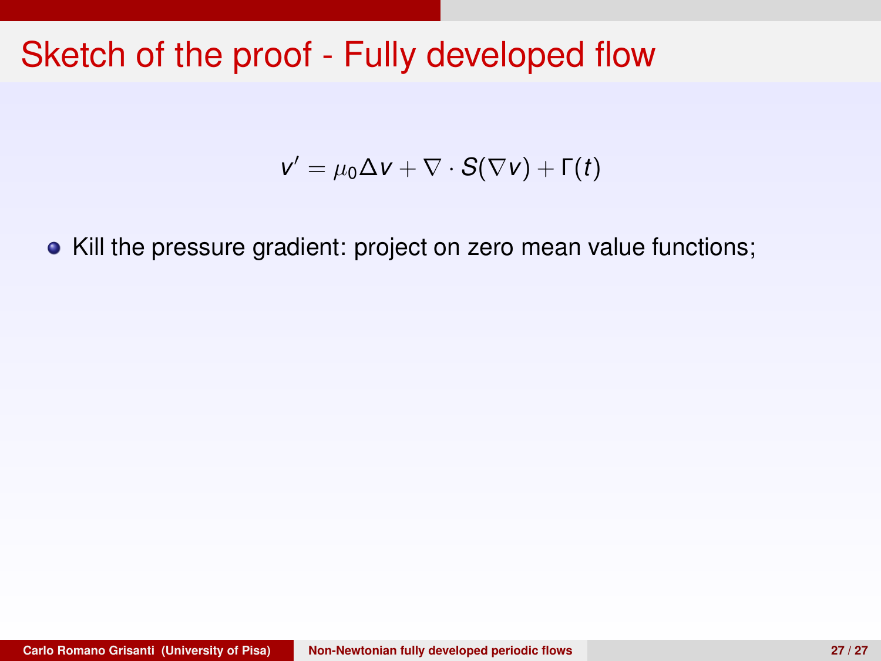# Sketch of the proof - Fully developed flow

$$v' = \mu_0 \Delta v + \nabla \cdot S(\nabla v) + \Gamma(t)$$

- Kill the pressure gradient: project on zero mean value functions;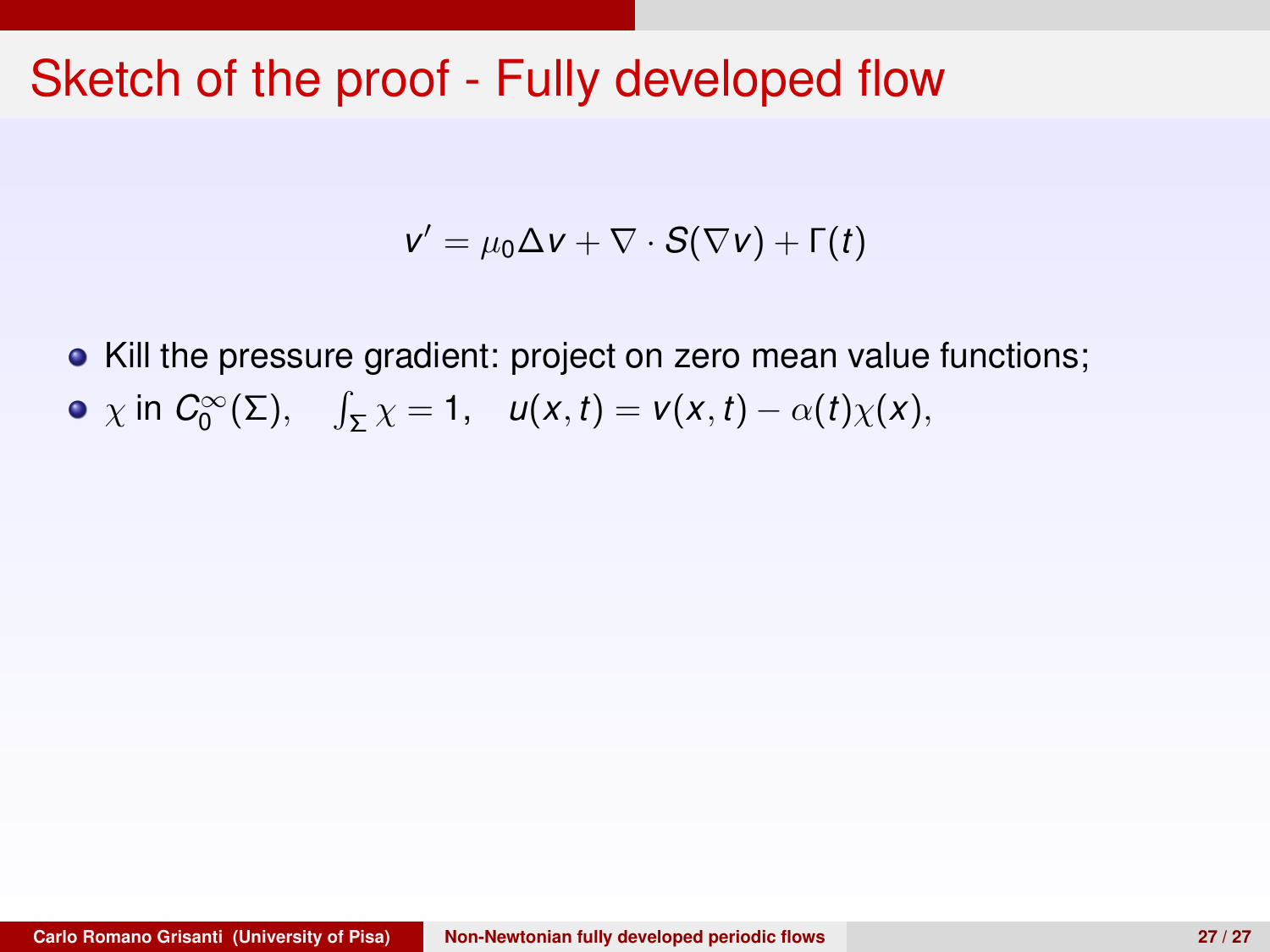# Sketch of the proof - Fully developed flow

$$v' = \mu_0 \Delta v + \nabla \cdot S(\nabla v) + \Gamma(t)$$

- Kill the pressure gradient: project on zero mean value functions;
- $\chi$ in $C_0^\infty(\Sigma)$, $\quad \int_\Sigma \chi = 1, \quad u(x,t) = v(x,t) - \alpha(t)\chi(x),$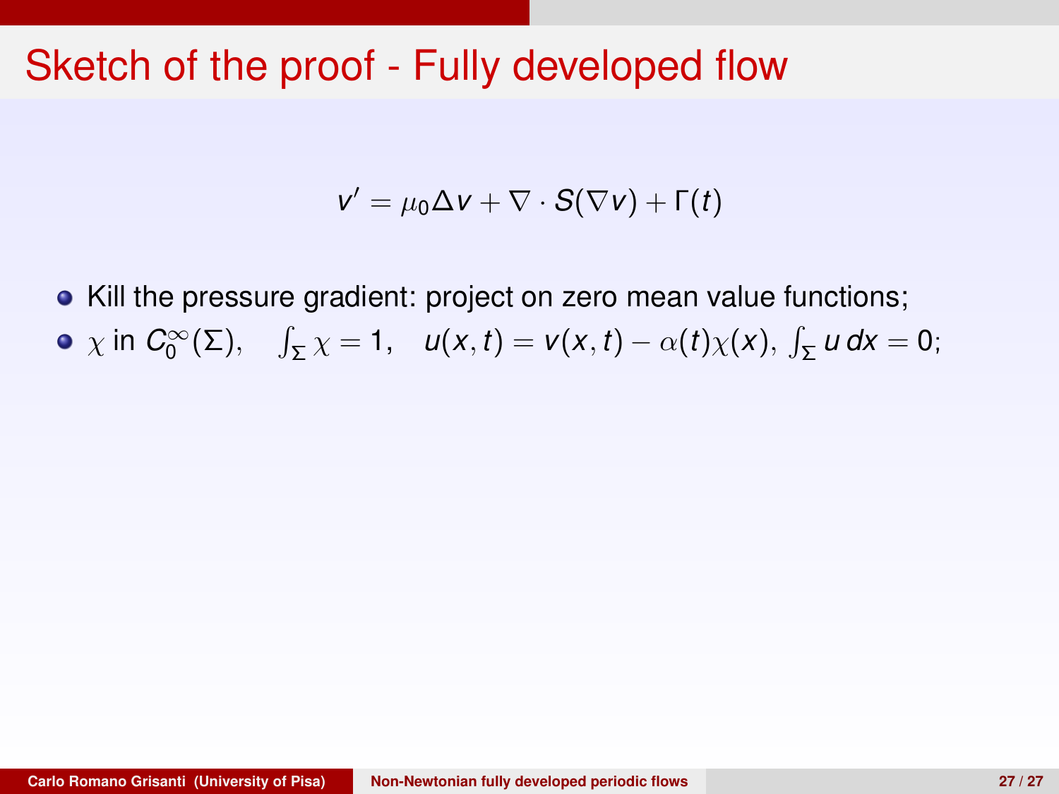# Sketch of the proof - Fully developed flow

$$v' = \mu_0 \Delta v + \nabla \cdot S(\nabla v) + \Gamma(t)$$

- Kill the pressure gradient: project on zero mean value functions;
- $\chi$ in $C_0^\infty(\Sigma)$, $\quad \int_\Sigma \chi = 1, \quad u(x,t) = v(x,t) - \alpha(t)\chi(x), \int_\Sigma u\, dx = 0$;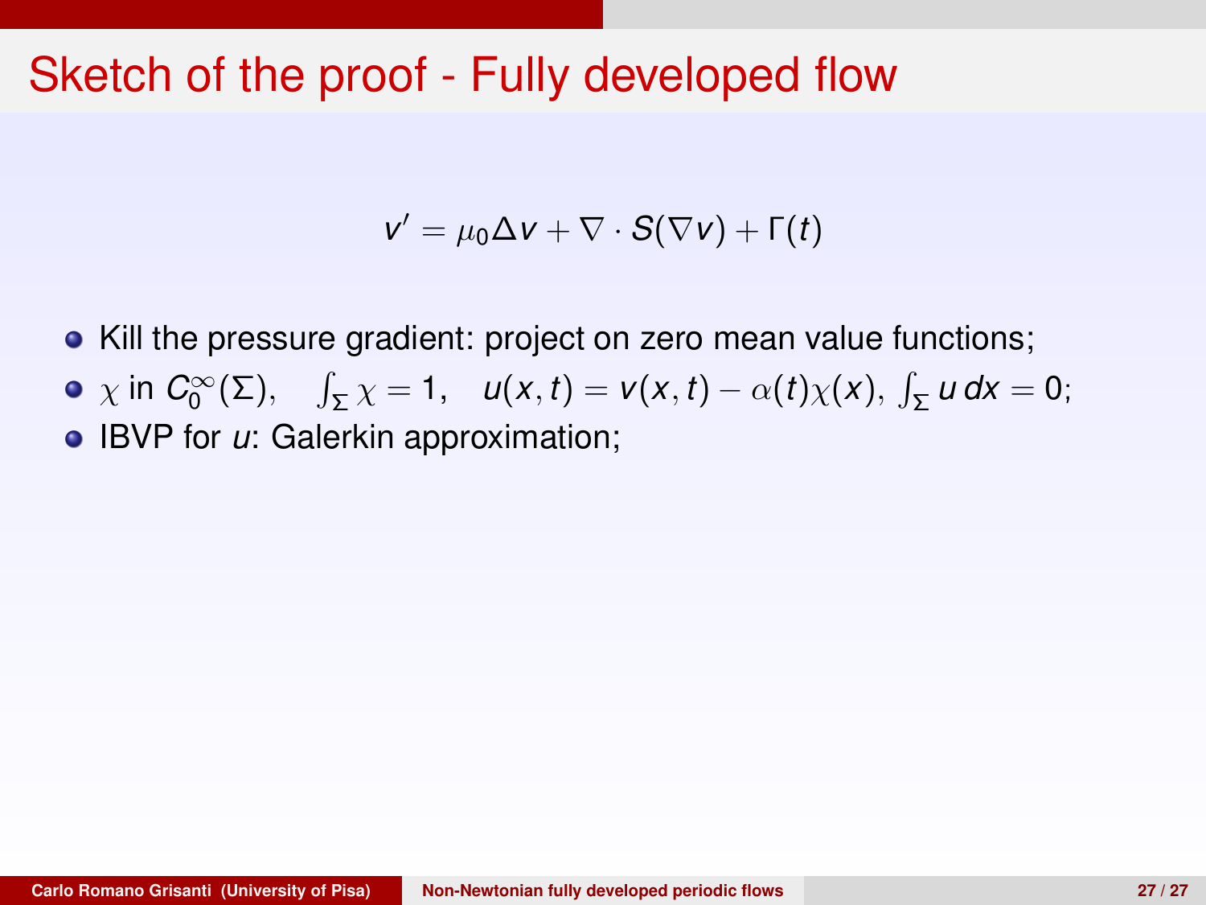# Sketch of the proof - Fully developed flow

$$v' = \mu_0 \Delta v + \nabla \cdot S(\nabla v) + \Gamma(t)$$

- Kill the pressure gradient: project on zero mean value functions;
- $\chi$ in $C_0^\infty(\Sigma)$, $\quad \int_\Sigma \chi = 1, \quad u(x,t) = v(x,t) - \alpha(t)\chi(x), \int_\Sigma u\, dx = 0$;
- IBVP for $u$: Galerkin approximation;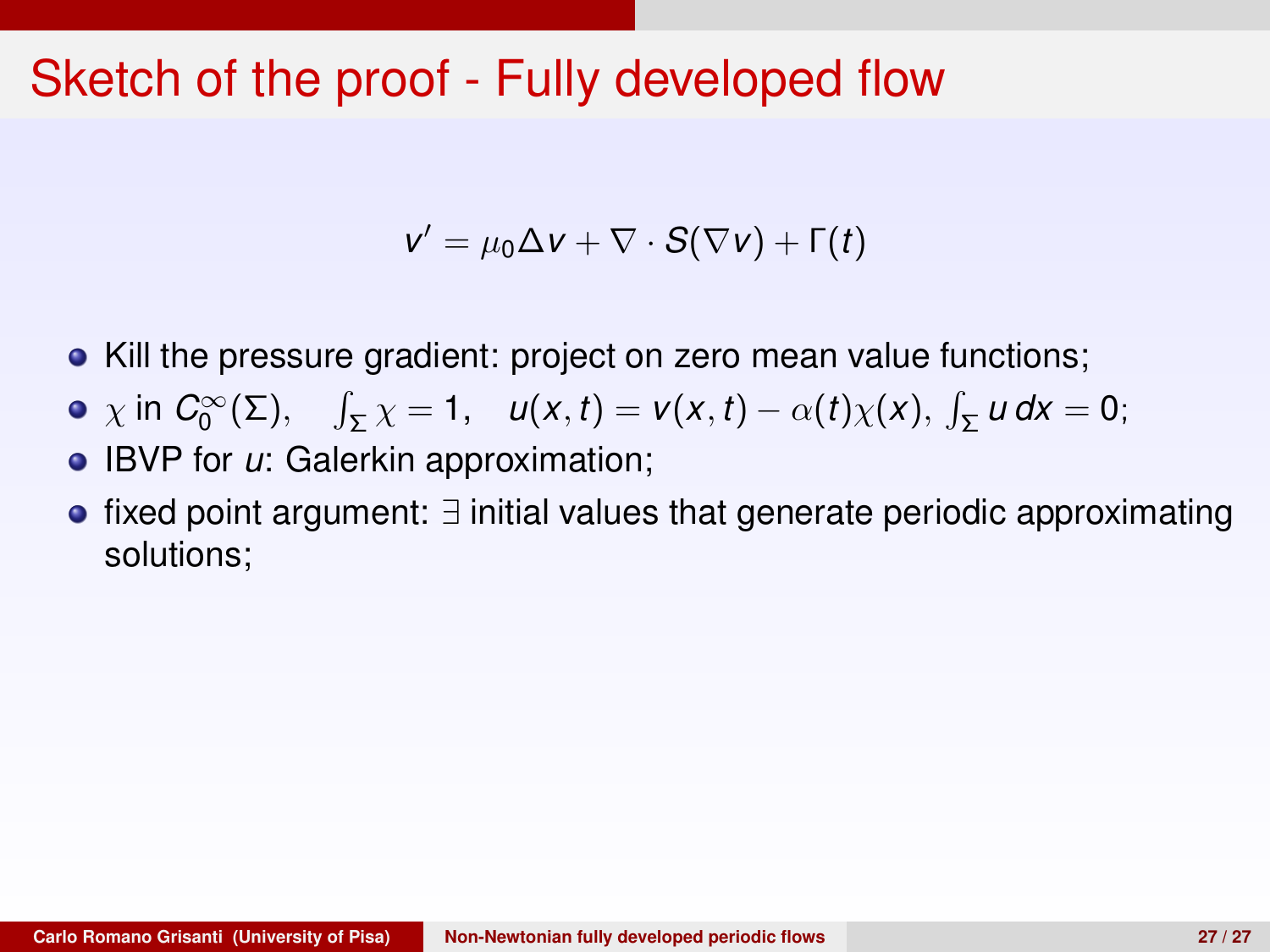# Sketch of the proof - Fully developed flow

$$v' = \mu_0 \Delta v + \nabla \cdot S(\nabla v) + \Gamma(t)$$

- Kill the pressure gradient: project on zero mean value functions;
- $\chi$ in $C_0^\infty(\Sigma)$, $\int_\Sigma \chi = 1$, $u(x,t) = v(x,t) - \alpha(t)\chi(x)$, $\int_\Sigma u \, dx = 0$;
- IBVP for $u$: Galerkin approximation;
- fixed point argument: $\exists$ initial values that generate periodic approximating solutions;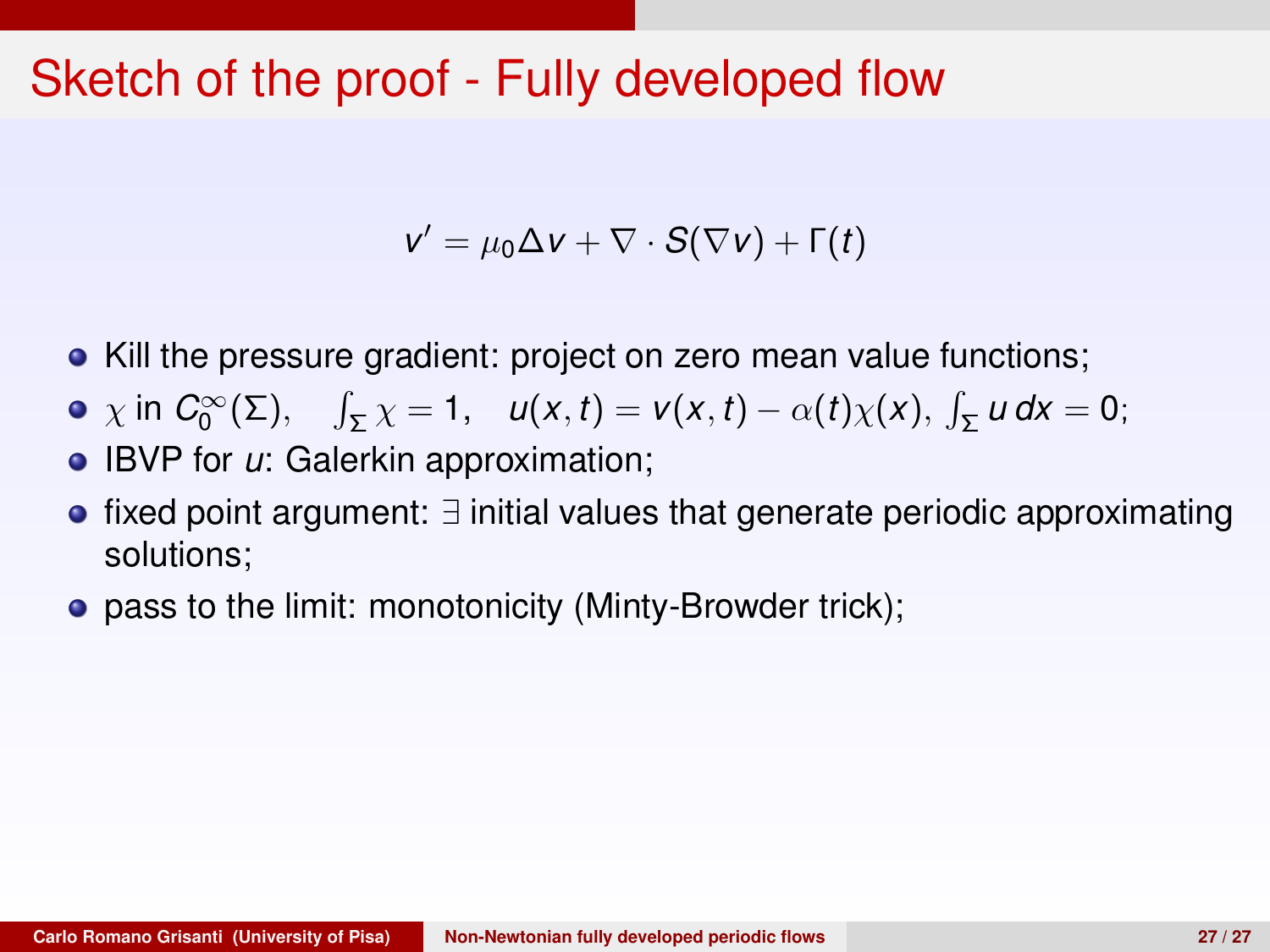# Sketch of the proof - Fully developed flow

$$v' = \mu_0 \Delta v + \nabla \cdot S(\nabla v) + \Gamma(t)$$

- Kill the pressure gradient: project on zero mean value functions;
- $\chi$ in $C_0^\infty(\Sigma)$, $\quad \int_\Sigma \chi = 1$, $\quad u(x,t) = v(x,t) - \alpha(t)\chi(x)$, $\int_\Sigma u\, dx = 0$;
- IBVP for $u$: Galerkin approximation;
- fixed point argument: $\exists$ initial values that generate periodic approximating solutions;
- pass to the limit: monotonicity (Minty-Browder trick);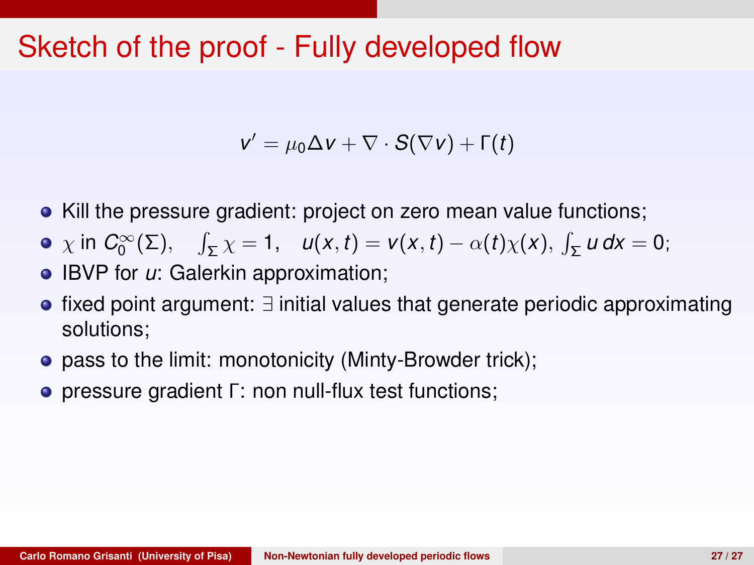# Sketch of the proof - Fully developed flow

$$v' = \mu_0 \Delta v + \nabla \cdot S(\nabla v) + \Gamma(t)$$

- Kill the pressure gradient: project on zero mean value functions;
- $\chi$ in $C_0^\infty(\Sigma)$, $\quad \int_\Sigma \chi = 1, \quad u(x,t) = v(x,t) - \alpha(t)\chi(x), \; \int_\Sigma u \, dx = 0$;
- IBVP for $u$: Galerkin approximation;
- fixed point argument: $\exists$ initial values that generate periodic approximating solutions;
- pass to the limit: monotonicity (Minty-Browder trick);
- pressure gradient $\Gamma$: non null-flux test functions;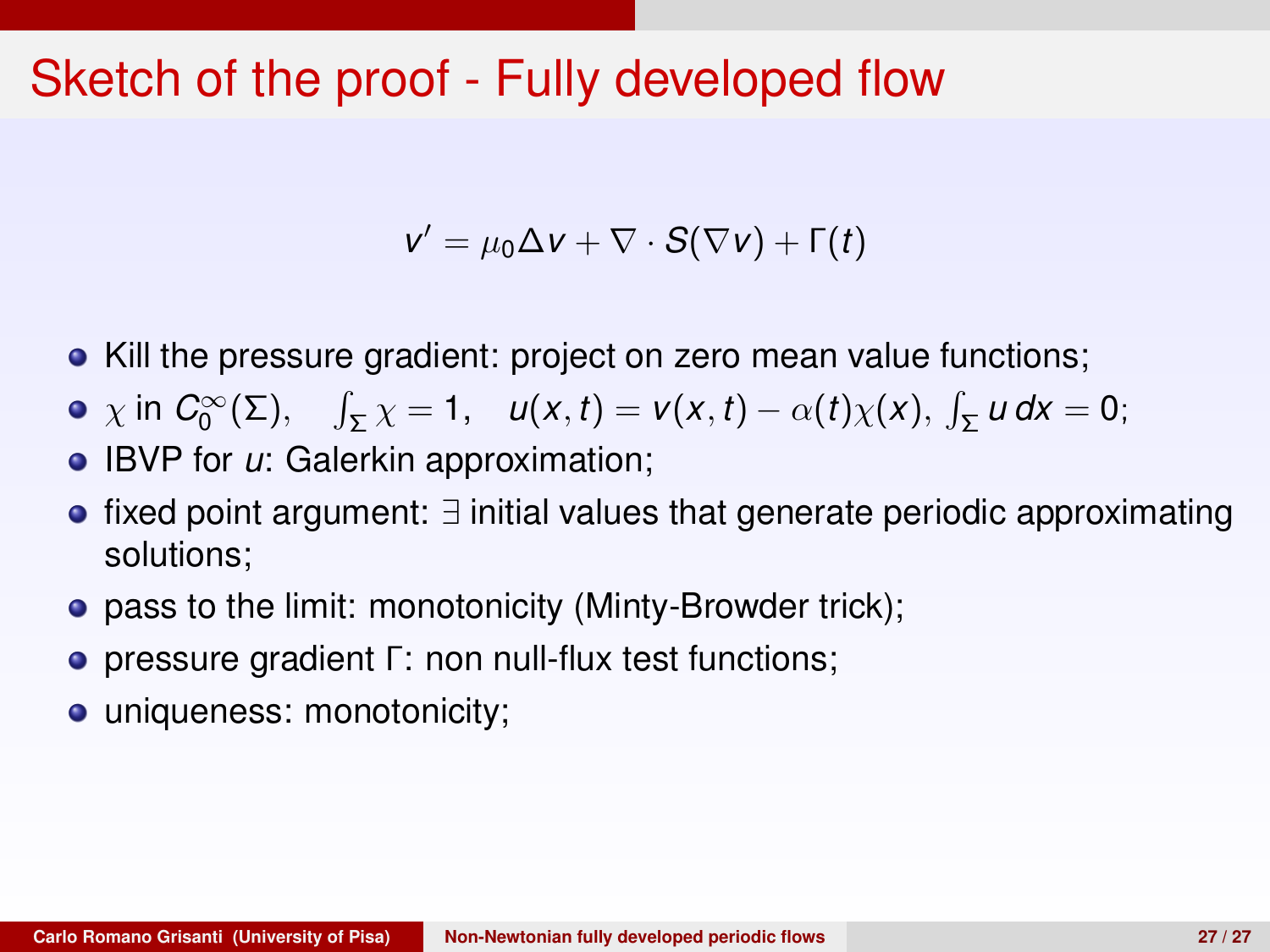# Sketch of the proof - Fully developed flow

$$v' = \mu_0 \Delta v + \nabla \cdot S(\nabla v) + \Gamma(t)$$

- Kill the pressure gradient: project on zero mean value functions;
- $\chi$ in $C_0^\infty(\Sigma)$, $\quad \int_\Sigma \chi = 1, \quad u(x,t) = v(x,t) - \alpha(t)\chi(x),\ \int_\Sigma u\, dx = 0$;
- IBVP for $u$: Galerkin approximation;
- fixed point argument: $\exists$ initial values that generate periodic approximating solutions;
- pass to the limit: monotonicity (Minty-Browder trick);
- pressure gradient $\Gamma$: non null-flux test functions;
- uniqueness: monotonicity;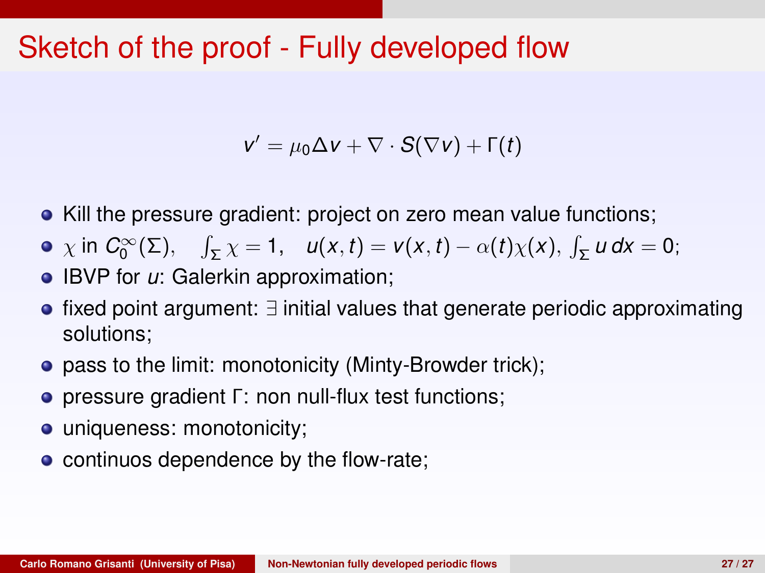# Sketch of the proof - Fully developed flow

$$v' = \mu_0 \Delta v + \nabla \cdot S(\nabla v) + \Gamma(t)$$

- Kill the pressure gradient: project on zero mean value functions;
- $\chi$ in $C_0^\infty(\Sigma)$, $\quad \int_\Sigma \chi = 1, \quad u(x,t) = v(x,t) - \alpha(t)\chi(x)$, $\int_\Sigma u\, dx = 0$;
- IBVP for $u$: Galerkin approximation;
- fixed point argument: $\exists$ initial values that generate periodic approximating solutions;
- pass to the limit: monotonicity (Minty-Browder trick);
- pressure gradient $\Gamma$: non null-flux test functions;
- uniqueness: monotonicity;
- continuos dependence by the flow-rate;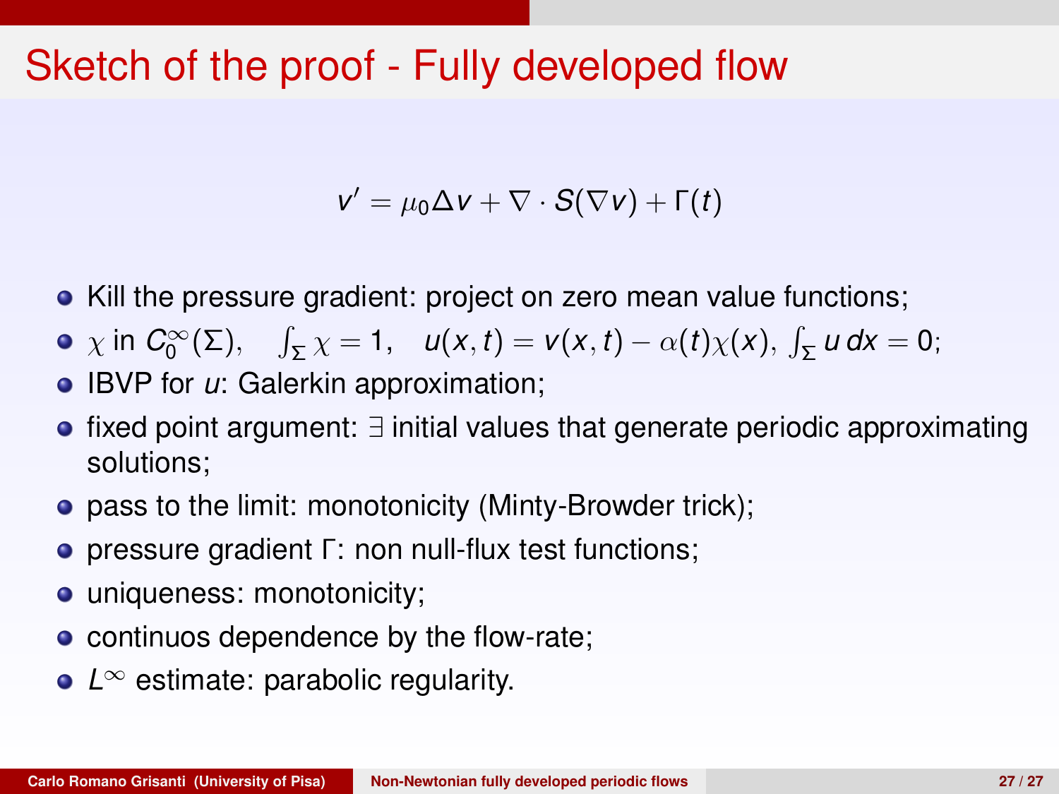# Sketch of the proof - Fully developed flow

$$v' = \mu_0 \Delta v + \nabla \cdot S(\nabla v) + \Gamma(t)$$

- Kill the pressure gradient: project on zero mean value functions;
- $\chi$ in $C_0^\infty(\Sigma)$, $\quad \int_\Sigma \chi = 1, \quad u(x,t) = v(x,t) - \alpha(t)\chi(x),\ \int_\Sigma u\,dx = 0$;
- IBVP for $u$: Galerkin approximation;
- fixed point argument: $\exists$ initial values that generate periodic approximating solutions;
- pass to the limit: monotonicity (Minty-Browder trick);
- pressure gradient $\Gamma$: non null-flux test functions;
- uniqueness: monotonicity;
- continuos dependence by the flow-rate;
- $L^\infty$ estimate: parabolic regularity.